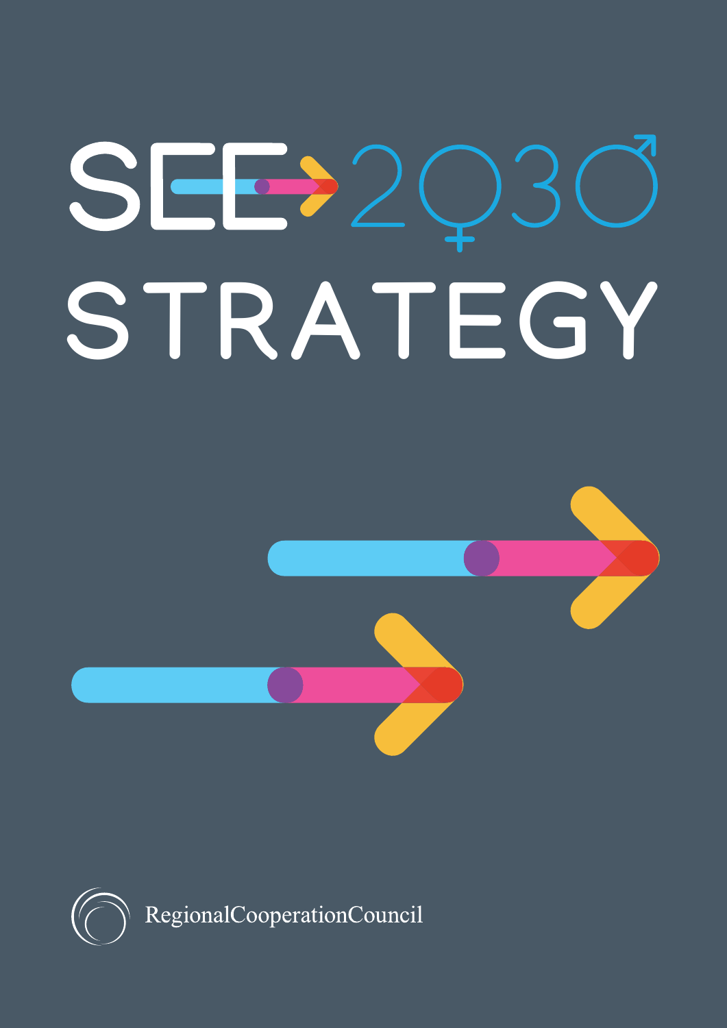# SEE 2030 STRATEGY

RegionalCooperationCouncil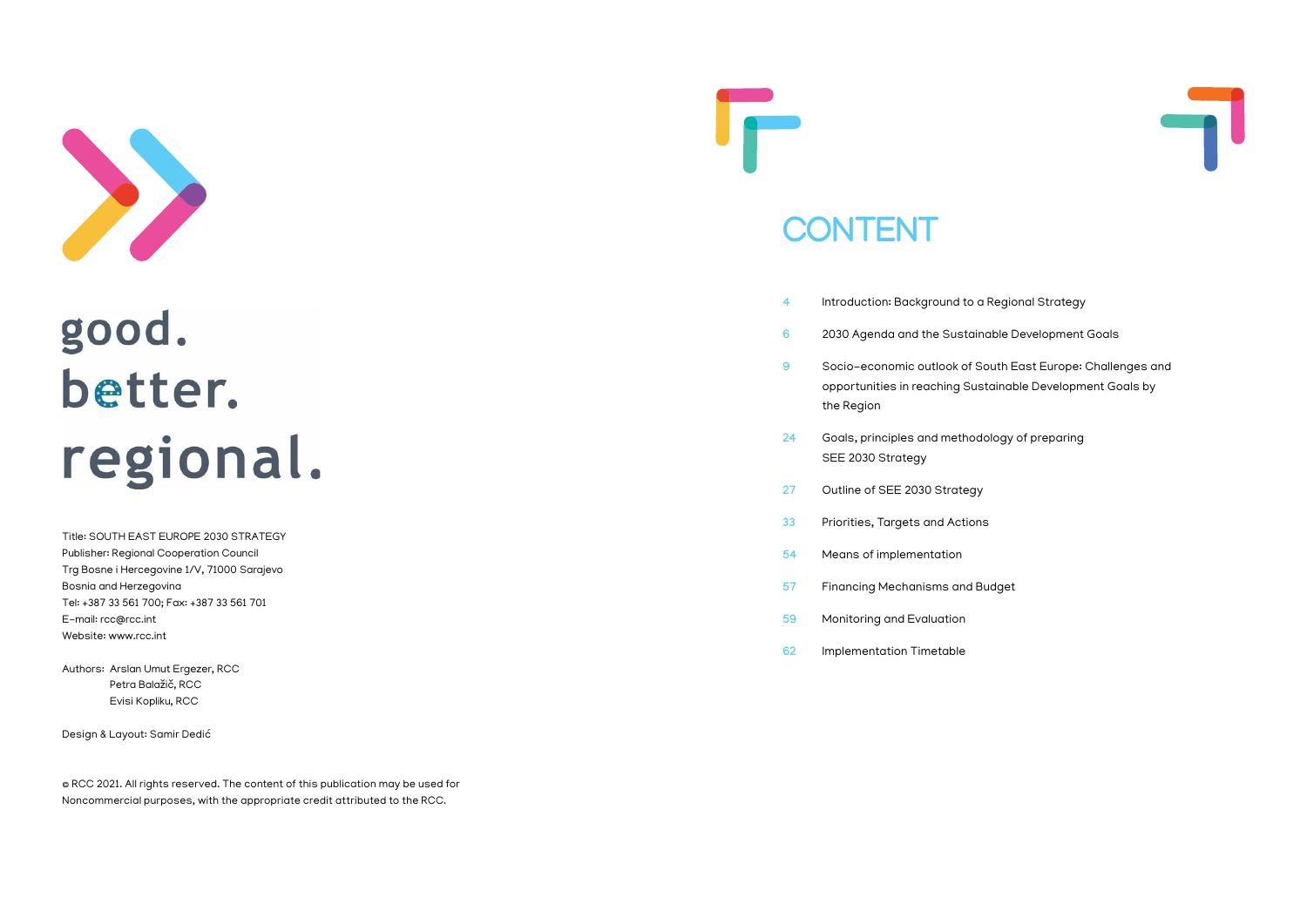good.
better.
regional.

Title: SOUTH EAST EUROPE 2030 STRATEGY
Publisher: Regional Cooperation Council
Trg Bosne i Hercegovine 1/V, 71000 Sarajevo
Bosnia and Herzegovina
Tel: +387 33 561 700; Fax: +387 33 561 701
E-mail: rcc@rcc.int
Website: www.rcc.int

Authors: Arslan Umut Ergezer, RCC
Petra Balažič, RCC
Evisi Kopliku, RCC

Design & Layout: Samir Dedić

© RCC 2021. All rights reserved. The content of this publication may be used for Noncommercial purposes, with the appropriate credit attributed to the RCC.

# CONTENT

| | |
|---|---|
| 4 | Introduction: Background to a Regional Strategy |
| 6 | 2030 Agenda and the Sustainable Development Goals |
| 9 | Socio-economic outlook of South East Europe: Challenges and opportunities in reaching Sustainable Development Goals by the Region |
| 24 | Goals, principles and methodology of preparing SEE 2030 Strategy |
| 27 | Outline of SEE 2030 Strategy |
| 33 | Priorities, Targets and Actions |
| 54 | Means of implementation |
| 57 | Financing Mechanisms and Budget |
| 59 | Monitoring and Evaluation |
| 62 | Implementation Timetable |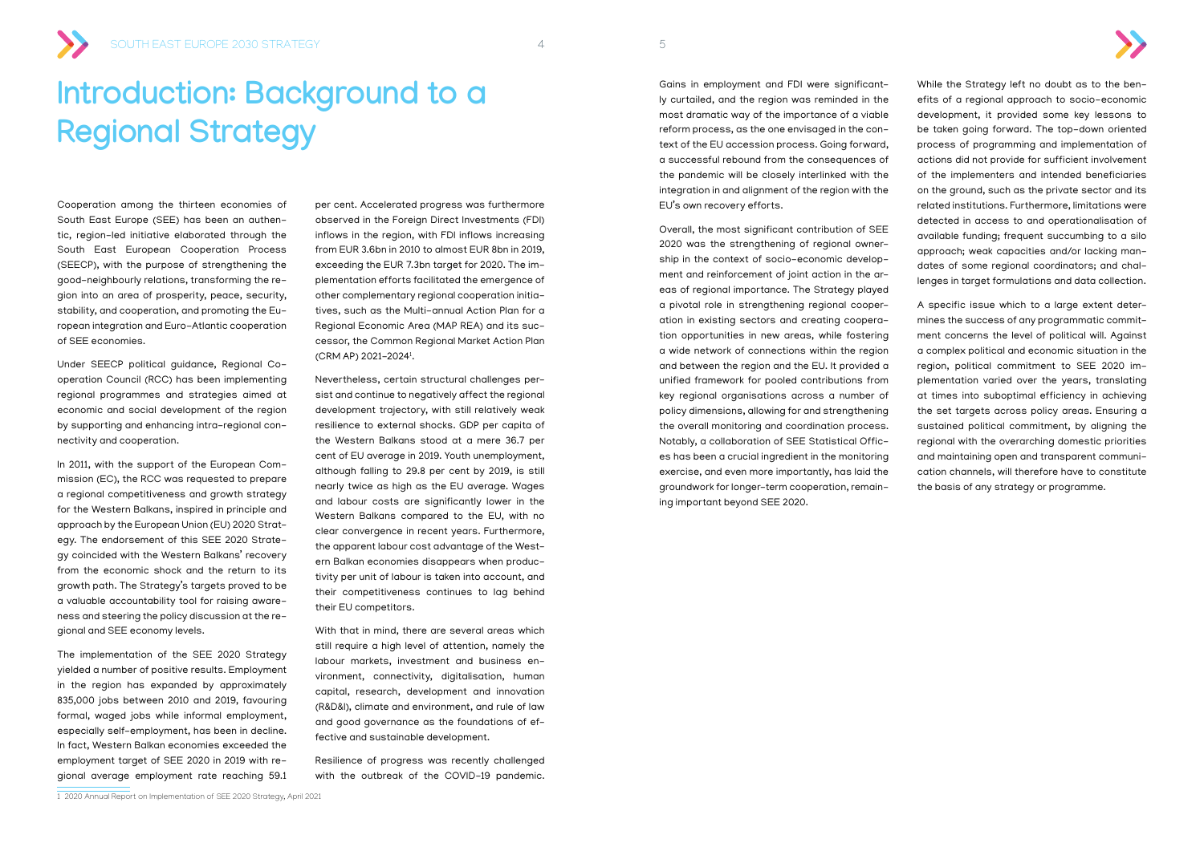# Introduction: Background to a Regional Strategy

Cooperation among the thirteen economies of South East Europe (SEE) has been an authentic, region-led initiative elaborated through the South East European Cooperation Process (SEECP), with the purpose of strengthening the good-neighbourly relations, transforming the region into an area of prosperity, peace, security, stability, and cooperation, and promoting the European integration and Euro-Atlantic cooperation of SEE economies.

Under SEECP political guidance, Regional Cooperation Council (RCC) has been implementing regional programmes and strategies aimed at economic and social development of the region by supporting and enhancing intra-regional connectivity and cooperation.

In 2011, with the support of the European Commission (EC), the RCC was requested to prepare a regional competitiveness and growth strategy for the Western Balkans, inspired in principle and approach by the European Union (EU) 2020 Strategy. The endorsement of this SEE 2020 Strategy coincided with the Western Balkans' recovery from the economic shock and the return to its growth path. The Strategy's targets proved to be a valuable accountability tool for raising awareness and steering the policy discussion at the regional and SEE economy levels.

The implementation of the SEE 2020 Strategy yielded a number of positive results. Employment in the region has expanded by approximately 835,000 jobs between 2010 and 2019, favouring formal, waged jobs while informal employment, especially self-employment, has been in decline. In fact, Western Balkan economies exceeded the employment target of SEE 2020 in 2019 with regional average employment rate reaching 59.1 per cent. Accelerated progress was furthermore observed in the Foreign Direct Investments (FDI) inflows in the region, with FDI inflows increasing from EUR 3.6bn in 2010 to almost EUR 8bn in 2019, exceeding the EUR 7.3bn target for 2020. The implementation efforts facilitated the emergence of other complementary regional cooperation initiatives, such as the Multi-annual Action Plan for a Regional Economic Area (MAP REA) and its successor, the Common Regional Market Action Plan (CRM AP) 2021-2024[1].

Nevertheless, certain structural challenges persist and continue to negatively affect the regional development trajectory, with still relatively weak resilience to external shocks. GDP per capita of the Western Balkans stood at a mere 36.7 per cent of EU average in 2019. Youth unemployment, although falling to 29.8 per cent by 2019, is still nearly twice as high as the EU average. Wages and labour costs are significantly lower in the Western Balkans compared to the EU, with no clear convergence in recent years. Furthermore, the apparent labour cost advantage of the Western Balkan economies disappears when productivity per unit of labour is taken into account, and their competitiveness continues to lag behind their EU competitors.

With that in mind, there are several areas which still require a high level of attention, namely the labour markets, investment and business environment, connectivity, digitalisation, human capital, research, development and innovation (R&D&I), climate and environment, and rule of law and good governance as the foundations of effective and sustainable development.

Resilience of progress was recently challenged with the outbreak of the COVID-19 pandemic. Gains in employment and FDI were significantly curtailed, and the region was reminded in the most dramatic way of the importance of a viable reform process, as the one envisaged in the context of the EU accession process. Going forward, a successful rebound from the consequences of the pandemic will be closely interlinked with the integration in and alignment of the region with the EU's own recovery efforts.

Overall, the most significant contribution of SEE 2020 was the strengthening of regional ownership in the context of socio-economic development and reinforcement of joint action in the areas of regional importance. The Strategy played a pivotal role in strengthening regional cooperation in existing sectors and creating cooperation opportunities in new areas, while fostering a wide network of connections within the region and between the region and the EU. It provided a unified framework for pooled contributions from key regional organisations across a number of policy dimensions, allowing for and strengthening the overall monitoring and coordination process. Notably, a collaboration of SEE Statistical Offices has been a crucial ingredient in the monitoring exercise, and even more importantly, has laid the groundwork for longer-term cooperation, remaining important beyond SEE 2020.

While the Strategy left no doubt as to the benefits of a regional approach to socio-economic development, it provided some key lessons to be taken going forward. The top-down oriented process of programming and implementation of actions did not provide for sufficient involvement of the implementers and intended beneficiaries on the ground, such as the private sector and its related institutions. Furthermore, limitations were detected in access to and operationalisation of available funding; frequent succumbing to a silo approach; weak capacities and/or lacking mandates of some regional coordinators; and challenges in target formulations and data collection.

A specific issue which to a large extent determines the success of any programmatic commitment concerns the level of political will. Against a complex political and economic situation in the region, political commitment to SEE 2020 implementation varied over the years, translating at times into suboptimal efficiency in achieving the set targets across policy areas. Ensuring a sustained political commitment, by aligning the regional with the overarching domestic priorities and maintaining open and transparent communication channels, will therefore have to constitute the basis of any strategy or programme.

---

[1] 2020 Annual Report on Implementation of SEE 2020 Strategy, April 2021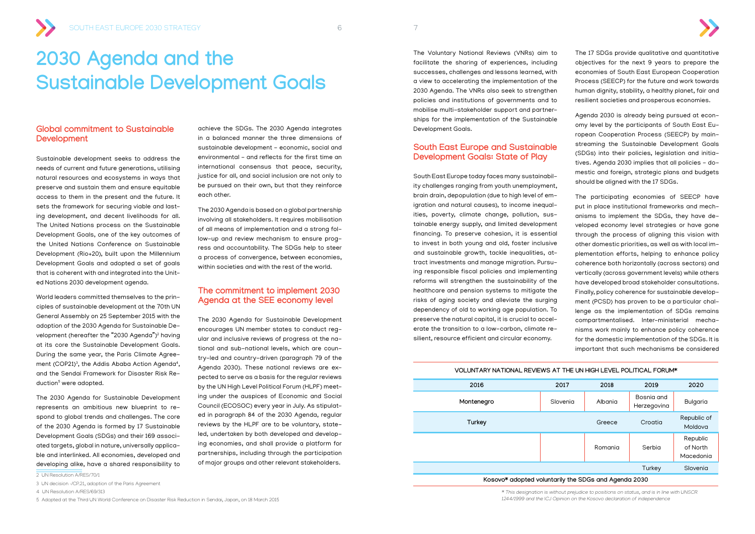# 2030 Agenda and the Sustainable Development Goals

## Global commitment to Sustainable Development

Sustainable development seeks to address the needs of current and future generations, utilising natural resources and ecosystems in ways that preserve and sustain them and ensure equitable access to them in the present and the future. It sets the framework for securing viable and lasting development, and decent livelihoods for all. The United Nations process on the Sustainable Development Goals, one of the key outcomes of the United Nations Conference on Sustainable Development (Rio+20), built upon the Millennium Development Goals and adopted a set of goals that is coherent with and integrated into the United Nations 2030 development agenda.

World leaders committed themselves to the principles of sustainable development at the 70th UN General Assembly on 25 September 2015 with the adoption of the 2030 Agenda for Sustainable Development (hereafter the "2030 Agenda")[2] having at its core the Sustainable Development Goals. During the same year, the Paris Climate Agreement (COP21)[3], the Addis Ababa Action Agenda[4], and the Sendai Framework for Disaster Risk Reduction[5] were adopted.

The 2030 Agenda for Sustainable Development represents an ambitious new blueprint to respond to global trends and challenges. The core of the 2030 Agenda is formed by 17 Sustainable Development Goals (SDGs) and their 169 associated targets, global in nature, universally applicable and interlinked. All economies, developed and developing alike, have a shared responsibility to achieve the SDGs. The 2030 Agenda integrates in a balanced manner the three dimensions of sustainable development – economic, social and environmental – and reflects for the first time an international consensus that peace, security, justice for all, and social inclusion are not only to be pursued on their own, but that they reinforce each other.

The 2030 Agenda is based on a global partnership involving all stakeholders. It requires mobilisation of all means of implementation and a strong follow-up and review mechanism to ensure progress and accountability. The SDGs help to steer a process of convergence, between economies, within societies and with the rest of the world.

## The commitment to implement 2030 Agenda at the SEE economy level

The 2030 Agenda for Sustainable Development encourages UN member states to conduct regular and inclusive reviews of progress at the national and sub-national levels, which are country-led and country-driven (paragraph 79 of the Agenda 2030). These national reviews are expected to serve as a basis for the regular reviews by the UN High Level Political Forum (HLPF) meeting under the auspices of Economic and Social Council (ECOSOC) every year in July. As stipulated in paragraph 84 of the 2030 Agenda, regular reviews by the HLPF are to be voluntary, state-led, undertaken by both developed and developing economies, and shall provide a platform for partnerships, including through the participation of major groups and other relevant stakeholders.

The Voluntary National Reviews (VNRs) aim to facilitate the sharing of experiences, including successes, challenges and lessons learned, with a view to accelerating the implementation of the 2030 Agenda. The VNRs also seek to strengthen policies and institutions of governments and to mobilise multi-stakeholder support and partnerships for the implementation of the Sustainable Development Goals.

## South East Europe and Sustainable Development Goals: State of Play

South East Europe today faces many sustainability challenges ranging from youth unemployment, brain drain, depopulation (due to high level of emigration and natural causes), to income inequalities, poverty, climate change, pollution, sustainable energy supply, and limited development financing. To preserve cohesion, it is essential to invest in both young and old, foster inclusive and sustainable growth, tackle inequalities, attract investments and manage migration. Pursuing responsible fiscal policies and implementing reforms will strengthen the sustainability of the healthcare and pension systems to mitigate the risks of aging society and alleviate the surging dependency of old to working age population. To preserve the natural capital, it is crucial to accelerate the transition to a low-carbon, climate resilient, resource efficient and circular economy.

The 17 SDGs provide qualitative and quantitative objectives for the next 9 years to prepare the economies of South East European Cooperation Process (SEECP) for the future and work towards human dignity, stability, a healthy planet, fair and resilient societies and prosperous economies.

Agenda 2030 is already being pursued at economy level by the participants of South East European Cooperation Process (SEECP) by mainstreaming the Sustainable Development Goals (SDGs) into their policies, legislation and initiatives. Agenda 2030 implies that all policies – domestic and foreign, strategic plans and budgets should be aligned with the 17 SDGs.

The participating economies of SEECP have put in place institutional frameworks and mechanisms to implement the SDGs, they have developed economy level strategies or have gone through the process of aligning this vision with other domestic priorities, as well as with local implementation efforts, helping to enhance policy coherence both horizontally (across sectors) and vertically (across government levels) while others have developed broad stakeholder consultations. Finally, policy coherence for sustainable development (PCSD) has proven to be a particular challenge as the implementation of SDGs remains compartmentalised. Inter-ministerial mechanisms work mainly to enhance policy coherence for the domestic implementation of the SDGs. It is important that such mechanisms be considered

**VOLUNTARY NATIONAL REVIEWS AT THE UN HIGH LEVEL POLITICAL FORUM***

| 2016 | 2017 | 2018 | 2019 | 2020 |
|---|---|---|---|---|
| Montenegro | Slovenia | Albania | Bosnia and Herzegovina | Bulgaria |
| Turkey | | Greece | Croatia | Republic of Moldova |
| | | Romania | Serbia | Republic of North Macedonia |
| | | | Turkey | Slovenia |
| Kosovo* adopted voluntarily the SDGs and Agenda 2030 | | | | |

*\* This designation is without prejudice to positions on status, and is in line with UNSCR 1244/1999 and the ICJ Opinion on the Kosovo declaration of independence*

---

2 UN Resolution A/RES/70/1

3 UN decision -/CP.21, adoption of the Paris Agreement

4 UN Resolution A/RES/69/313

5 Adopted at the Third UN World Conference on Disaster Risk Reduction in Sendai, Japan, on 18 March 2015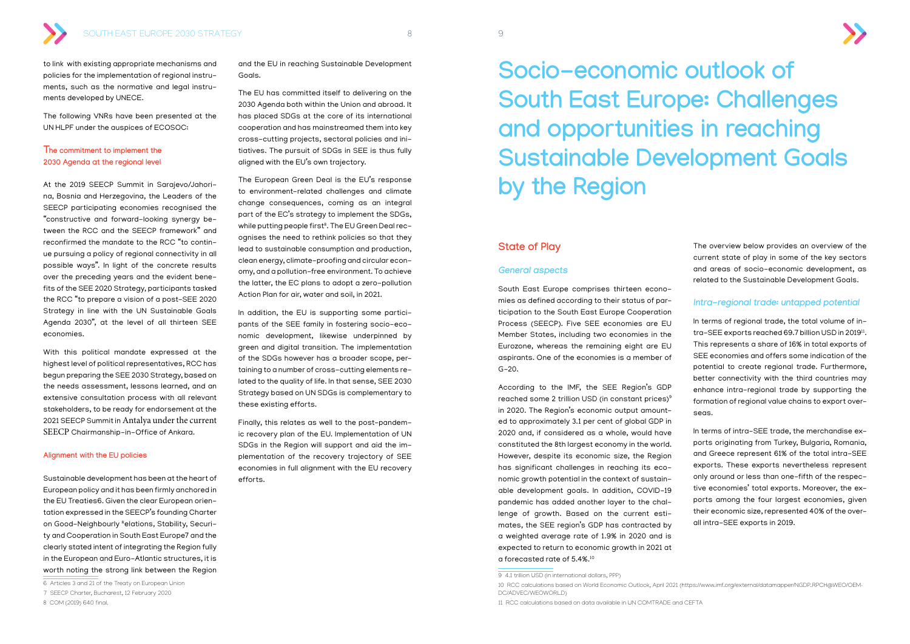to link with existing appropriate mechanisms and policies for the implementation of regional instruments, such as the normative and legal instruments developed by UNECE.

The following VNRs have been presented at the UN HLPF under the auspices of ECOSOC:

### The commitment to implement the 2030 Agenda at the regional level

At the 2019 SEECP Summit in Sarajevo/Jahorina, Bosnia and Herzegovina, the Leaders of the SEECP participating economies recognised the "constructive and forward-looking synergy between the RCC and the SEECP framework" and reconfirmed the mandate to the RCC "to continue pursuing a policy of regional connectivity in all possible ways". In light of the concrete results over the preceding years and the evident benefits of the SEE 2020 Strategy, participants tasked the RCC "to prepare a vision of a post-SEE 2020 Strategy in line with the UN Sustainable Goals Agenda 2030", at the level of all thirteen SEE economies.

With this political mandate expressed at the highest level of political representatives, RCC has begun preparing the SEE 2030 Strategy, based on the needs assessment, lessons learned, and an extensive consultation process with all relevant stakeholders, to be ready for endorsement at the 2021 SEECP Summit in Antalya under the current SEECP Chairmanship-in-Office of Ankara.

### Alignment with the EU policies

Sustainable development has been at the heart of European policy and it has been firmly anchored in the EU Treaties6. Given the clear European orientation expressed in the SEECP's founding Charter on Good-Neighbourly [8]elations, Stability, Security and Cooperation in South East Europe7 and the clearly stated intent of integrating the Region fully in the European and Euro-Atlantic structures, it is worth noting the strong link between the Region and the EU in reaching Sustainable Development Goals.

The EU has committed itself to delivering on the 2030 Agenda both within the Union and abroad. It has placed SDGs at the core of its international cooperation and has mainstreamed them into key cross-cutting projects, sectoral policies and initiatives. The pursuit of SDGs in SEE is thus fully aligned with the EU's own trajectory.

The European Green Deal is the EU's response to environment-related challenges and climate change consequences, coming as an integral part of the EC's strategy to implement the SDGs, while putting people first[8]. The EU Green Deal recognises the need to rethink policies so that they lead to sustainable consumption and production, clean energy, climate-proofing and circular economy, and a pollution-free environment. To achieve the latter, the EC plans to adopt a zero-pollution Action Plan for air, water and soil, in 2021.

In addition, the EU is supporting some participants of the SEE family in fostering socio-economic development, likewise underpinned by green and digital transition. The implementation of the SDGs however has a broader scope, pertaining to a number of cross-cutting elements related to the quality of life. In that sense, SEE 2030 Strategy based on UN SDGs is complementary to these existing efforts.

Finally, this relates as well to the post-pandemic recovery plan of the EU. Implementation of UN SDGs in the Region will support and aid the implementation of the recovery trajectory of SEE economies in full alignment with the EU recovery efforts.

6 Articles 3 and 21 of the Treaty on European Union

7 SEECP Charter, Bucharest, 12 February 2020

8 COM (2019) 640 final.

# Socio-economic outlook of South East Europe: Challenges and opportunities in reaching Sustainable Development Goals by the Region

## State of Play

### *General aspects*

South East Europe comprises thirteen economies as defined according to their status of participation to the South East Europe Cooperation Process (SEECP). Five SEE economies are EU Member States, including two economies in the Eurozone, whereas the remaining eight are EU aspirants. One of the economies is a member of G-20.

According to the IMF, the SEE Region's GDP reached some 2 trillion USD (in constant prices)[9] in 2020. The Region's economic output amounted to approximately 3.1 per cent of global GDP in 2020 and, if considered as a whole, would have constituted the 8th largest economy in the world. However, despite its economic size, the Region has significant challenges in reaching its economic growth potential in the context of sustainable development goals. In addition, COVID-19 pandemic has added another layer to the challenge of growth. Based on the current estimates, the SEE region's GDP has contracted by a weighted average rate of 1.9% in 2020 and is expected to return to economic growth in 2021 at a forecasted rate of 5.4%.[10]

The overview below provides an overview of the current state of play in some of the key sectors and areas of socio-economic development, as related to the Sustainable Development Goals.

### *Intra-regional trade: untapped potential*

In terms of regional trade, the total volume of intra-SEE exports reached 69.7 billion USD in 2019[11]. This represents a share of 16% in total exports of SEE economies and offers some indication of the potential to create regional trade. Furthermore, better connectivity with the third countries may enhance intra-regional trade by supporting the formation of regional value chains to export overseas.

In terms of intra-SEE trade, the merchandise exports originating from Turkey, Bulgaria, Romania, and Greece represent 61% of the total intra-SEE exports. These exports nevertheless represent only around or less than one-fifth of the respective economies' total exports. Moreover, the exports among the four largest economies, given their economic size, represented 40% of the overall intra-SEE exports in 2019.

9 4.1 trillion USD (in international dollars, PPP)

10 RCC calculations based on World Economic Outlook, April 2021 (https://www.imf.org/external/datamapper/NGDP_RPCH@WEO/OEMDC/ADVEC/WEOWORLD)

11 RCC calculations based on data available in UN COMTRADE and CEFTA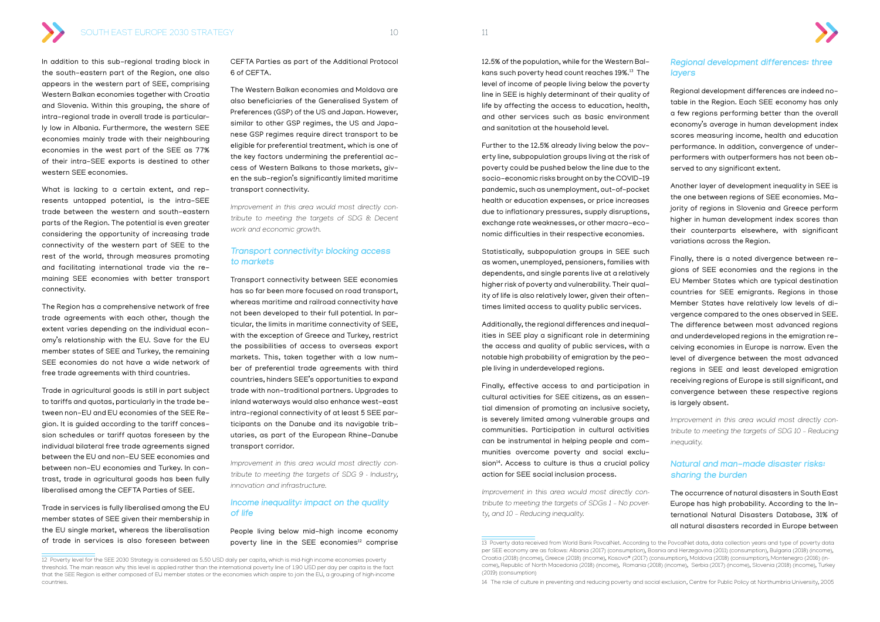In addition to this sub-regional trading block in the south-eastern part of the Region, one also appears in the western part of SEE, comprising Western Balkan economies together with Croatia and Slovenia. Within this grouping, the share of intra-regional trade in overall trade is particularly low in Albania. Furthermore, the western SEE economies mainly trade with their neighbouring economies in the west part of the SEE as 77% of their intra-SEE exports is destined to other western SEE economies.

What is lacking to a certain extent, and represents untapped potential, is the intra-SEE trade between the western and south-eastern parts of the Region. The potential is even greater considering the opportunity of increasing trade connectivity of the western part of SEE to the rest of the world, through measures promoting and facilitating international trade via the remaining SEE economies with better transport connectivity.

The Region has a comprehensive network of free trade agreements with each other, though the extent varies depending on the individual economy's relationship with the EU. Save for the EU member states of SEE and Turkey, the remaining SEE economies do not have a wide network of free trade agreements with third countries.

Trade in agricultural goods is still in part subject to tariffs and quotas, particularly in the trade between non-EU and EU economies of the SEE Region. It is guided according to the tariff concession schedules or tariff quotas foreseen by the individual bilateral free trade agreements signed between the EU and non-EU SEE economies and between non-EU economies and Turkey. In contrast, trade in agricultural goods has been fully liberalised among the CEFTA Parties of SEE.

Trade in services is fully liberalised among the EU member states of SEE given their membership in the EU single market, whereas the liberalisation of trade in services is also foreseen between CEFTA Parties as part of the Additional Protocol 6 of CEFTA.

The Western Balkan economies and Moldova are also beneficiaries of the Generalised System of Preferences (GSP) of the US and Japan. However, similar to other GSP regimes, the US and Japanese GSP regimes require direct transport to be eligible for preferential treatment, which is one of the key factors undermining the preferential access of Western Balkans to those markets, given the sub-region's significantly limited maritime transport connectivity.

*Improvement in this area would most directly contribute to meeting the targets of SDG 8: Decent work and economic growth.*

### Transport connectivity: blocking access to markets

Transport connectivity between SEE economies has so far been more focused on road transport, whereas maritime and railroad connectivity have not been developed to their full potential. In particular, the limits in maritime connectivity of SEE, with the exception of Greece and Turkey, restrict the possibilities of access to overseas export markets. This, taken together with a low number of preferential trade agreements with third countries, hinders SEE's opportunities to expand trade with non-traditional partners. Upgrades to inland waterways would also enhance west-east intra-regional connectivity of at least 5 SEE participants on the Danube and its navigable tributaries, as part of the European Rhine-Danube transport corridor.

*Improvement in this area would most directly contribute to meeting the targets of SDG 9 - Industry, innovation and infrastructure.*

### Income inequality: impact on the quality of life

People living below mid-high income economy poverty line in the SEE economies[12] comprise 12.5% of the population, while for the Western Balkans such poverty head count reaches 19%.[13] The level of income of people living below the poverty line in SEE is highly determinant of their quality of life by affecting the access to education, health, and other services such as basic environment and sanitation at the household level.

Further to the 12.5% already living below the poverty line, subpopulation groups living at the risk of poverty could be pushed below the line due to the socio-economic risks brought on by the COVID-19 pandemic, such as unemployment, out-of-pocket health or education expenses, or price increases due to inflationary pressures, supply disruptions, exchange rate weaknesses, or other macro-economic difficulties in their respective economies.

Statistically, subpopulation groups in SEE such as women, unemployed, pensioners, families with dependents, and single parents live at a relatively higher risk of poverty and vulnerability. Their quality of life is also relatively lower, given their oftentimes limited access to quality public services.

Additionally, the regional differences and inequalities in SEE play a significant role in determining the access and quality of public services, with a notable high probability of emigration by the people living in underdeveloped regions.

Finally, effective access to and participation in cultural activities for SEE citizens, as an essential dimension of promoting an inclusive society, is severely limited among vulnerable groups and communities. Participation in cultural activities can be instrumental in helping people and communities overcome poverty and social exclusion[14]. Access to culture is thus a crucial policy action for SEE social inclusion process.

*Improvement in this area would most directly contribute to meeting the targets of SDGs 1 - No poverty, and 10 - Reducing inequality.*

### Regional development differences: three layers

Regional development differences are indeed notable in the Region. Each SEE economy has only a few regions performing better than the overall economy's average in human development index scores measuring income, health and education performance. In addition, convergence of underperformers with outperformers has not been observed to any significant extent.

Another layer of development inequality in SEE is the one between regions of SEE economies. Majority of regions in Slovenia and Greece perform higher in human development index scores than their counterparts elsewhere, with significant variations across the Region.

Finally, there is a noted divergence between regions of SEE economies and the regions in the EU Member States which are typical destination countries for SEE emigrants. Regions in those Member States have relatively low levels of divergence compared to the ones observed in SEE. The difference between most advanced regions and underdeveloped regions in the emigration receiving economies in Europe is narrow. Even the level of divergence between the most advanced regions in SEE and least developed emigration receiving regions of Europe is still significant, and convergence between these respective regions is largely absent.

*Improvement in this area would most directly contribute to meeting the targets of SDG 10 - Reducing inequality.*

### Natural and man-made disaster risks: sharing the burden

The occurrence of natural disasters in South East Europe has high probability. According to the International Natural Disasters Database, 31% of all natural disasters recorded in Europe between

---

12 Poverty level for the SEE 2030 Strategy is considered as 5.50 USD daily per capita, which is mid-high income economies poverty threshold. The main reason why this level is applied rather than the international poverty line of 1.90 USD per day per capita is the fact that the SEE Region is either composed of EU member states or the economies which aspire to join the EU, a grouping of high-income countries.

13 Poverty data received from World Bank PovcalNet. According to the PovcalNet data, data collection years and type of poverty data per SEE economy are as follows: Albania (2017) (consumption), Bosnia and Herzegovina (2011) (consumption), Bulgaria (2018) (income), Croatia (2018) (income), Greece (2018) (income), Kosovo* (2017) (consumption), Moldova (2018) (consumption), Montenegro (2016) (income), Republic of North Macedonia (2018) (income), Romania (2018) (income), Serbia (2017) (income), Slovenia (2018) (income), Turkey (2019) (consumption)

14 The role of culture in preventing and reducing poverty and social exclusion, Centre for Public Policy at Northumbria University, 2005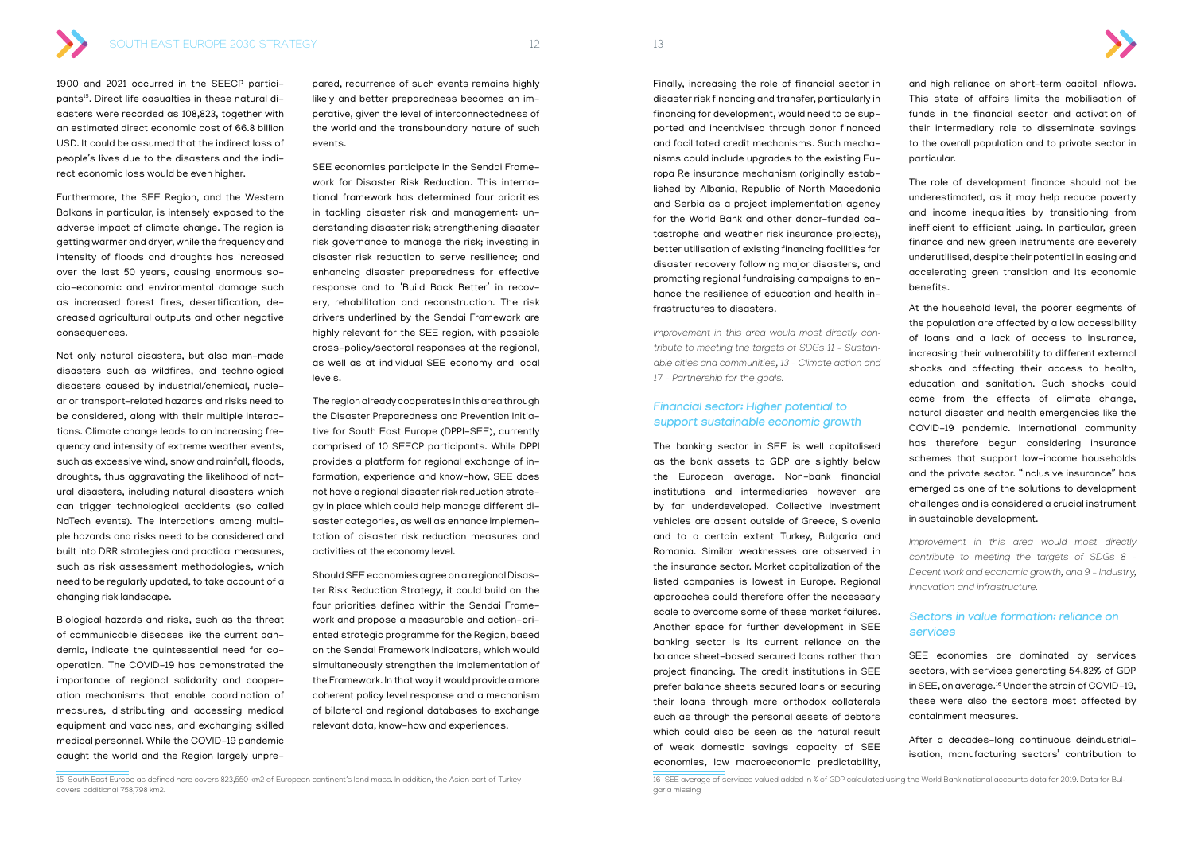1900 and 2021 occurred in the SEECP participants[15]. Direct life casualties in these natural disasters were recorded as 108,823, together with an estimated direct economic cost of 66.8 billion USD. It could be assumed that the indirect loss of people's lives due to the disasters and the indirect economic loss would be even higher.

Furthermore, the SEE Region, and the Western Balkans in particular, is intensely exposed to the adverse impact of climate change. The region is getting warmer and dryer, while the frequency and intensity of floods and droughts has increased over the last 50 years, causing enormous socio-economic and environmental damage such as increased forest fires, desertification, decreased agricultural outputs and other negative consequences.

Not only natural disasters, but also man-made disasters such as wildfires, and technological disasters caused by industrial/chemical, nuclear or transport-related hazards and risks need to be considered, along with their multiple interactions. Climate change leads to an increasing frequency and intensity of extreme weather events, such as excessive wind, snow and rainfall, floods, droughts, thus aggravating the likelihood of natural disasters, including natural disasters which can trigger technological accidents (so called NaTech events). The interactions among multiple hazards and risks need to be considered and built into DRR strategies and practical measures, such as risk assessment methodologies, which need to be regularly updated, to take account of a changing risk landscape.

Biological hazards and risks, such as the threat of communicable diseases like the current pandemic, indicate the quintessential need for cooperation. The COVID-19 has demonstrated the importance of regional solidarity and cooperation mechanisms that enable coordination of measures, distributing and accessing medical equipment and vaccines, and exchanging skilled medical personnel. While the COVID-19 pandemic caught the world and the Region largely unprepared, recurrence of such events remains highly likely and better preparedness becomes an imperative, given the level of interconnectedness of the world and the transboundary nature of such events.

SEE economies participate in the Sendai Framework for Disaster Risk Reduction. This international framework has determined four priorities in tackling disaster risk and management: understanding disaster risk; strengthening disaster risk governance to manage the risk; investing in disaster risk reduction to serve resilience; and enhancing disaster preparedness for effective response and to 'Build Back Better' in recovery, rehabilitation and reconstruction. The risk drivers underlined by the Sendai Framework are highly relevant for the SEE region, with possible cross-policy/sectoral responses at the regional, as well as at individual SEE economy and local levels.

The region already cooperates in this area through the Disaster Preparedness and Prevention Initiative for South East Europe (DPPI-SEE), currently comprised of 10 SEECP participants. While DPPI provides a platform for regional exchange of information, experience and know-how, SEE does not have a regional disaster risk reduction strategy in place which could help manage different disaster categories, as well as enhance implementation of disaster risk reduction measures and activities at the economy level.

Should SEE economies agree on a regional Disaster Risk Reduction Strategy, it could build on the four priorities defined within the Sendai Framework and propose a measurable and action-oriented strategic programme for the Region, based on the Sendai Framework indicators, which would simultaneously strengthen the implementation of the Framework. In that way it would provide a more coherent policy level response and a mechanism of bilateral and regional databases to exchange relevant data, know-how and experiences.

[15] South East Europe as defined here covers 823,550 km2 of European continent's land mass. In addition, the Asian part of Turkey covers additional 758,798 km2.

Finally, increasing the role of financial sector in disaster risk financing and transfer, particularly in financing for development, would need to be supported and incentivised through donor financed and facilitated credit mechanisms. Such mechanisms could include upgrades to the existing Europa Re insurance mechanism (originally established by Albania, Republic of North Macedonia and Serbia as a project implementation agency for the World Bank and other donor-funded catastrophe and weather risk insurance projects), better utilisation of existing financing facilities for disaster recovery following major disasters, and promoting regional fundraising campaigns to enhance the resilience of education and health infrastructures to disasters.

*Improvement in this area would most directly contribute to meeting the targets of SDGs 11 - Sustainable cities and communities, 13 - Climate action and 17 - Partnership for the goals.*

## Financial sector: Higher potential to support sustainable economic growth

The banking sector in SEE is well capitalised as the bank assets to GDP are slightly below the European average. Non-bank financial institutions and intermediaries however are by far underdeveloped. Collective investment vehicles are absent outside of Greece, Slovenia and to a certain extent Turkey, Bulgaria and Romania. Similar weaknesses are observed in the insurance sector. Market capitalization of the listed companies is lowest in Europe. Regional approaches could therefore offer the necessary scale to overcome some of these market failures. Another space for further development in SEE banking sector is its current reliance on the balance sheet-based secured loans rather than project financing. The credit institutions in SEE prefer balance sheets secured loans or securing their loans through more orthodox collaterals such as through the personal assets of debtors which could also be seen as the natural result of weak domestic savings capacity of SEE economies, low macroeconomic predictability, and high reliance on short-term capital inflows. This state of affairs limits the mobilisation of funds in the financial sector and activation of their intermediary role to disseminate savings to the overall population and to private sector in particular.

The role of development finance should not be underestimated, as it may help reduce poverty and income inequalities by transitioning from inefficient to efficient using. In particular, green finance and new green instruments are severely underutilised, despite their potential in easing and accelerating green transition and its economic benefits.

At the household level, the poorer segments of the population are affected by a low accessibility of loans and a lack of access to insurance, increasing their vulnerability to different external shocks and affecting their access to health, education and sanitation. Such shocks could come from the effects of climate change, natural disaster and health emergencies like the COVID-19 pandemic. International community has therefore begun considering insurance schemes that support low-income households and the private sector. "Inclusive insurance" has emerged as one of the solutions to development challenges and is considered a crucial instrument in sustainable development.

*Improvement in this area would most directly contribute to meeting the targets of SDGs 8 - Decent work and economic growth, and 9 - Industry, innovation and infrastructure.*

## Sectors in value formation: reliance on services

SEE economies are dominated by services sectors, with services generating 54.82% of GDP in SEE, on average.[16] Under the strain of COVID-19, these were also the sectors most affected by containment measures.

After a decades-long continuous deindustrialisation, manufacturing sectors' contribution to

[16] SEE average of services valued added in % of GDP calculated using the World Bank national accounts data for 2019. Data for Bulgaria missing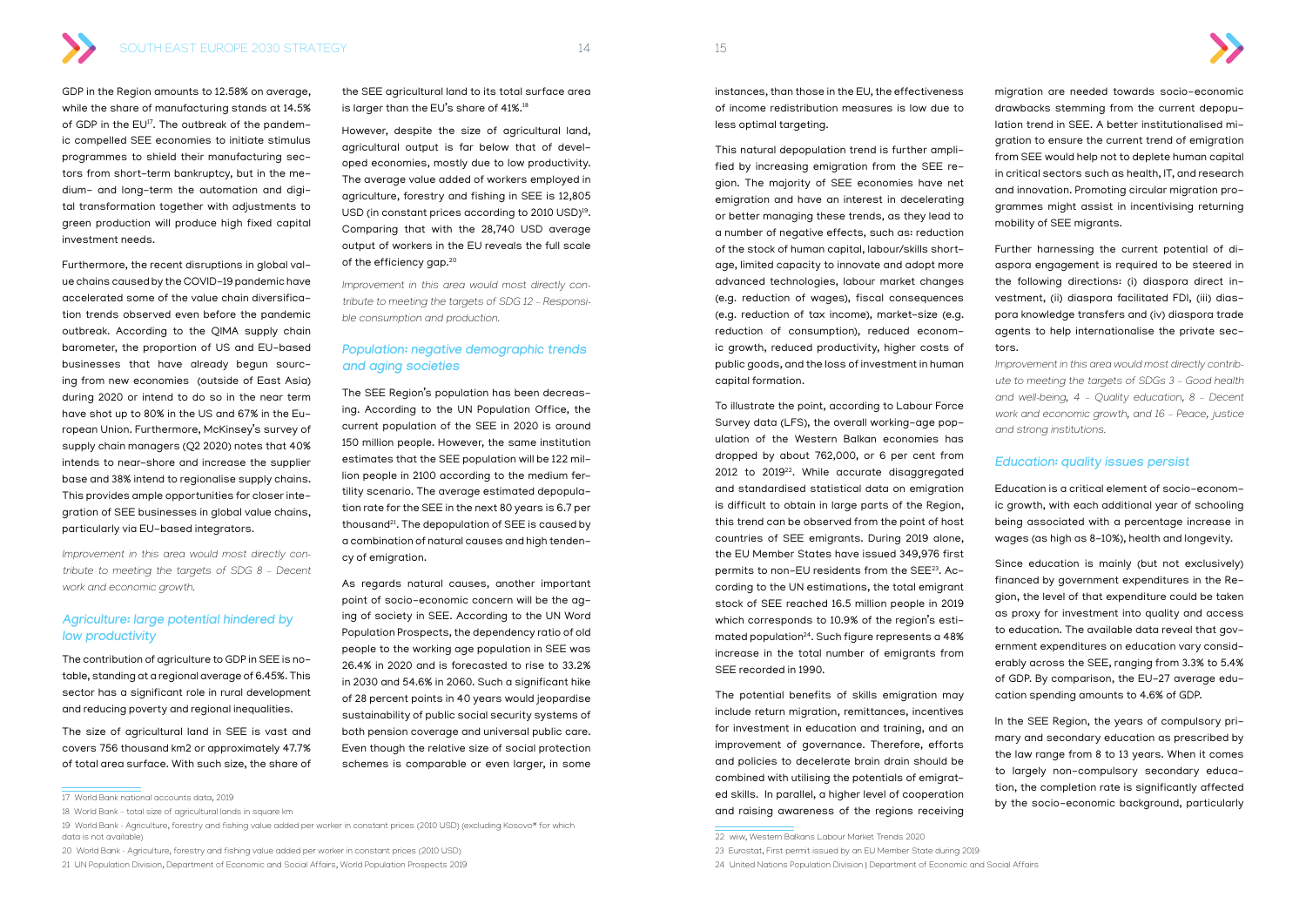GDP in the Region amounts to 12.58% on average, while the share of manufacturing stands at 14.5% of GDP in the EU[17]. The outbreak of the pandemic compelled SEE economies to initiate stimulus programmes to shield their manufacturing sectors from short-term bankruptcy, but in the medium- and long-term the automation and digital transformation together with adjustments to green production will produce high fixed capital investment needs.

Furthermore, the recent disruptions in global value chains caused by the COVID-19 pandemic have accelerated some of the value chain diversification trends observed even before the pandemic outbreak. According to the QIMA supply chain barometer, the proportion of US and EU-based businesses that have already begun sourcing from new economies (outside of East Asia) during 2020 or intend to do so in the near term have shot up to 80% in the US and 67% in the European Union. Furthermore, McKinsey's survey of supply chain managers (Q2 2020) notes that 40% intends to near-shore and increase the supplier base and 38% intend to regionalise supply chains. This provides ample opportunities for closer integration of SEE businesses in global value chains, particularly via EU-based integrators.

*Improvement in this area would most directly contribute to meeting the targets of SDG 8 - Decent work and economic growth.*

## Agriculture: large potential hindered by low productivity

The contribution of agriculture to GDP in SEE is notable, standing at a regional average of 6.45%. This sector has a significant role in rural development and reducing poverty and regional inequalities.

The size of agricultural land in SEE is vast and covers 756 thousand km2 or approximately 47.7% of total area surface. With such size, the share of the SEE agricultural land to its total surface area is larger than the EU's share of 41%.[18]

However, despite the size of agricultural land, agricultural output is far below that of developed economies, mostly due to low productivity. The average value added of workers employed in agriculture, forestry and fishing in SEE is 12,805 USD (in constant prices according to 2010 USD)[19]. Comparing that with the 28,740 USD average output of workers in the EU reveals the full scale of the efficiency gap.[20]

*Improvement in this area would most directly contribute to meeting the targets of SDG 12 - Responsible consumption and production.*

## Population: negative demographic trends and aging societies

The SEE Region's population has been decreasing. According to the UN Population Office, the current population of the SEE in 2020 is around 150 million people. However, the same institution estimates that the SEE population will be 122 million people in 2100 according to the medium fertility scenario. The average estimated depopulation rate for the SEE in the next 80 years is 6.7 per thousand[21]. The depopulation of SEE is caused by a combination of natural causes and high tendency of emigration.

As regards natural causes, another important point of socio-economic concern will be the aging of society in SEE. According to the UN Word Population Prospects, the dependency ratio of old people to the working age population in SEE was 26.4% in 2020 and is forecasted to rise to 33.2% in 2030 and 54.6% in 2060. Such a significant hike of 28 percent points in 40 years would jeopardise sustainability of public social security systems of both pension coverage and universal public care. Even though the relative size of social protection schemes is comparable or even larger, in some instances, than those in the EU, the effectiveness of income redistribution measures is low due to less optimal targeting.

This natural depopulation trend is further amplified by increasing emigration from the SEE region. The majority of SEE economies have net emigration and have an interest in decelerating or better managing these trends, as they lead to a number of negative effects, such as: reduction of the stock of human capital, labour/skills shortage, limited capacity to innovate and adopt more advanced technologies, labour market changes (e.g. reduction of wages), fiscal consequences (e.g. reduction of tax income), market-size (e.g. reduction of consumption), reduced economic growth, reduced productivity, higher costs of public goods, and the loss of investment in human capital formation.

To illustrate the point, according to Labour Force Survey data (LFS), the overall working-age population of the Western Balkan economies has dropped by about 762,000, or 6 per cent from 2012 to 2019[22]. While accurate disaggregated and standardised statistical data on emigration is difficult to obtain in large parts of the Region, this trend can be observed from the point of host countries of SEE emigrants. During 2019 alone, the EU Member States have issued 349,976 first permits to non-EU residents from the SEE[23]. According to the UN estimations, the total emigrant stock of SEE reached 16.5 million people in 2019 which corresponds to 10.9% of the region's estimated population[24]. Such figure represents a 48% increase in the total number of emigrants from SEE recorded in 1990.

The potential benefits of skills emigration may include return migration, remittances, incentives for investment in education and training, and an improvement of governance. Therefore, efforts and policies to decelerate brain drain should be combined with utilising the potentials of emigrated skills. In parallel, a higher level of cooperation and raising awareness of the regions receiving migration are needed towards socio-economic drawbacks stemming from the current depopulation trend in SEE. A better institutionalised migration to ensure the current trend of emigration from SEE would help not to deplete human capital in critical sectors such as health, IT, and research and innovation. Promoting circular migration programmes might assist in incentivising returning mobility of SEE migrants.

Further harnessing the current potential of diaspora engagement is required to be steered in the following directions: (i) diaspora direct investment, (ii) diaspora facilitated FDI, (iii) diaspora knowledge transfers and (iv) diaspora trade agents to help internationalise the private sectors.

*Improvement in this area would most directly contribute to meeting the targets of SDGs 3 - Good health and well-being, 4 - Quality education, 8 - Decent work and economic growth, and 16 - Peace, justice and strong institutions.*

## Education: quality issues persist

Education is a critical element of socio-economic growth, with each additional year of schooling being associated with a percentage increase in wages (as high as 8-10%), health and longevity.

Since education is mainly (but not exclusively) financed by government expenditures in the Region, the level of that expenditure could be taken as proxy for investment into quality and access to education. The available data reveal that government expenditures on education vary considerably across the SEE, ranging from 3.3% to 5.4% of GDP. By comparison, the EU-27 average education spending amounts to 4.6% of GDP.

In the SEE Region, the years of compulsory primary and secondary education as prescribed by the law range from 8 to 13 years. When it comes to largely non-compulsory secondary education, the completion rate is significantly affected by the socio-economic background, particularly

---

17 World Bank national accounts data, 2019

18 World Bank - total size of agricultural lands in square km

19 World Bank - Agriculture, forestry and fishing value added per worker in constant prices (2010 USD) (excluding Kosovo* for which data is not available)

20 World Bank - Agriculture, forestry and fishing value added per worker in constant prices (2010 USD)

21 UN Population Division, Department of Economic and Social Affairs, World Population Prospects 2019

22 wiiw, Western Balkans Labour Market Trends 2020

23 Eurostat, First permit issued by an EU Member State during 2019

24 United Nations Population Division | Department of Economic and Social Affairs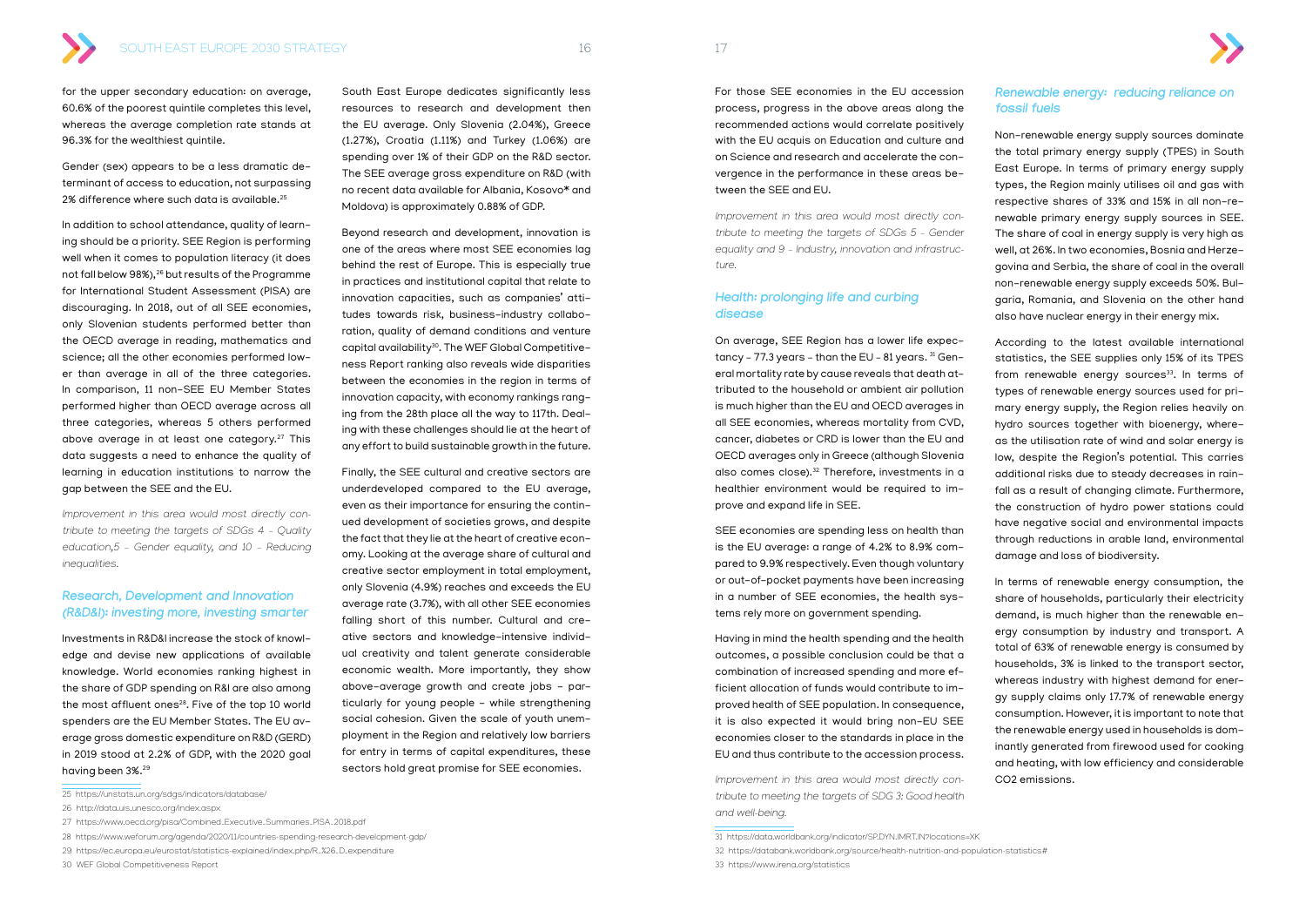for the upper secondary education: on average, 60.6% of the poorest quintile completes this level, whereas the average completion rate stands at 96.3% for the wealthiest quintile.

Gender (sex) appears to be a less dramatic determinant of access to education, not surpassing 2% difference where such data is available.[25]

In addition to school attendance, quality of learning should be a priority. SEE Region is performing well when it comes to population literacy (it does not fall below 98%),[26] but results of the Programme for International Student Assessment (PISA) are discouraging. In 2018, out of all SEE economies, only Slovenian students performed better than the OECD average in reading, mathematics and science; all the other economies performed lower than average in all of the three categories. In comparison, 11 non-SEE EU Member States performed higher than OECD average across all three categories, whereas 5 others performed above average in at least one category.[27] This data suggests a need to enhance the quality of learning in education institutions to narrow the gap between the SEE and the EU.

*Improvement in this area would most directly contribute to meeting the targets of SDGs 4 - Quality education,5 - Gender equality, and 10 - Reducing inequalities.*

### *Research, Development and Innovation (R&D&I): investing more, investing smarter*

Investments in R&D&I increase the stock of knowledge and devise new applications of available knowledge. World economies ranking highest in the share of GDP spending on R&I are also among the most affluent ones[28]. Five of the top 10 world spenders are the EU Member States. The EU average gross domestic expenditure on R&D (GERD) in 2019 stood at 2.2% of GDP, with the 2020 goal having been 3%.[29]

South East Europe dedicates significantly less resources to research and development then the EU average. Only Slovenia (2.04%), Greece (1.27%), Croatia (1.11%) and Turkey (1.06%) are spending over 1% of their GDP on the R&D sector. The SEE average gross expenditure on R&D (with no recent data available for Albania, Kosovo* and Moldova) is approximately 0.88% of GDP.

Beyond research and development, innovation is one of the areas where most SEE economies lag behind the rest of Europe. This is especially true in practices and institutional capital that relate to innovation capacities, such as companies' attitudes towards risk, business-industry collaboration, quality of demand conditions and venture capital availability[30]. The WEF Global Competitiveness Report ranking also reveals wide disparities between the economies in the region in terms of innovation capacity, with economy rankings ranging from the 28th place all the way to 117th. Dealing with these challenges should lie at the heart of any effort to build sustainable growth in the future.

Finally, the SEE cultural and creative sectors are underdeveloped compared to the EU average, even as their importance for ensuring the continued development of societies grows, and despite the fact that they lie at the heart of creative economy. Looking at the average share of cultural and creative sector employment in total employment, only Slovenia (4.9%) reaches and exceeds the EU average rate (3.7%), with all other SEE economies falling short of this number. Cultural and creative sectors and knowledge-intensive individual creativity and talent generate considerable economic wealth. More importantly, they show above-average growth and create jobs - particularly for young people - while strengthening social cohesion. Given the scale of youth unemployment in the Region and relatively low barriers for entry in terms of capital expenditures, these sectors hold great promise for SEE economies.

For those SEE economies in the EU accession process, progress in the above areas along the recommended actions would correlate positively with the EU acquis on Education and culture and on Science and research and accelerate the convergence in the performance in these areas between the SEE and EU.

*Improvement in this area would most directly contribute to meeting the targets of SDGs 5 - Gender equality and 9 - Industry, innovation and infrastructure.*

### *Health: prolonging life and curbing disease*

On average, SEE Region has a lower life expectancy - 77.3 years - than the EU - 81 years.[31] General mortality rate by cause reveals that death attributed to the household or ambient air pollution is much higher than the EU and OECD averages in all SEE economies, whereas mortality from CVD, cancer, diabetes or CRD is lower than the EU and OECD averages only in Greece (although Slovenia also comes close).[32] Therefore, investments in a healthier environment would be required to improve and expand life in SEE.

SEE economies are spending less on health than is the EU average: a range of 4.2% to 8.9% compared to 9.9% respectively. Even though voluntary or out-of-pocket payments have been increasing in a number of SEE economies, the health systems rely more on government spending.

Having in mind the health spending and the health outcomes, a possible conclusion could be that a combination of increased spending and more efficient allocation of funds would contribute to improved health of SEE population. In consequence, it is also expected it would bring non-EU SEE economies closer to the standards in place in the EU and thus contribute to the accession process.

*Improvement in this area would most directly contribute to meeting the targets of SDG 3: Good health and well-being.*

### *Renewable energy: reducing reliance on fossil fuels*

Non-renewable energy supply sources dominate the total primary energy supply (TPES) in South East Europe. In terms of primary energy supply types, the Region mainly utilises oil and gas with respective shares of 33% and 15% in all non-renewable primary energy supply sources in SEE. The share of coal in energy supply is very high as well, at 26%. In two economies, Bosnia and Herzegovina and Serbia, the share of coal in the overall non-renewable energy supply exceeds 50%. Bulgaria, Romania, and Slovenia on the other hand also have nuclear energy in their energy mix.

According to the latest available international statistics, the SEE supplies only 15% of its TPES from renewable energy sources[33]. In terms of types of renewable energy sources used for primary energy supply, the Region relies heavily on hydro sources together with bioenergy, whereas the utilisation rate of wind and solar energy is low, despite the Region's potential. This carries additional risks due to steady decreases in rainfall as a result of changing climate. Furthermore, the construction of hydro power stations could have negative social and environmental impacts through reductions in arable land, environmental damage and loss of biodiversity.

In terms of renewable energy consumption, the share of households, particularly their electricity demand, is much higher than the renewable energy consumption by industry and transport. A total of 63% of renewable energy is consumed by households, 3% is linked to the transport sector, whereas industry with highest demand for energy supply claims only 17.7% of renewable energy consumption. However, it is important to note that the renewable energy used in households is dominantly generated from firewood used for cooking and heating, with low efficiency and considerable $CO_2$ emissions.

---

25 https://unstats.un.org/sdgs/indicators/database/

26 http://data.uis.unesco.org/index.aspx

27 https://www.oecd.org/pisa/Combined_Executive_Summaries_PISA_2018.pdf

28 https://www.weforum.org/agenda/2020/11/countries-spending-research-development-gdp/

29 https://ec.europa.eu/eurostat/statistics-explained/index.php/R_%26_D_expenditure

30 WEF Global Competitiveness Report

31 https://data.worldbank.org/indicator/SP.DYN.IMRT.IN?locations=XK

32 https://databank.worldbank.org/source/health-nutrition-and-population-statistics#

33 https://www.irena.org/statistics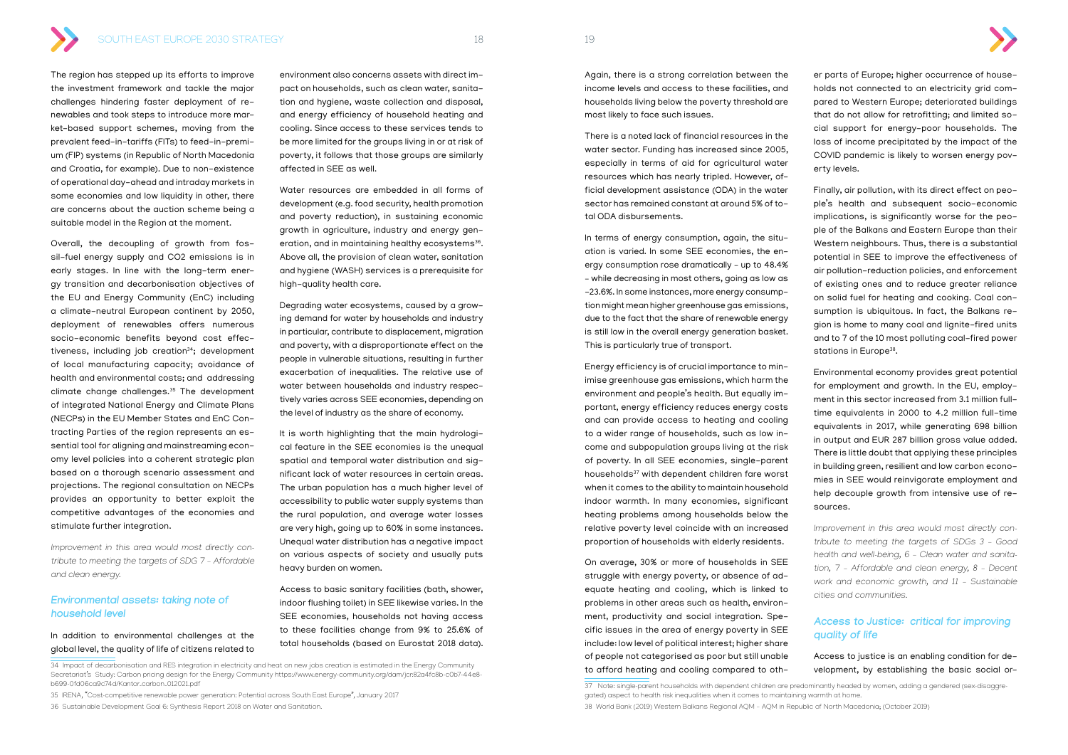The region has stepped up its efforts to improve the investment framework and tackle the major challenges hindering faster deployment of renewables and took steps to introduce more market-based support schemes, moving from the prevalent feed-in-tariffs (FITs) to feed-in-premium (FIP) systems (in Republic of North Macedonia and Croatia, for example). Due to non-existence of operational day-ahead and intraday markets in some economies and low liquidity in other, there are concerns about the auction scheme being a suitable model in the Region at the moment.

Overall, the decoupling of growth from fossil-fuel energy supply and CO2 emissions is in early stages. In line with the long-term energy transition and decarbonisation objectives of the EU and Energy Community (EnC) including a climate-neutral European continent by 2050, deployment of renewables offers numerous socio-economic benefits beyond cost effectiveness, including job creation[34]; development of local manufacturing capacity; avoidance of health and environmental costs; and addressing climate change challenges.[35] The development of integrated National Energy and Climate Plans (NECPs) in the EU Member States and EnC Contracting Parties of the region represents an essential tool for aligning and mainstreaming economy level policies into a coherent strategic plan based on a thorough scenario assessment and projections. The regional consultation on NECPs provides an opportunity to better exploit the competitive advantages of the economies and stimulate further integration.

*Improvement in this area would most directly contribute to meeting the targets of SDG 7 - Affordable and clean energy.*

## Environmental assets: taking note of household level

In addition to environmental challenges at the global level, the quality of life of citizens related to environment also concerns assets with direct impact on households, such as clean water, sanitation and hygiene, waste collection and disposal, and energy efficiency of household heating and cooling. Since access to these services tends to be more limited for the groups living in or at risk of poverty, it follows that those groups are similarly affected in SEE as well.

Water resources are embedded in all forms of development (e.g. food security, health promotion and poverty reduction), in sustaining economic growth in agriculture, industry and energy generation, and in maintaining healthy ecosystems[36]. Above all, the provision of clean water, sanitation and hygiene (WASH) services is a prerequisite for high-quality health care.

Degrading water ecosystems, caused by a growing demand for water by households and industry in particular, contribute to displacement, migration and poverty, with a disproportionate effect on the people in vulnerable situations, resulting in further exacerbation of inequalities. The relative use of water between households and industry respectively varies across SEE economies, depending on the level of industry as the share of economy.

It is worth highlighting that the main hydrological feature in the SEE economies is the unequal spatial and temporal water distribution and significant lack of water resources in certain areas. The urban population has a much higher level of accessibility to public water supply systems than the rural population, and average water losses are very high, going up to 60% in some instances. Unequal water distribution has a negative impact on various aspects of society and usually puts heavy burden on women.

Access to basic sanitary facilities (bath, shower, indoor flushing toilet) in SEE likewise varies. In the SEE economies, households not having access to these facilities change from 9% to 25.6% of total households (based on Eurostat 2018 data). Again, there is a strong correlation between the income levels and access to these facilities, and households living below the poverty threshold are most likely to face such issues.

There is a noted lack of financial resources in the water sector. Funding has increased since 2005, especially in terms of aid for agricultural water resources which has nearly tripled. However, official development assistance (ODA) in the water sector has remained constant at around 5% of total ODA disbursements.

In terms of energy consumption, again, the situation is varied. In some SEE economies, the energy consumption rose dramatically - up to 48.4% - while decreasing in most others, going as low as -23.6%. In some instances, more energy consumption might mean higher greenhouse gas emissions, due to the fact that the share of renewable energy is still low in the overall energy generation basket. This is particularly true of transport.

Energy efficiency is of crucial importance to minimise greenhouse gas emissions, which harm the environment and people's health. But equally important, energy efficiency reduces energy costs and can provide access to heating and cooling to a wider range of households, such as low income and subpopulation groups living at the risk of poverty. In all SEE economies, single-parent households[37] with dependent children fare worst when it comes to the ability to maintain household indoor warmth. In many economies, significant heating problems among households below the relative poverty level coincide with an increased proportion of households with elderly residents.

On average, 30% or more of households in SEE struggle with energy poverty, or absence of adequate heating and cooling, which is linked to problems in other areas such as health, environment, productivity and social integration. Specific issues in the area of energy poverty in SEE include: low level of political interest; higher share of people not categorised as poor but still unable to afford heating and cooling compared to other parts of Europe; higher occurrence of households not connected to an electricity grid compared to Western Europe; deteriorated buildings that do not allow for retrofitting; and limited social support for energy-poor households. The loss of income precipitated by the impact of the COVID pandemic is likely to worsen energy poverty levels.

Finally, air pollution, with its direct effect on people's health and subsequent socio-economic implications, is significantly worse for the people of the Balkans and Eastern Europe than their Western neighbours. Thus, there is a substantial potential in SEE to improve the effectiveness of air pollution-reduction policies, and enforcement of existing ones and to reduce greater reliance on solid fuel for heating and cooking. Coal consumption is ubiquitous. In fact, the Balkans region is home to many coal and lignite-fired units and to 7 of the 10 most polluting coal-fired power stations in Europe[38].

Environmental economy provides great potential for employment and growth. In the EU, employment in this sector increased from 3.1 million full-time equivalents in 2000 to 4.2 million full-time equivalents in 2017, while generating 698 billion in output and EUR 287 billion gross value added. There is little doubt that applying these principles in building green, resilient and low carbon economies in SEE would reinvigorate employment and help decouple growth from intensive use of resources.

*Improvement in this area would most directly contribute to meeting the targets of SDGs 3 - Good health and well-being, 6 - Clean water and sanitation, 7 - Affordable and clean energy, 8 - Decent work and economic growth, and 11 - Sustainable cities and communities.*

## Access to Justice: critical for improving quality of life

Access to justice is an enabling condition for development, by establishing the basic social or-

---

34 Impact of decarbonisation and RES integration in electricity and heat on new jobs creation is estimated in the Energy Community Secretariat's Study: Carbon pricing design for the Energy Community https://www.energy-community.org/dam/jcr:82a4fc8b-c0b7-44e8-b699-0fd06ca9c74d/Kantor_carbon_012021.pdf

35 IRENA, "Cost-competitive renewable power generation: Potential across South East Europe", January 2017

36 Sustainable Development Goal 6: Synthesis Report 2018 on Water and Sanitation.

37 Note: single-parent households with dependent children are predominantly headed by women, adding a gendered (sex-disaggregated) aspect to health risk inequalities when it comes to maintaining warmth at home.

38 World Bank (2019) Western Balkans Regional AQM - AQM in Republic of North Macedonia; (October 2019)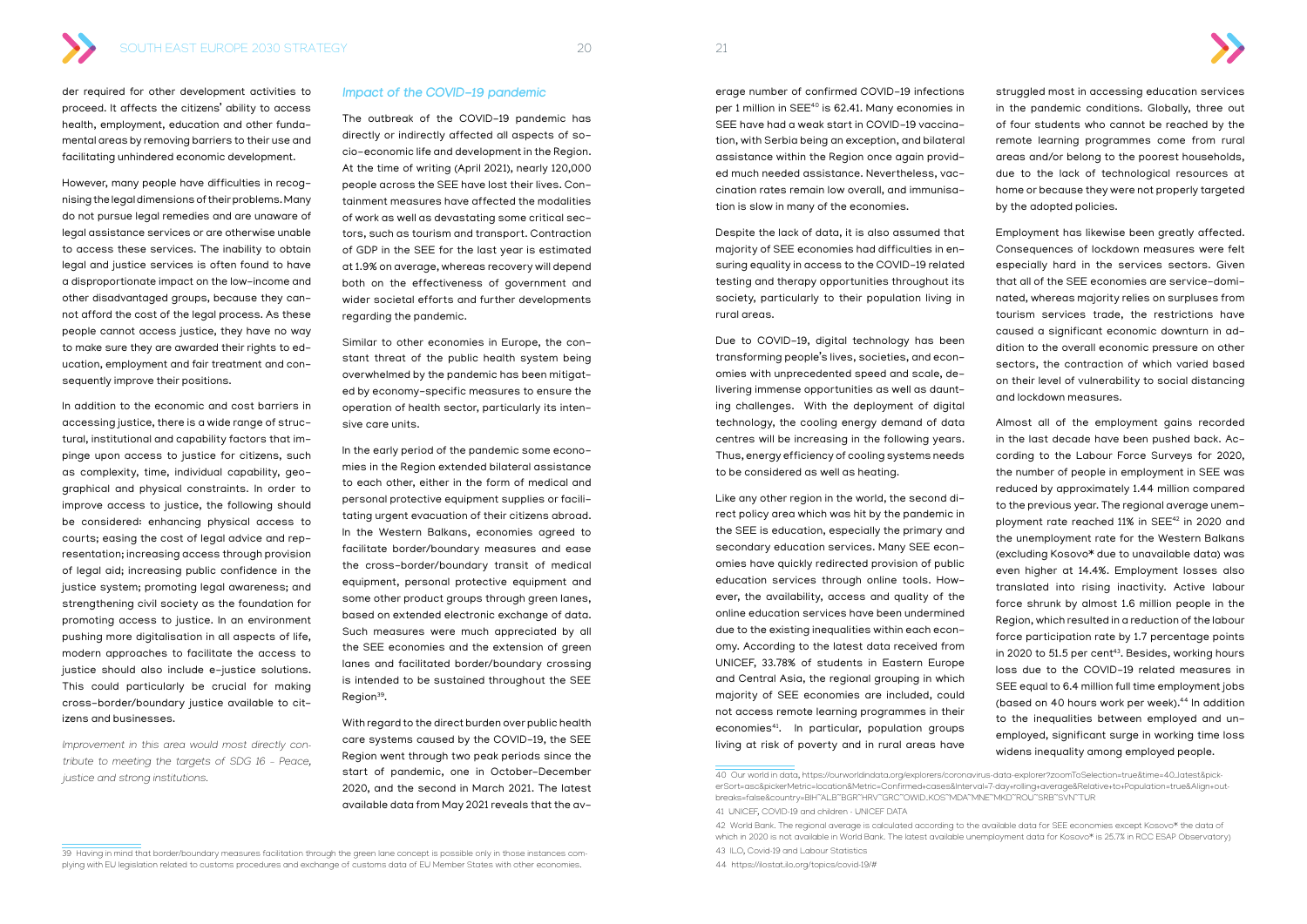der required for other development activities to proceed. It affects the citizens' ability to access health, employment, education and other fundamental areas by removing barriers to their use and facilitating unhindered economic development.

However, many people have difficulties in recognising the legal dimensions of their problems. Many do not pursue legal remedies and are unaware of legal assistance services or are otherwise unable to access these services. The inability to obtain legal and justice services is often found to have a disproportionate impact on the low-income and other disadvantaged groups, because they cannot afford the cost of the legal process. As these people cannot access justice, they have no way to make sure they are awarded their rights to education, employment and fair treatment and consequently improve their positions.

In addition to the economic and cost barriers in accessing justice, there is a wide range of structural, institutional and capability factors that impinge upon access to justice for citizens, such as complexity, time, individual capability, geographical and physical constraints. In order to improve access to justice, the following should be considered: enhancing physical access to courts; easing the cost of legal advice and representation; increasing access through provision of legal aid; increasing public confidence in the justice system; promoting legal awareness; and strengthening civil society as the foundation for promoting access to justice. In an environment pushing more digitalisation in all aspects of life, modern approaches to facilitate the access to justice should also include e-justice solutions. This could particularly be crucial for making cross-border/boundary justice available to citizens and businesses.

*Improvement in this area would most directly contribute to meeting the targets of SDG 16 - Peace, justice and strong institutions.*

### *Impact of the COVID-19 pandemic*

The outbreak of the COVID-19 pandemic has directly or indirectly affected all aspects of socio-economic life and development in the Region. At the time of writing (April 2021), nearly 120,000 people across the SEE have lost their lives. Containment measures have affected the modalities of work as well as devastating some critical sectors, such as tourism and transport. Contraction of GDP in the SEE for the last year is estimated at 1.9% on average, whereas recovery will depend both on the effectiveness of government and wider societal efforts and further developments regarding the pandemic.

Similar to other economies in Europe, the constant threat of the public health system being overwhelmed by the pandemic has been mitigated by economy-specific measures to ensure the operation of health sector, particularly its intensive care units.

In the early period of the pandemic some economies in the Region extended bilateral assistance to each other, either in the form of medical and personal protective equipment supplies or facilitating urgent evacuation of their citizens abroad. In the Western Balkans, economies agreed to facilitate border/boundary measures and ease the cross-border/boundary transit of medical equipment, personal protective equipment and some other product groups through green lanes, based on extended electronic exchange of data. Such measures were much appreciated by all the SEE economies and the extension of green lanes and facilitated border/boundary crossing is intended to be sustained throughout the SEE Region[39].

With regard to the direct burden over public health care systems caused by the COVID-19, the SEE Region went through two peak periods since the start of pandemic, one in October-December 2020, and the second in March 2021. The latest available data from May 2021 reveals that the average number of confirmed COVID-19 infections per 1 million in SEE[40] is 62.41. Many economies in SEE have had a weak start in COVID-19 vaccination, with Serbia being an exception, and bilateral assistance within the Region once again provided much needed assistance. Nevertheless, vaccination rates remain low overall, and immunisation is slow in many of the economies.

Despite the lack of data, it is also assumed that majority of SEE economies had difficulties in ensuring equality in access to the COVID-19 related testing and therapy opportunities throughout its society, particularly to their population living in rural areas.

Due to COVID-19, digital technology has been transforming people's lives, societies, and economies with unprecedented speed and scale, delivering immense opportunities as well as daunting challenges. With the deployment of digital technology, the cooling energy demand of data centres will be increasing in the following years. Thus, energy efficiency of cooling systems needs to be considered as well as heating.

Like any other region in the world, the second direct policy area which was hit by the pandemic in the SEE is education, especially the primary and secondary education services. Many SEE economies have quickly redirected provision of public education services through online tools. However, the availability, access and quality of the online education services have been undermined due to the existing inequalities within each economy. According to the latest data received from UNICEF, 33.78% of students in Eastern Europe and Central Asia, the regional grouping in which majority of SEE economies are included, could not access remote learning programmes in their economies[41]. In particular, population groups living at risk of poverty and in rural areas have struggled most in accessing education services in the pandemic conditions. Globally, three out of four students who cannot be reached by the remote learning programmes come from rural areas and/or belong to the poorest households, due to the lack of technological resources at home or because they were not properly targeted by the adopted policies.

Employment has likewise been greatly affected. Consequences of lockdown measures were felt especially hard in the services sectors. Given that all of the SEE economies are service-dominated, whereas majority relies on surpluses from tourism services trade, the restrictions have caused a significant economic downturn in addition to the overall economic pressure on other sectors, the contraction of which varied based on their level of vulnerability to social distancing and lockdown measures.

Almost all of the employment gains recorded in the last decade have been pushed back. According to the Labour Force Surveys for 2020, the number of people in employment in SEE was reduced by approximately 1.44 million compared to the previous year. The regional average unemployment rate reached 11% in SEE[42] in 2020 and the unemployment rate for the Western Balkans (excluding Kosovo* due to unavailable data) was even higher at 14.4%. Employment losses also translated into rising inactivity. Active labour force shrunk by almost 1.6 million people in the Region, which resulted in a reduction of the labour force participation rate by 1.7 percentage points in 2020 to 51.5 per cent[43]. Besides, working hours loss due to the COVID-19 related measures in SEE equal to 6.4 million full time employment jobs (based on 40 hours work per week).[44] In addition to the inequalities between employed and unemployed, significant surge in working time loss widens inequality among employed people.

---

39 Having in mind that border/boundary measures facilitation through the green lane concept is possible only in those instances complying with EU legislation related to customs procedures and exchange of customs data of EU Member States with other economies.

40 Our world in data, https://ourworldindata.org/explorers/coronavirus-data-explorer?zoomToSelection=true&time=40..latest&pickerSort=asc&pickerMetric=location&Metric=Confirmed+cases&Interval=7-day+rolling+average&Relative+to+Population=true&Align+outbreaks=false&country=BIH~ALB~BGR~HRV~GRC~OWID_KOS~MDA~MNE~MKD~ROU~SRB~SVN~TUR

41 UNICEF, COVID-19 and children - UNICEF DATA

42 World Bank. The regional average is calculated according to the available data for SEE economies except Kosovo* the data of which in 2020 is not available in World Bank. The latest available unemployment data for Kosovo* is 25.7% in RCC ESAP Observatory)

43 ILO, Covid-19 and Labour Statistics

44 https://ilostat.ilo.org/topics/covid-19/#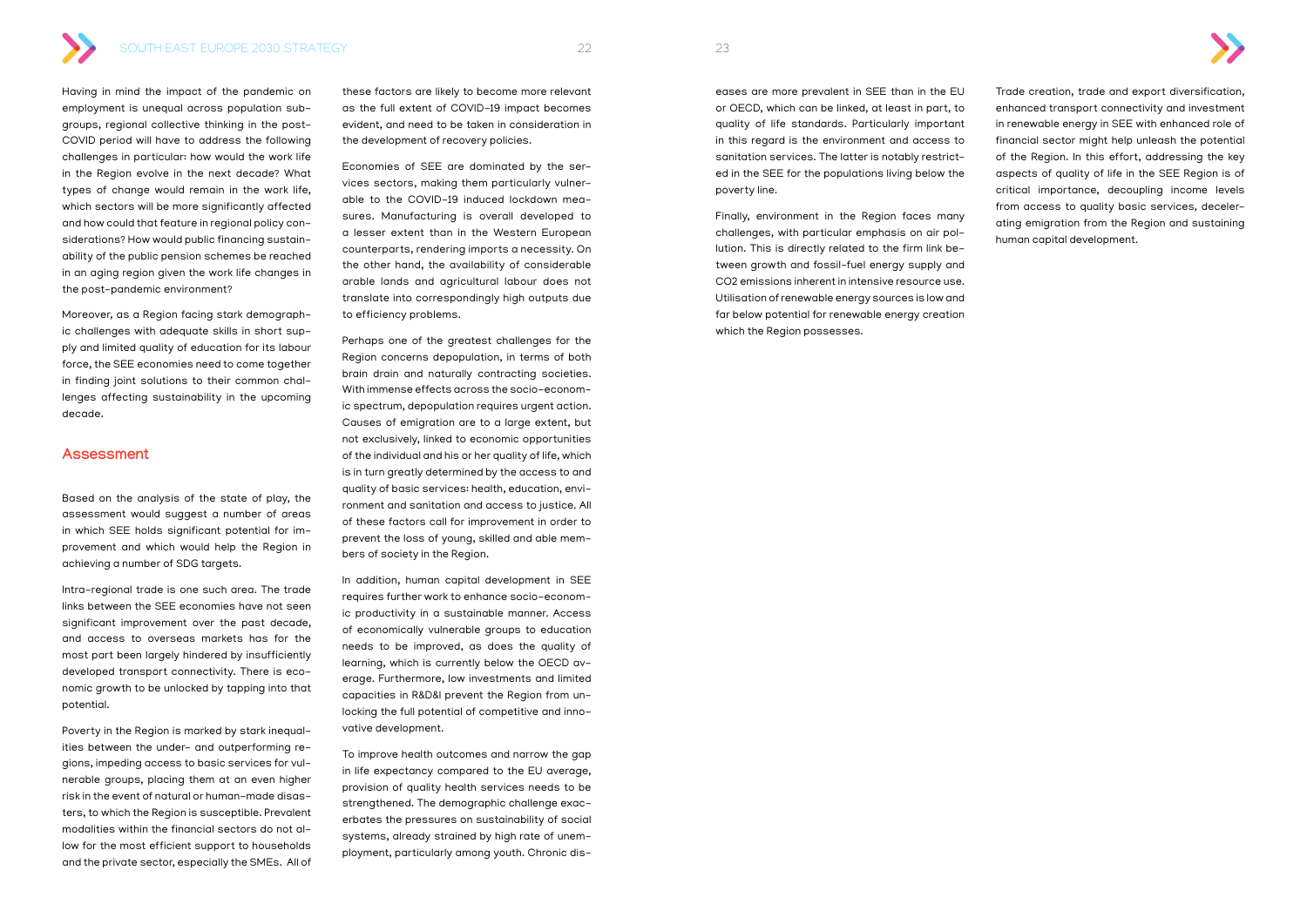Having in mind the impact of the pandemic on employment is unequal across population subgroups, regional collective thinking in the post-COVID period will have to address the following challenges in particular: how would the work life in the Region evolve in the next decade? What types of change would remain in the work life, which sectors will be more significantly affected and how could that feature in regional policy considerations? How would public financing sustainability of the public pension schemes be reached in an aging region given the work life changes in the post-pandemic environment?

Moreover, as a Region facing stark demographic challenges with adequate skills in short supply and limited quality of education for its labour force, the SEE economies need to come together in finding joint solutions to their common challenges affecting sustainability in the upcoming decade.

## Assessment

Based on the analysis of the state of play, the assessment would suggest a number of areas in which SEE holds significant potential for improvement and which would help the Region in achieving a number of SDG targets.

Intra-regional trade is one such area. The trade links between the SEE economies have not seen significant improvement over the past decade, and access to overseas markets has for the most part been largely hindered by insufficiently developed transport connectivity. There is economic growth to be unlocked by tapping into that potential.

Poverty in the Region is marked by stark inequalities between the under- and outperforming regions, impeding access to basic services for vulnerable groups, placing them at an even higher risk in the event of natural or human-made disasters, to which the Region is susceptible. Prevalent modalities within the financial sectors do not allow for the most efficient support to households and the private sector, especially the SMEs. All of these factors are likely to become more relevant as the full extent of COVID-19 impact becomes evident, and need to be taken in consideration in the development of recovery policies.

Economies of SEE are dominated by the services sectors, making them particularly vulnerable to the COVID-19 induced lockdown measures. Manufacturing is overall developed to a lesser extent than in the Western European counterparts, rendering imports a necessity. On the other hand, the availability of considerable arable lands and agricultural labour does not translate into correspondingly high outputs due to efficiency problems.

Perhaps one of the greatest challenges for the Region concerns depopulation, in terms of both brain drain and naturally contracting societies. With immense effects across the socio-economic spectrum, depopulation requires urgent action. Causes of emigration are to a large extent, but not exclusively, linked to economic opportunities of the individual and his or her quality of life, which is in turn greatly determined by the access to and quality of basic services: health, education, environment and sanitation and access to justice. All of these factors call for improvement in order to prevent the loss of young, skilled and able members of society in the Region.

In addition, human capital development in SEE requires further work to enhance socio-economic productivity in a sustainable manner. Access of economically vulnerable groups to education needs to be improved, as does the quality of learning, which is currently below the OECD average. Furthermore, low investments and limited capacities in R&D&I prevent the Region from unlocking the full potential of competitive and innovative development.

To improve health outcomes and narrow the gap in life expectancy compared to the EU average, provision of quality health services needs to be strengthened. The demographic challenge exacerbates the pressures on sustainability of social systems, already strained by high rate of unemployment, particularly among youth. Chronic diseases are more prevalent in SEE than in the EU or OECD, which can be linked, at least in part, to quality of life standards. Particularly important in this regard is the environment and access to sanitation services. The latter is notably restricted in the SEE for the populations living below the poverty line.

Finally, environment in the Region faces many challenges, with particular emphasis on air pollution. This is directly related to the firm link between growth and fossil-fuel energy supply and $CO_2$ emissions inherent in intensive resource use. Utilisation of renewable energy sources is low and far below potential for renewable energy creation which the Region possesses.

Trade creation, trade and export diversification, enhanced transport connectivity and investment in renewable energy in SEE with enhanced role of financial sector might help unleash the potential of the Region. In this effort, addressing the key aspects of quality of life in the SEE Region is of critical importance, decoupling income levels from access to quality basic services, decelerating emigration from the Region and sustaining human capital development.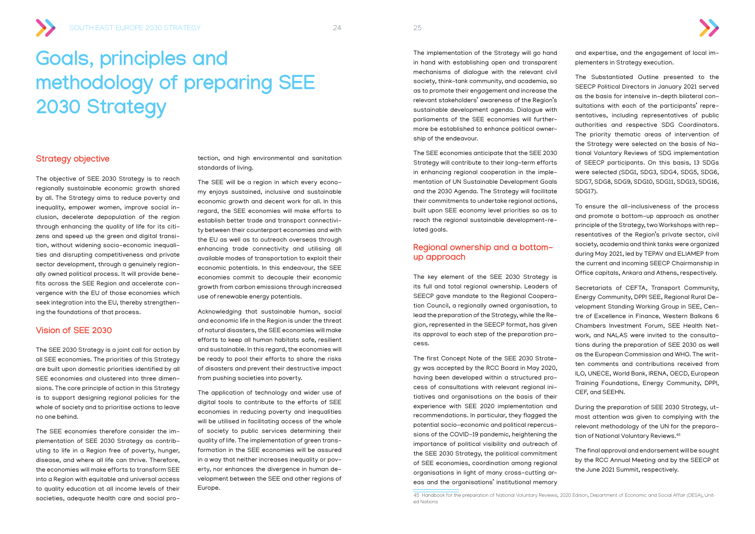# Goals, principles and methodology of preparing SEE 2030 Strategy

## Strategy objective

The objective of SEE 2030 Strategy is to reach regionally sustainable economic growth shared by all. The Strategy aims to reduce poverty and inequality, empower women, improve social inclusion, decelerate depopulation of the region through enhancing the quality of life for its citizens and speed up the green and digital transition, without widening socio-economic inequalities and disrupting competitiveness and private sector development, through a genuinely regionally owned political process. It will provide benefits across the SEE Region and accelerate convergence with the EU of those economies which seek integration into the EU, thereby strengthening the foundations of that process.

## Vision of SEE 2030

The SEE 2030 Strategy is a joint call for action by all SEE economies. The priorities of this Strategy are built upon domestic priorities identified by all SEE economies and clustered into three dimensions. The core principle of action in this Strategy is to support designing regional policies for the whole of society and to prioritise actions to leave no one behind.

The SEE economies therefore consider the implementation of SEE 2030 Strategy as contributing to life in a Region free of poverty, hunger, disease, and where all life can thrive. Therefore, the economies will make efforts to transform SEE into a Region with equitable and universal access to quality education at all income levels of their societies, adequate health care and social protection, and high environmental and sanitation standards of living.

The SEE will be a region in which every economy enjoys sustained, inclusive and sustainable economic growth and decent work for all. In this regard, the SEE economies will make efforts to establish better trade and transport connectivity between their counterpart economies and with the EU as well as to outreach overseas through enhancing trade connectivity and utilising all available modes of transportation to exploit their economic potentials. In this endeavour, the SEE economies commit to decouple their economic growth from carbon emissions through increased use of renewable energy potentials.

Acknowledging that sustainable human, social and economic life in the Region is under the threat of natural disasters, the SEE economies will make efforts to keep all human habitats safe, resilient and sustainable. In this regard, the economies will be ready to pool their efforts to share the risks of disasters and prevent their destructive impact from pushing societies into poverty.

The application of technology and wider use of digital tools to contribute to the efforts of SEE economies in reducing poverty and inequalities will be utilised in facilitating access of the whole of society to public services determining their quality of life. The implementation of green transformation in the SEE economies will be assured in a way that neither increases inequality or poverty, nor enhances the divergence in human development between the SEE and other regions of Europe.

The implementation of the Strategy will go hand in hand with establishing open and transparent mechanisms of dialogue with the relevant civil society, think-tank community, and academia, so as to promote their engagement and increase the relevant stakeholders' awareness of the Region's sustainable development agenda. Dialogue with parliaments of the SEE economies will furthermore be established to enhance political ownership of the endeavour.

The SEE economies anticipate that the SEE 2030 Strategy will contribute to their long-term efforts in enhancing regional cooperation in the implementation of UN Sustainable Development Goals and the 2030 Agenda. The Strategy will facilitate their commitments to undertake regional actions, built upon SEE economy level priorities so as to reach the regional sustainable development-related goals.

## Regional ownership and a bottom-up approach

The key element of the SEE 2030 Strategy is its full and total regional ownership. Leaders of SEECP gave mandate to the Regional Cooperation Council, a regionally owned organisation, to lead the preparation of the Strategy, while the Region, represented in the SEECP format, has given its approval to each step of the preparation process.

The first Concept Note of the SEE 2030 Strategy was accepted by the RCC Board in May 2020, having been developed within a structured process of consultations with relevant regional initiatives and organisations on the basis of their experience with SEE 2020 implementation and recommendations. In particular, they flagged the potential socio-economic and political repercussions of the COVID-19 pandemic, heightening the importance of political visibility and outreach of the SEE 2030 Strategy, the political commitment of SEE economies, coordination among regional organisations in light of many cross-cutting areas and the organisations' institutional memory and expertise, and the engagement of local implementers in Strategy execution.

The Substantiated Outline presented to the SEECP Political Directors in January 2021 served as the basis for intensive in-depth bilateral consultations with each of the participants' representatives, including representatives of public authorities and respective SDG Coordinators. The priority thematic areas of intervention of the Strategy were selected on the basis of National Voluntary Reviews of SDG implementation of SEECP participants. On this basis, 13 SDGs were selected (SDG1, SDG3, SDG4, SDG5, SDG6, SDG7, SDG8, SDG9, SDG10, SDG11, SDG13, SDG16, SDG17).

To ensure the all-inclusiveness of the process and promote a bottom-up approach as another principle of the Strategy, two Workshops with representatives of the Region's private sector, civil society, academia and think tanks were organized during May 2021, led by TEPAV and ELIAMEP from the current and incoming SEECP Chairmanship in Office capitals, Ankara and Athens, respectively.

Secretariats of CEFTA, Transport Community, Energy Community, DPPI SEE, Regional Rural Development Standing Working Group in SEE, Centre of Excellence in Finance, Western Balkans 6 Chambers Investment Forum, SEE Health Network, and NALAS were invited to the consultations during the preparation of SEE 2030 as well as the European Commission and WHO. The written comments and contributions received from ILO, UNECE, World Bank, IRENA, OECD, European Training Foundations, Energy Community, DPPI, CEF, and SEEHN.

During the preparation of SEE 2030 Strategy, utmost attention was given to complying with the relevant methodology of the UN for the preparation of National Voluntary Reviews.[45]

The final approval and endorsement will be sought by the RCC Annual Meeting and by the SEECP at the June 2021 Summit, respectively.

[45] Handbook for the preparation of National Voluntary Reviews, 2020 Edition, Department of Economic and Social Affair (DESA), United Nations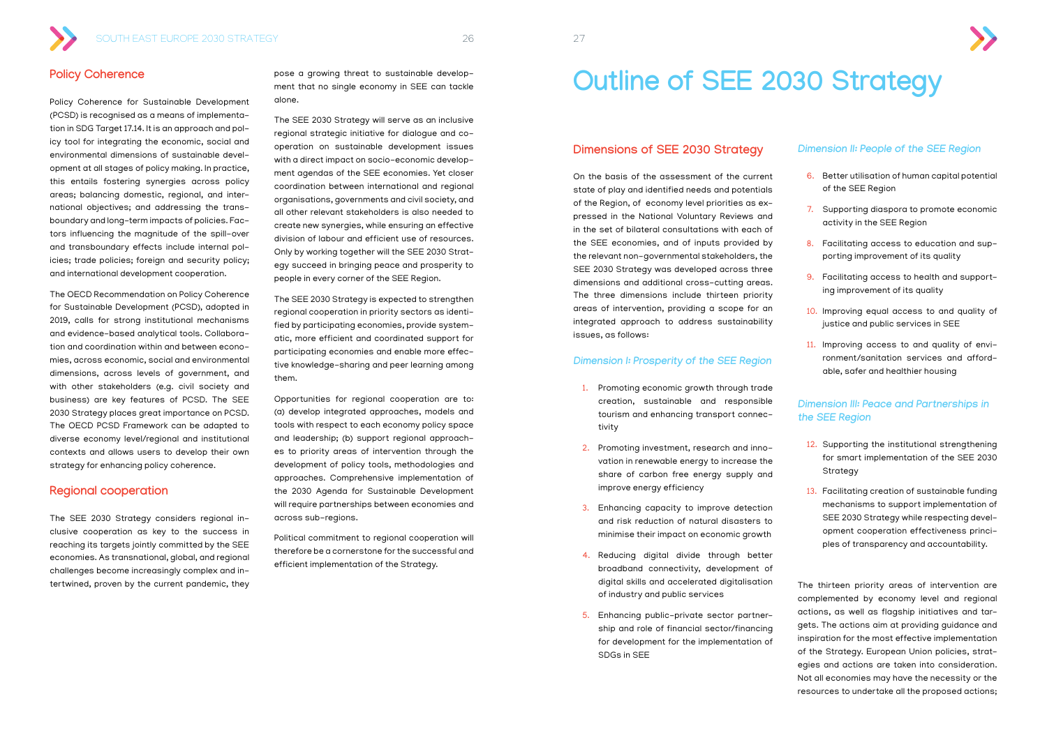## Policy Coherence

Policy Coherence for Sustainable Development (PCSD) is recognised as a means of implementation in SDG Target 17.14. It is an approach and policy tool for integrating the economic, social and environmental dimensions of sustainable development at all stages of policy making. In practice, this entails fostering synergies across policy areas; balancing domestic, regional, and international objectives; and addressing the transboundary and long-term impacts of policies. Factors influencing the magnitude of the spill-over and transboundary effects include internal policies; trade policies; foreign and security policy; and international development cooperation.

The OECD Recommendation on Policy Coherence for Sustainable Development (PCSD), adopted in 2019, calls for strong institutional mechanisms and evidence-based analytical tools. Collaboration and coordination within and between economies, across economic, social and environmental dimensions, across levels of government, and with other stakeholders (e.g. civil society and business) are key features of PCSD. The SEE 2030 Strategy places great importance on PCSD. The OECD PCSD Framework can be adapted to diverse economy level/regional and institutional contexts and allows users to develop their own strategy for enhancing policy coherence.

## Regional cooperation

The SEE 2030 Strategy considers regional inclusive cooperation as key to the success in reaching its targets jointly committed by the SEE economies. As transnational, global, and regional challenges become increasingly complex and intertwined, proven by the current pandemic, they pose a growing threat to sustainable development that no single economy in SEE can tackle alone.

The SEE 2030 Strategy will serve as an inclusive regional strategic initiative for dialogue and cooperation on sustainable development issues with a direct impact on socio-economic development agendas of the SEE economies. Yet closer coordination between international and regional organisations, governments and civil society, and all other relevant stakeholders is also needed to create new synergies, while ensuring an effective division of labour and efficient use of resources. Only by working together will the SEE 2030 Strategy succeed in bringing peace and prosperity to people in every corner of the SEE Region.

The SEE 2030 Strategy is expected to strengthen regional cooperation in priority sectors as identified by participating economies, provide systematic, more efficient and coordinated support for participating economies and enable more effective knowledge-sharing and peer learning among them.

Opportunities for regional cooperation are to: (a) develop integrated approaches, models and tools with respect to each economy policy space and leadership; (b) support regional approaches to priority areas of intervention through the development of policy tools, methodologies and approaches. Comprehensive implementation of the 2030 Agenda for Sustainable Development will require partnerships between economies and across sub-regions.

Political commitment to regional cooperation will therefore be a cornerstone for the successful and efficient implementation of the Strategy.

# Outline of SEE 2030 Strategy

## Dimensions of SEE 2030 Strategy

On the basis of the assessment of the current state of play and identified needs and potentials of the Region, of economy level priorities as expressed in the National Voluntary Reviews and in the set of bilateral consultations with each of the SEE economies, and of inputs provided by the relevant non-governmental stakeholders, the SEE 2030 Strategy was developed across three dimensions and additional cross-cutting areas. The three dimensions include thirteen priority areas of intervention, providing a scope for an integrated approach to address sustainability issues, as follows:

### *Dimension I: Prosperity of the SEE Region*

1. Promoting economic growth through trade creation, sustainable and responsible tourism and enhancing transport connectivity
2. Promoting investment, research and innovation in renewable energy to increase the share of carbon free energy supply and improve energy efficiency
3. Enhancing capacity to improve detection and risk reduction of natural disasters to minimise their impact on economic growth
4. Reducing digital divide through better broadband connectivity, development of digital skills and accelerated digitalisation of industry and public services
5. Enhancing public-private sector partnership and role of financial sector/financing for development for the implementation of SDGs in SEE

### *Dimension II: People of the SEE Region*

6. Better utilisation of human capital potential of the SEE Region
7. Supporting diaspora to promote economic activity in the SEE Region
8. Facilitating access to education and supporting improvement of its quality
9. Facilitating access to health and supporting improvement of its quality
10. Improving equal access to and quality of justice and public services in SEE
11. Improving access to and quality of environment/sanitation services and affordable, safer and healthier housing

### *Dimension III: Peace and Partnerships in the SEE Region*

12. Supporting the institutional strengthening for smart implementation of the SEE 2030 Strategy
13. Facilitating creation of sustainable funding mechanisms to support implementation of SEE 2030 Strategy while respecting development cooperation effectiveness principles of transparency and accountability.

The thirteen priority areas of intervention are complemented by economy level and regional actions, as well as flagship initiatives and targets. The actions aim at providing guidance and inspiration for the most effective implementation of the Strategy. European Union policies, strategies and actions are taken into consideration. Not all economies may have the necessity or the resources to undertake all the proposed actions;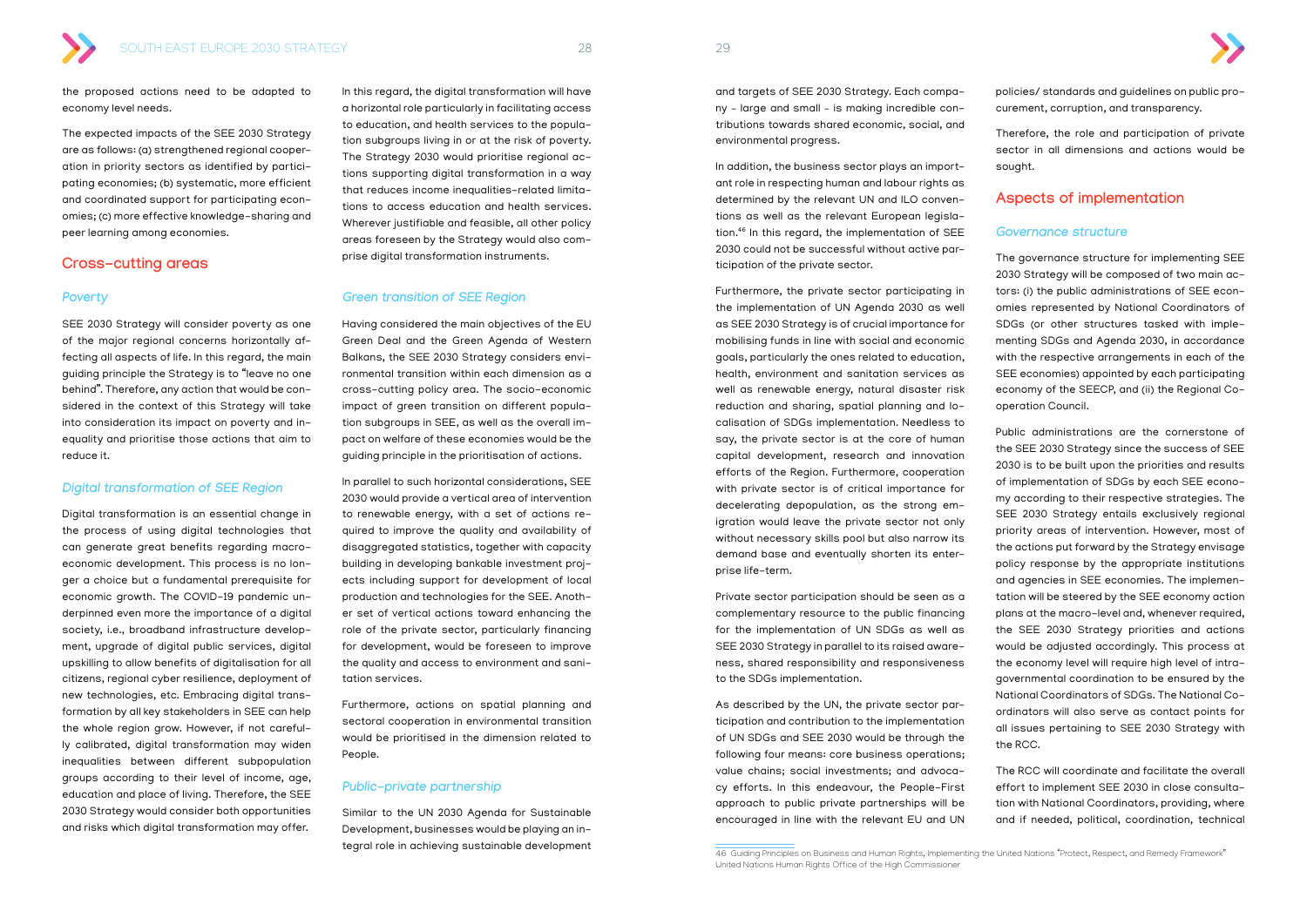the proposed actions need to be adapted to economy level needs.

The expected impacts of the SEE 2030 Strategy are as follows: (a) strengthened regional cooperation in priority sectors as identified by participating economies; (b) systematic, more efficient and coordinated support for participating economies; (c) more effective knowledge-sharing and peer learning among economies.

## Cross-cutting areas

### *Poverty*

SEE 2030 Strategy will consider poverty as one of the major regional concerns horizontally affecting all aspects of life. In this regard, the main guiding principle the Strategy is to "leave no one behind". Therefore, any action that would be considered in the context of this Strategy will take into consideration its impact on poverty and inequality and prioritise those actions that aim to reduce it.

### *Digital transformation of SEE Region*

Digital transformation is an essential change in the process of using digital technologies that can generate great benefits regarding macroeconomic development. This process is no longer a choice but a fundamental prerequisite for economic growth. The COVID-19 pandemic underpinned even more the importance of a digital society, i.e., broadband infrastructure development, upgrade of digital public services, digital upskilling to allow benefits of digitalisation for all citizens, regional cyber resilience, deployment of new technologies, etc. Embracing digital transformation by all key stakeholders in SEE can help the whole region grow. However, if not carefully calibrated, digital transformation may widen inequalities between different subpopulation groups according to their level of income, age, education and place of living. Therefore, the SEE 2030 Strategy would consider both opportunities and risks which digital transformation may offer.

In this regard, the digital transformation will have a horizontal role particularly in facilitating access to education, and health services to the population subgroups living in or at the risk of poverty. The Strategy 2030 would prioritise regional actions supporting digital transformation in a way that reduces income inequalities-related limitations to access education and health services. Wherever justifiable and feasible, all other policy areas foreseen by the Strategy would also comprise digital transformation instruments.

### *Green transition of SEE Region*

Having considered the main objectives of the EU Green Deal and the Green Agenda of Western Balkans, the SEE 2030 Strategy considers environmental transition within each dimension as a cross-cutting policy area. The socio-economic impact of green transition on different population subgroups in SEE, as well as the overall impact on welfare of these economies would be the guiding principle in the prioritisation of actions.

In parallel to such horizontal considerations, SEE 2030 would provide a vertical area of intervention to renewable energy, with a set of actions required to improve the quality and availability of disaggregated statistics, together with capacity building in developing bankable investment projects including support for development of local production and technologies for the SEE. Another set of vertical actions toward enhancing the role of the private sector, particularly financing for development, would be foreseen to improve the quality and access to environment and sanitation services.

Furthermore, actions on spatial planning and sectoral cooperation in environmental transition would be prioritised in the dimension related to People.

### *Public-private partnership*

Similar to the UN 2030 Agenda for Sustainable Development, businesses would be playing an integral role in achieving sustainable development and targets of SEE 2030 Strategy. Each company - large and small - is making incredible contributions towards shared economic, social, and environmental progress.

In addition, the business sector plays an important role in respecting human and labour rights as determined by the relevant UN and ILO conventions as well as the relevant European legislation.[46] In this regard, the implementation of SEE 2030 could not be successful without active participation of the private sector.

Furthermore, the private sector participating in the implementation of UN Agenda 2030 as well as SEE 2030 Strategy is of crucial importance for mobilising funds in line with social and economic goals, particularly the ones related to education, health, environment and sanitation services as well as renewable energy, natural disaster risk reduction and sharing, spatial planning and localisation of SDGs implementation. Needless to say, the private sector is at the core of human capital development, research and innovation efforts of the Region. Furthermore, cooperation with private sector is of critical importance for decelerating depopulation, as the strong emigration would leave the private sector not only without necessary skills pool but also narrow its demand base and eventually shorten its enterprise life-term.

Private sector participation should be seen as a complementary resource to the public financing for the implementation of UN SDGs as well as SEE 2030 Strategy in parallel to its raised awareness, shared responsibility and responsiveness to the SDGs implementation.

As described by the UN, the private sector participation and contribution to the implementation of UN SDGs and SEE 2030 would be through the following four means: core business operations; value chains; social investments; and advocacy efforts. In this endeavour, the People-First approach to public private partnerships will be encouraged in line with the relevant EU and UN policies/ standards and guidelines on public procurement, corruption, and transparency.

Therefore, the role and participation of private sector in all dimensions and actions would be sought.

## Aspects of implementation

### *Governance structure*

The governance structure for implementing SEE 2030 Strategy will be composed of two main actors: (i) the public administrations of SEE economies represented by National Coordinators of SDGs (or other structures tasked with implementing SDGs and Agenda 2030, in accordance with the respective arrangements in each of the SEE economies) appointed by each participating economy of the SEECP, and (ii) the Regional Cooperation Council.

Public administrations are the cornerstone of the SEE 2030 Strategy since the success of SEE 2030 is to be built upon the priorities and results of implementation of SDGs by each SEE economy according to their respective strategies. The SEE 2030 Strategy entails exclusively regional priority areas of intervention. However, most of the actions put forward by the Strategy envisage policy response by the appropriate institutions and agencies in SEE economies. The implementation will be steered by the SEE economy action plans at the macro-level and, whenever required, the SEE 2030 Strategy priorities and actions would be adjusted accordingly. This process at the economy level will require high level of intra-governmental coordination to be ensured by the National Coordinators of SDGs. The National Coordinators will also serve as contact points for all issues pertaining to SEE 2030 Strategy with the RCC.

The RCC will coordinate and facilitate the overall effort to implement SEE 2030 in close consultation with National Coordinators, providing, where and if needed, political, coordination, technical

---

46 Guiding Principles on Business and Human Rights, Implementing the United Nations "Protect, Respect, and Remedy Framework" United Nations Human Rights Office of the High Commissioner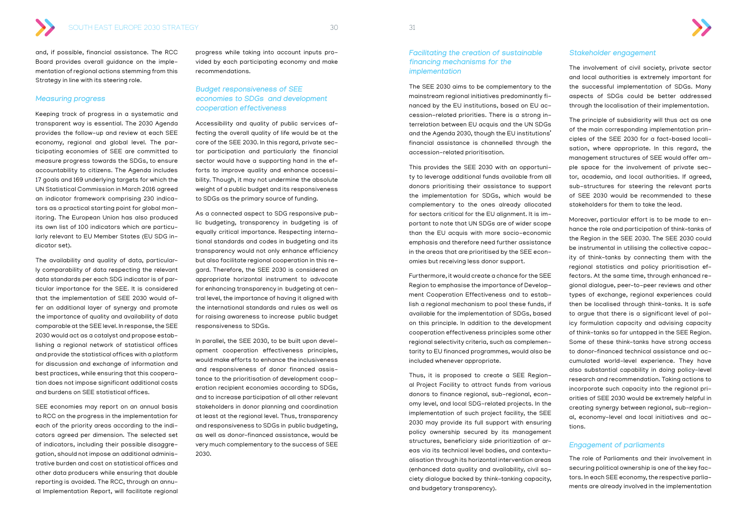and, if possible, financial assistance. The RCC Board provides overall guidance on the implementation of regional actions stemming from this Strategy in line with its steering role.

### Measuring progress

Keeping track of progress in a systematic and transparent way is essential. The 2030 Agenda provides the follow-up and review at each SEE economy, regional and global level. The participating economies of SEE are committed to measure progress towards the SDGs, to ensure accountability to citizens. The Agenda includes 17 goals and 169 underlying targets for which the UN Statistical Commission in March 2016 agreed an indicator framework comprising 230 indicators as a practical starting point for global monitoring. The European Union has also produced its own list of 100 indicators which are particularly relevant to EU Member States (EU SDG indicator set).

The availability and quality of data, particularly comparability of data respecting the relevant data standards per each SDG indicator is of particular importance for the SEE. It is considered that the implementation of SEE 2030 would offer an additional layer of synergy and promote the importance of quality and availability of data comparable at the SEE level. In response, the SEE 2030 would act as a catalyst and propose establishing a regional network of statistical offices and provide the statistical offices with a platform for discussion and exchange of information and best practices, while ensuring that this cooperation does not impose significant additional costs and burdens on SEE statistical offices.

SEE economies may report on an annual basis to RCC on the progress in the implementation for each of the priority areas according to the indicators agreed per dimension. The selected set of indicators, including their possible disaggregation, should not impose an additional administrative burden and cost on statistical offices and other data producers while ensuring that double reporting is avoided. The RCC, through an annual Implementation Report, will facilitate regional progress while taking into account inputs provided by each participating economy and make recommendations.

### Budget responsiveness of SEE economies to SDGs and development cooperation effectiveness

Accessibility and quality of public services affecting the overall quality of life would be at the core of the SEE 2030. In this regard, private sector participation and particularly the financial sector would have a supporting hand in the efforts to improve quality and enhance accessibility. Though, it may not undermine the absolute weight of a public budget and its responsiveness to SDGs as the primary source of funding.

As a connected aspect to SDG responsive public budgeting, transparency in budgeting is of equally critical importance. Respecting international standards and codes in budgeting and its transparency would not only enhance efficiency but also facilitate regional cooperation in this regard. Therefore, the SEE 2030 is considered an appropriate horizontal instrument to advocate for enhancing transparency in budgeting at central level, the importance of having it aligned with the international standards and rules as well as for raising awareness to increase public budget responsiveness to SDGs.

In parallel, the SEE 2030, to be built upon development cooperation effectiveness principles, would make efforts to enhance the inclusiveness and responsiveness of donor financed assistance to the prioritisation of development cooperation recipient economies according to SDGs, and to increase participation of all other relevant stakeholders in donor planning and coordination at least at the regional level. Thus, transparency and responsiveness to SDGs in public budgeting, as well as donor-financed assistance, would be very much complementary to the success of SEE 2030.

### Facilitating the creation of sustainable financing mechanisms for the implementation

The SEE 2030 aims to be complementary to the mainstream regional initiatives predominantly financed by the EU institutions, based on EU accession-related priorities. There is a strong interrelation between EU acquis and the UN SDGs and the Agenda 2030, though the EU institutions' financial assistance is channelled through the accession-related prioritisation.

This provides the SEE 2030 with an opportunity to leverage additional funds available from all donors prioritising their assistance to support the implementation for SDGs, which would be complementary to the ones already allocated for sectors critical for the EU alignment. It is important to note that UN SDGs are of wider scope than the EU acquis with more socio-economic emphasis and therefore need further assistance in the areas that are prioritised by the SEE economies but receiving less donor support.

Furthermore, it would create a chance for the SEE Region to emphasise the importance of Development Cooperation Effectiveness and to establish a regional mechanism to pool these funds, if available for the implementation of SDGs, based on this principle. In addition to the development cooperation effectiveness principles some other regional selectivity criteria, such as complementarity to EU financed programmes, would also be included whenever appropriate.

Thus, it is proposed to create a SEE Regional Project Facility to attract funds from various donors to finance regional, sub-regional, economy level, and local SDG-related projects. In the implementation of such project facility, the SEE 2030 may provide its full support with ensuring policy ownership secured by its management structures, beneficiary side prioritization of areas via its technical level bodies, and contextualisation through its horizontal intervention areas (enhanced data quality and availability, civil society dialogue backed by think-tanking capacity, and budgetary transparency).

### Stakeholder engagement

The involvement of civil society, private sector and local authorities is extremely important for the successful implementation of SDGs. Many aspects of SDGs could be better addressed through the localisation of their implementation.

The principle of subsidiarity will thus act as one of the main corresponding implementation principles of the SEE 2030 for a fact-based localisation, where appropriate. In this regard, the management structures of SEE would offer ample space for the involvement of private sector, academia, and local authorities. If agreed, sub-structures for steering the relevant parts of SEE 2030 would be recommended to these stakeholders for them to take the lead.

Moreover, particular effort is to be made to enhance the role and participation of think-tanks of the Region in the SEE 2030. The SEE 2030 could be instrumental in utilising the collective capacity of think-tanks by connecting them with the regional statistics and policy prioritisation effectors. At the same time, through enhanced regional dialogue, peer-to-peer reviews and other types of exchange, regional experiences could then be localised through think-tanks. It is safe to argue that there is a significant level of policy formulation capacity and advising capacity of think-tanks so far untapped in the SEE Region. Some of these think-tanks have strong access to donor-financed technical assistance and accumulated world-level experience. They have also substantial capability in doing policy-level research and recommendation. Taking actions to incorporate such capacity into the regional priorities of SEE 2030 would be extremely helpful in creating synergy between regional, sub-regional, economy-level and local initiatives and actions.

### Engagement of parliaments

The role of Parliaments and their involvement in securing political ownership is one of the key factors. In each SEE economy, the respective parliaments are already involved in the implementation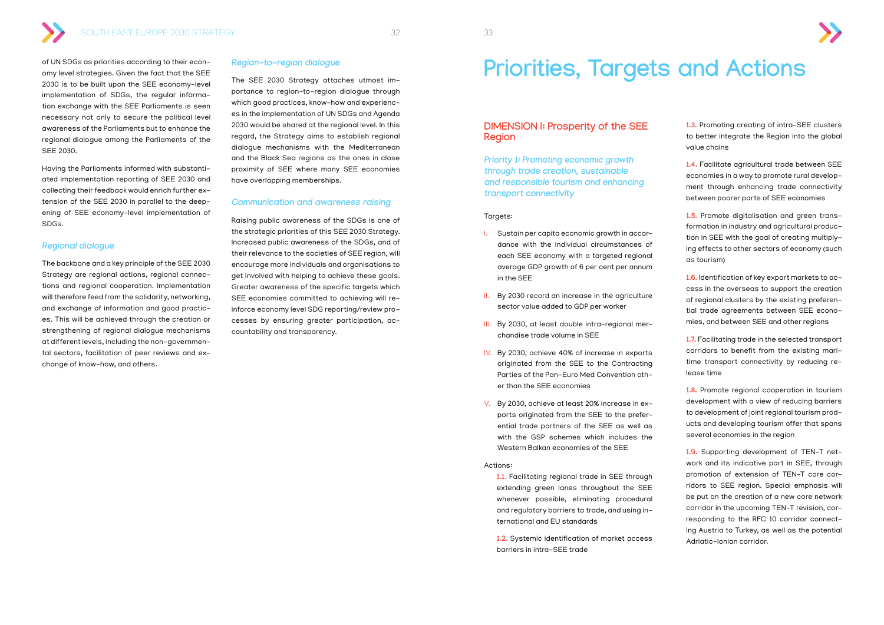of UN SDGs as priorities according to their economy level strategies. Given the fact that the SEE 2030 is to be built upon the SEE economy-level implementation of SDGs, the regular information exchange with the SEE Parliaments is seen necessary not only to secure the political level awareness of the Parliaments but to enhance the regional dialogue among the Parliaments of the SEE 2030.

Having the Parliaments informed with substantiated implementation reporting of SEE 2030 and collecting their feedback would enrich further extension of the SEE 2030 in parallel to the deepening of SEE economy-level implementation of SDGs.

### *Regional dialogue*

The backbone and a key principle of the SEE 2030 Strategy are regional actions, regional connections and regional cooperation. Implementation will therefore feed from the solidarity, networking, and exchange of information and good practices. This will be achieved through the creation or strengthening of regional dialogue mechanisms at different levels, including the non-governmental sectors, facilitation of peer reviews and exchange of know-how, and others.

### *Region-to-region dialogue*

The SEE 2030 Strategy attaches utmost importance to region-to-region dialogue through which good practices, know-how and experiences in the implementation of UN SDGs and Agenda 2030 would be shared at the regional level. In this regard, the Strategy aims to establish regional dialogue mechanisms with the Mediterranean and the Black Sea regions as the ones in close proximity of SEE where many SEE economies have overlapping memberships.

### *Communication and awareness raising*

Raising public awareness of the SDGs is one of the strategic priorities of this SEE 2030 Strategy. Increased public awareness of the SDGs, and of their relevance to the societies of SEE region, will encourage more individuals and organisations to get involved with helping to achieve these goals. Greater awareness of the specific targets which SEE economies committed to achieving will reinforce economy level SDG reporting/review processes by ensuring greater participation, accountability and transparency.

# Priorities, Targets and Actions

## DIMENSION I: Prosperity of the SEE Region

### *Priority 1: Promoting economic growth through trade creation, sustainable and responsible tourism and enhancing transport connectivity*

Targets:

I. Sustain per capita economic growth in accordance with the individual circumstances of each SEE economy with a targeted regional average GDP growth of 6 per cent per annum in the SEE

II. By 2030 record an increase in the agriculture sector value added to GDP per worker

III. By 2030, at least double intra-regional merchandise trade volume in SEE

IV. By 2030, achieve 40% of increase in exports originated from the SEE to the Contracting Parties of the Pan-Euro Med Convention other than the SEE economies

V. By 2030, achieve at least 20% increase in exports originated from the SEE to the preferential trade partners of the SEE as well as with the GSP schemes which includes the Western Balkan economies of the SEE

Actions:

1.1. Facilitating regional trade in SEE through extending green lanes throughout the SEE whenever possible, eliminating procedural and regulatory barriers to trade, and using international and EU standards

1.2. Systemic identification of market access barriers in intra-SEE trade

1.3. Promoting creating of intra-SEE clusters to better integrate the Region into the global value chains

1.4. Facilitate agricultural trade between SEE economies in a way to promote rural development through enhancing trade connectivity between poorer parts of SEE economies

1.5. Promote digitalisation and green transformation in industry and agricultural production in SEE with the goal of creating multiplying effects to other sectors of economy (such as tourism)

1.6. Identification of key export markets to access in the overseas to support the creation of regional clusters by the existing preferential trade agreements between SEE economies, and between SEE and other regions

1.7. Facilitating trade in the selected transport corridors to benefit from the existing maritime transport connectivity by reducing release time

1.8. Promote regional cooperation in tourism development with a view of reducing barriers to development of joint regional tourism products and developing tourism offer that spans several economies in the region

1.9. Supporting development of TEN-T network and its indicative part in SEE, through promotion of extension of TEN-T core corridors to SEE region. Special emphasis will be put on the creation of a new core network corridor in the upcoming TEN-T revision, corresponding to the RFC 10 corridor connecting Austria to Turkey, as well as the potential Adriatic-Ionian corridor.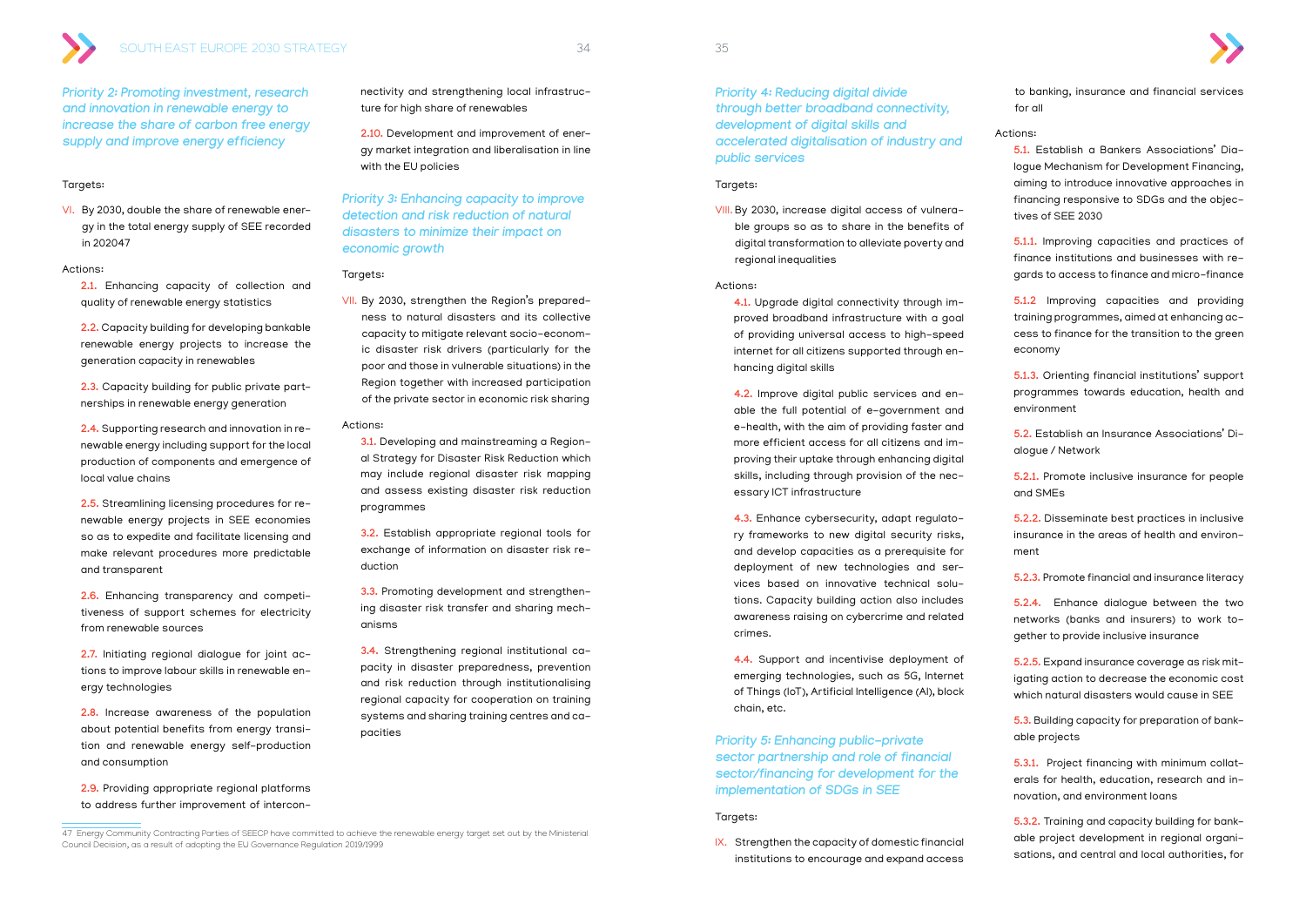*Priority 2: Promoting investment, research and innovation in renewable energy to increase the share of carbon free energy supply and improve energy efficiency*

Targets:

VI. By 2030, double the share of renewable energy in the total energy supply of SEE recorded in 2020[47]

Actions:

2.1. Enhancing capacity of collection and quality of renewable energy statistics

2.2. Capacity building for developing bankable renewable energy projects to increase the generation capacity in renewables

2.3. Capacity building for public private partnerships in renewable energy generation

2.4. Supporting research and innovation in renewable energy including support for the local production of components and emergence of local value chains

2.5. Streamlining licensing procedures for renewable energy projects in SEE economies so as to expedite and facilitate licensing and make relevant procedures more predictable and transparent

2.6. Enhancing transparency and competitiveness of support schemes for electricity from renewable sources

2.7. Initiating regional dialogue for joint actions to improve labour skills in renewable energy technologies

2.8. Increase awareness of the population about potential benefits from energy transition and renewable energy self-production and consumption

2.9. Providing appropriate regional platforms to address further improvement of interconnectivity and strengthening local infrastructure for high share of renewables

2.10. Development and improvement of energy market integration and liberalisation in line with the EU policies

*Priority 3: Enhancing capacity to improve detection and risk reduction of natural disasters to minimize their impact on economic growth*

Targets:

VII. By 2030, strengthen the Region's preparedness to natural disasters and its collective capacity to mitigate relevant socio-economic disaster risk drivers (particularly for the poor and those in vulnerable situations) in the Region together with increased participation of the private sector in economic risk sharing

Actions:

3.1. Developing and mainstreaming a Regional Strategy for Disaster Risk Reduction which may include regional disaster risk mapping and assess existing disaster risk reduction programmes

3.2. Establish appropriate regional tools for exchange of information on disaster risk reduction

3.3. Promoting development and strengthening disaster risk transfer and sharing mechanisms

3.4. Strengthening regional institutional capacity in disaster preparedness, prevention and risk reduction through institutionalising regional capacity for cooperation on training systems and sharing training centres and capacities

47 Energy Community Contracting Parties of SEECP have committed to achieve the renewable energy target set out by the Ministerial Council Decision, as a result of adopting the EU Governance Regulation 2019/1999

*Priority 4: Reducing digital divide through better broadband connectivity, development of digital skills and accelerated digitalisation of industry and public services*

Targets:

VIII. By 2030, increase digital access of vulnerable groups so as to share in the benefits of digital transformation to alleviate poverty and regional inequalities

Actions:

4.1. Upgrade digital connectivity through improved broadband infrastructure with a goal of providing universal access to high-speed internet for all citizens supported through enhancing digital skills

4.2. Improve digital public services and enable the full potential of e-government and e-health, with the aim of providing faster and more efficient access for all citizens and improving their uptake through enhancing digital skills, including through provision of the necessary ICT infrastructure

4.3. Enhance cybersecurity, adapt regulatory frameworks to new digital security risks, and develop capacities as a prerequisite for deployment of new technologies and services based on innovative technical solutions. Capacity building action also includes awareness raising on cybercrime and related crimes.

4.4. Support and incentivise deployment of emerging technologies, such as 5G, Internet of Things (IoT), Artificial Intelligence (AI), block chain, etc.

*Priority 5: Enhancing public-private sector partnership and role of financial sector/financing for development for the implementation of SDGs in SEE*

Targets:

IX. Strengthen the capacity of domestic financial institutions to encourage and expand access to banking, insurance and financial services for all

Actions:

5.1. Establish a Bankers Associations' Dialogue Mechanism for Development Financing, aiming to introduce innovative approaches in financing responsive to SDGs and the objectives of SEE 2030

5.1.1. Improving capacities and practices of finance institutions and businesses with regards to access to finance and micro-finance

5.1.2 Improving capacities and providing training programmes, aimed at enhancing access to finance for the transition to the green economy

5.1.3. Orienting financial institutions' support programmes towards education, health and environment

5.2. Establish an Insurance Associations' Dialogue / Network

5.2.1. Promote inclusive insurance for people and SMEs

5.2.2. Disseminate best practices in inclusive insurance in the areas of health and environment

5.2.3. Promote financial and insurance literacy

5.2.4. Enhance dialogue between the two networks (banks and insurers) to work together to provide inclusive insurance

5.2.5. Expand insurance coverage as risk mitigating action to decrease the economic cost which natural disasters would cause in SEE

5.3. Building capacity for preparation of bankable projects

5.3.1. Project financing with minimum collaterals for health, education, research and innovation, and environment loans

5.3.2. Training and capacity building for bankable project development in regional organisations, and central and local authorities, for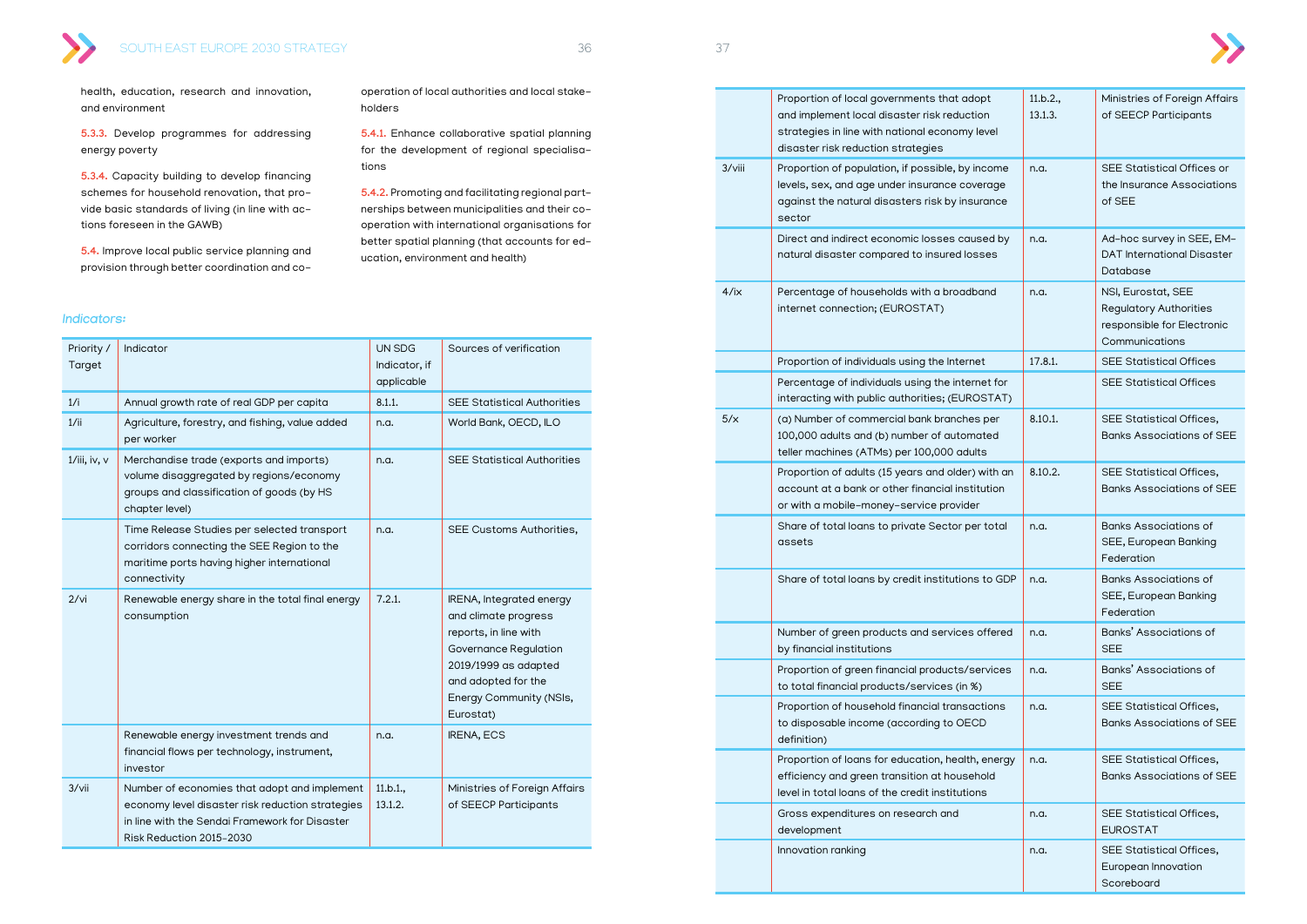health, education, research and innovation, and environment

5.3.3. Develop programmes for addressing energy poverty

5.3.4. Capacity building to develop financing schemes for household renovation, that provide basic standards of living (in line with actions foreseen in the GAWB)

5.4. Improve local public service planning and provision through better coordination and cooperation of local authorities and local stakeholders

5.4.1. Enhance collaborative spatial planning for the development of regional specialisations

5.4.2. Promoting and facilitating regional partnerships between municipalities and their cooperation with international organisations for better spatial planning (that accounts for education, environment and health)

*Indicators:*

| Priority / Target | Indicator | UN SDG Indicator, if applicable | Sources of verification |
|---|---|---|---|
| 1/i | Annual growth rate of real GDP per capita | 8.1.1. | SEE Statistical Authorities |
| 1/ii | Agriculture, forestry, and fishing, value added per worker | n.a. | World Bank, OECD, ILO |
| 1/iii, iv, v | Merchandise trade (exports and imports) volume disaggregated by regions/economy groups and classification of goods (by HS chapter level) | n.a. | SEE Statistical Authorities |
| | Time Release Studies per selected transport corridors connecting the SEE Region to the maritime ports having higher international connectivity | n.a. | SEE Customs Authorities, |
| 2/vi | Renewable energy share in the total final energy consumption | 7.2.1. | IRENA, Integrated energy and climate progress reports, in line with Governance Regulation 2019/1999 as adapted and adopted for the Energy Community (NSIs, Eurostat) |
| | Renewable energy investment trends and financial flows per technology, instrument, investor | n.a. | IRENA, ECS |
| 3/vii | Number of economies that adopt and implement economy level disaster risk reduction strategies in line with the Sendai Framework for Disaster Risk Reduction 2015-2030 | 11.b.1., 13.1.2. | Ministries of Foreign Affairs of SEECP Participants |
| | Proportion of local governments that adopt and implement local disaster risk reduction strategies in line with national economy level disaster risk reduction strategies | 11.b.2., 13.1.3. | Ministries of Foreign Affairs of SEECP Participants |
| 3/viii | Proportion of population, if possible, by income levels, sex, and age under insurance coverage against the natural disasters risk by insurance sector | n.a. | SEE Statistical Offices or the Insurance Associations of SEE |
| | Direct and indirect economic losses caused by natural disaster compared to insured losses | n.a. | Ad-hoc survey in SEE, EM-DAT International Disaster Database |
| 4/ix | Percentage of households with a broadband internet connection; (EUROSTAT) | n.a. | NSI, Eurostat, SEE Regulatory Authorities responsible for Electronic Communications |
| | Proportion of individuals using the Internet | 17.8.1. | SEE Statistical Offices |
| | Percentage of individuals using the internet for interacting with public authorities; (EUROSTAT) | | SEE Statistical Offices |
| 5/x | (a) Number of commercial bank branches per 100,000 adults and (b) number of automated teller machines (ATMs) per 100,000 adults | 8.10.1. | SEE Statistical Offices, Banks Associations of SEE |
| | Proportion of adults (15 years and older) with an account at a bank or other financial institution or with a mobile-money-service provider | 8.10.2. | SEE Statistical Offices, Banks Associations of SEE |
| | Share of total loans to private Sector per total assets | n.a. | Banks Associations of SEE, European Banking Federation |
| | Share of total loans by credit institutions to GDP | n.a. | Banks Associations of SEE, European Banking Federation |
| | Number of green products and services offered by financial institutions | n.a. | Banks' Associations of SEE |
| | Proportion of green financial products/services to total financial products/services (in %) | n.a. | Banks' Associations of SEE |
| | Proportion of household financial transactions to disposable income (according to OECD definition) | n.a. | SEE Statistical Offices, Banks Associations of SEE |
| | Proportion of loans for education, health, energy efficiency and green transition at household level in total loans of the credit institutions | n.a. | SEE Statistical Offices, Banks Associations of SEE |
| | Gross expenditures on research and development | n.a. | SEE Statistical Offices, EUROSTAT |
| | Innovation ranking | n.a. | SEE Statistical Offices, European Innovation Scoreboard |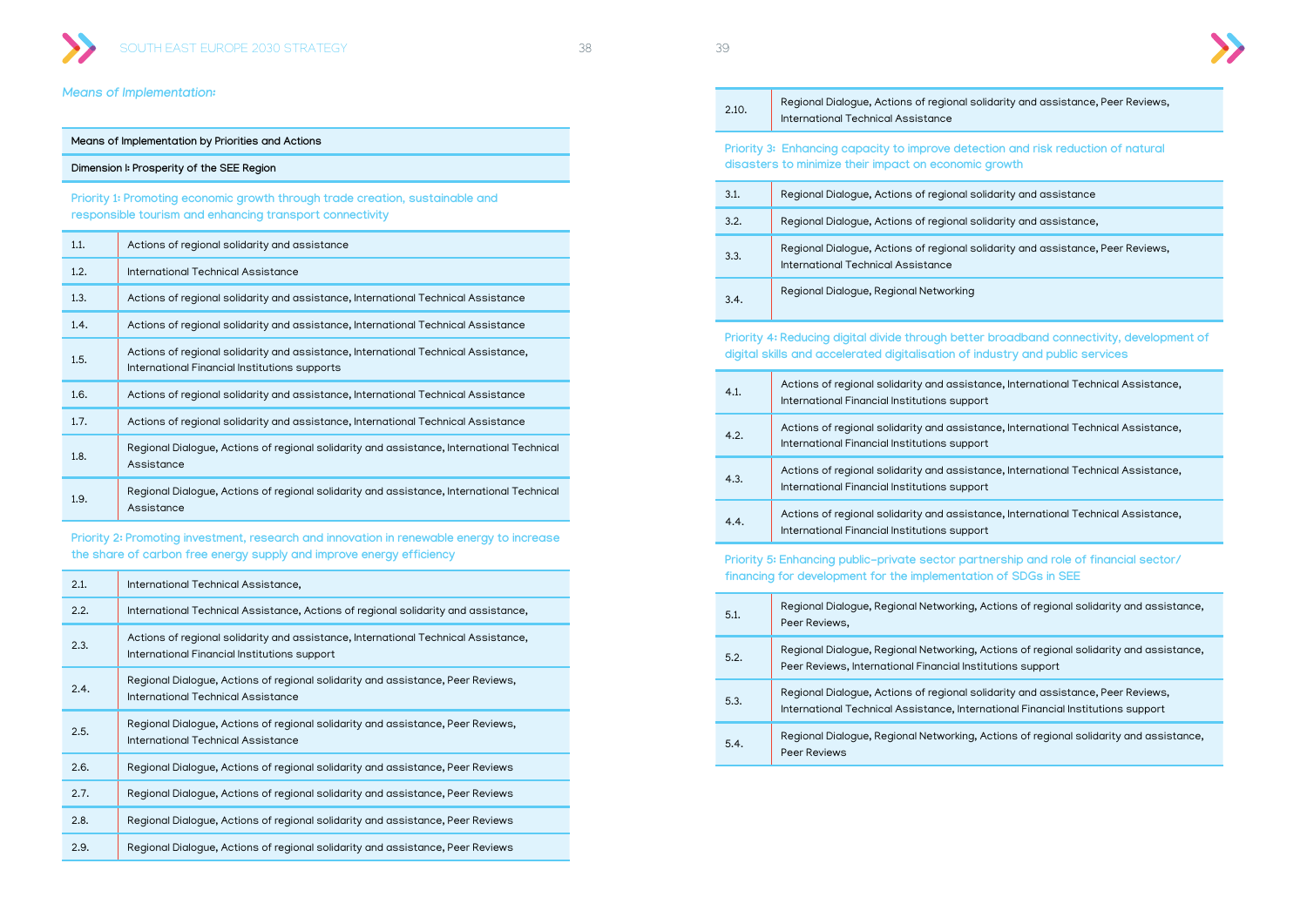*Means of Implementation:*

| Means of Implementation by Priorities and Actions | |
|---|---|
| **Dimension I: Prosperity of the SEE Region** | |
| **Priority 1: Promoting economic growth through trade creation, sustainable and responsible tourism and enhancing transport connectivity** | |
| 1.1. | Actions of regional solidarity and assistance |
| 1.2. | International Technical Assistance |
| 1.3. | Actions of regional solidarity and assistance, International Technical Assistance |
| 1.4. | Actions of regional solidarity and assistance, International Technical Assistance |
| 1.5. | Actions of regional solidarity and assistance, International Technical Assistance, International Financial Institutions supports |
| 1.6. | Actions of regional solidarity and assistance, International Technical Assistance |
| 1.7. | Actions of regional solidarity and assistance, International Technical Assistance |
| 1.8. | Regional Dialogue, Actions of regional solidarity and assistance, International Technical Assistance |
| 1.9. | Regional Dialogue, Actions of regional solidarity and assistance, International Technical Assistance |
| **Priority 2: Promoting investment, research and innovation in renewable energy to increase the share of carbon free energy supply and improve energy efficiency** | |
| 2.1. | International Technical Assistance, |
| 2.2. | International Technical Assistance, Actions of regional solidarity and assistance, |
| 2.3. | Actions of regional solidarity and assistance, International Technical Assistance, International Financial Institutions support |
| 2.4. | Regional Dialogue, Actions of regional solidarity and assistance, Peer Reviews, International Technical Assistance |
| 2.5. | Regional Dialogue, Actions of regional solidarity and assistance, Peer Reviews, International Technical Assistance |
| 2.6. | Regional Dialogue, Actions of regional solidarity and assistance, Peer Reviews |
| 2.7. | Regional Dialogue, Actions of regional solidarity and assistance, Peer Reviews |
| 2.8. | Regional Dialogue, Actions of regional solidarity and assistance, Peer Reviews |
| 2.9. | Regional Dialogue, Actions of regional solidarity and assistance, Peer Reviews |
| 2.10. | Regional Dialogue, Actions of regional solidarity and assistance, Peer Reviews, International Technical Assistance |
| **Priority 3: Enhancing capacity to improve detection and risk reduction of natural disasters to minimize their impact on economic growth** | |
| 3.1. | Regional Dialogue, Actions of regional solidarity and assistance |
| 3.2. | Regional Dialogue, Actions of regional solidarity and assistance, |
| 3.3. | Regional Dialogue, Actions of regional solidarity and assistance, Peer Reviews, International Technical Assistance |
| 3.4. | Regional Dialogue, Regional Networking |
| **Priority 4: Reducing digital divide through better broadband connectivity, development of digital skills and accelerated digitalisation of industry and public services** | |
| 4.1. | Actions of regional solidarity and assistance, International Technical Assistance, International Financial Institutions support |
| 4.2. | Actions of regional solidarity and assistance, International Technical Assistance, International Financial Institutions support |
| 4.3. | Actions of regional solidarity and assistance, International Technical Assistance, International Financial Institutions support |
| 4.4. | Actions of regional solidarity and assistance, International Technical Assistance, International Financial Institutions support |
| **Priority 5: Enhancing public-private sector partnership and role of financial sector/ financing for development for the implementation of SDGs in SEE** | |
| 5.1. | Regional Dialogue, Regional Networking, Actions of regional solidarity and assistance, Peer Reviews, |
| 5.2. | Regional Dialogue, Regional Networking, Actions of regional solidarity and assistance, Peer Reviews, International Financial Institutions support |
| 5.3. | Regional Dialogue, Actions of regional solidarity and assistance, Peer Reviews, International Technical Assistance, International Financial Institutions support |
| 5.4. | Regional Dialogue, Regional Networking, Actions of regional solidarity and assistance, Peer Reviews |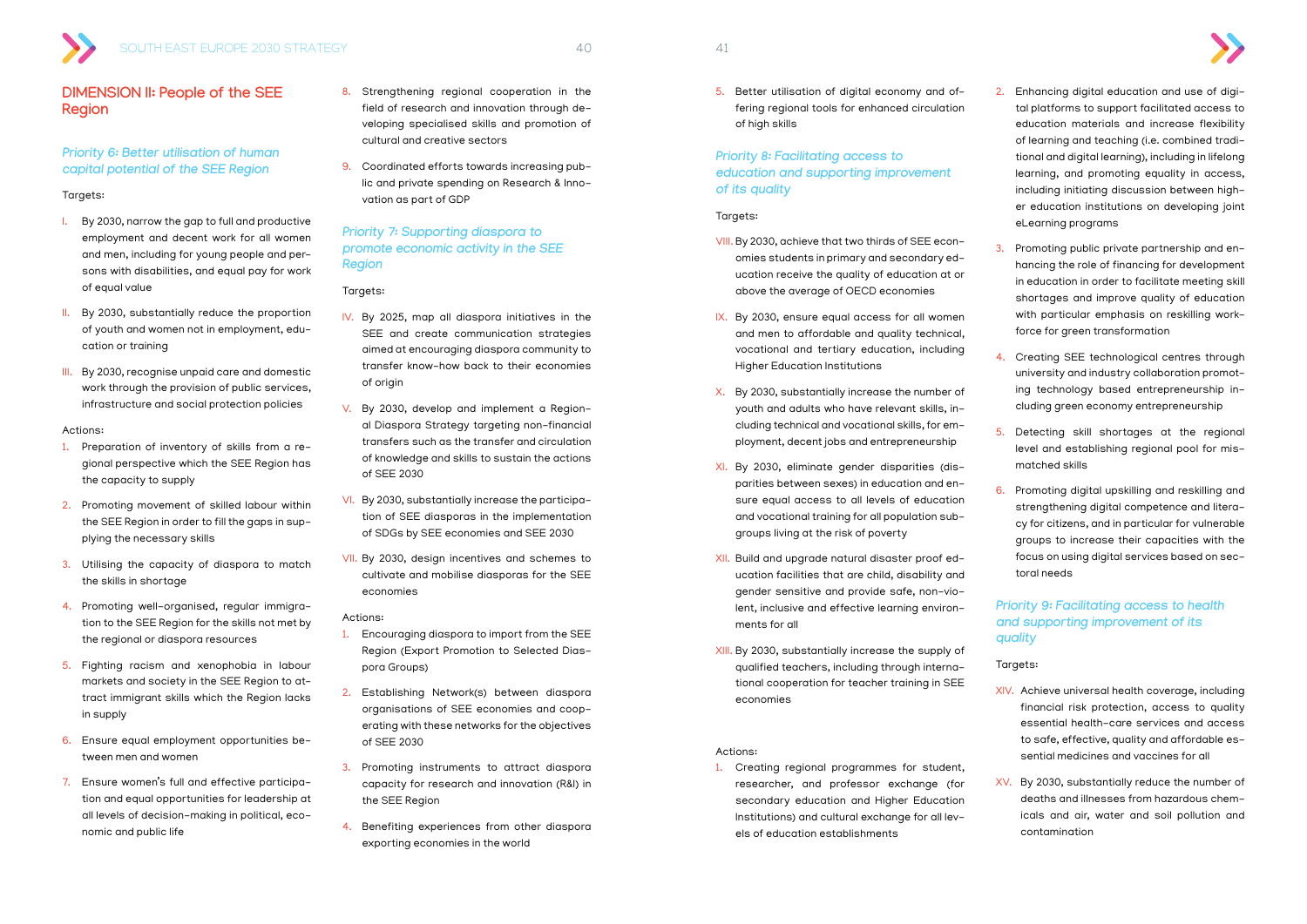## DIMENSION II: People of the SEE Region

### *Priority 6: Better utilisation of human capital potential of the SEE Region*

Targets:

- I. By 2030, narrow the gap to full and productive employment and decent work for all women and men, including for young people and persons with disabilities, and equal pay for work of equal value
- II. By 2030, substantially reduce the proportion of youth and women not in employment, education or training
- III. By 2030, recognise unpaid care and domestic work through the provision of public services, infrastructure and social protection policies

Actions:

1. Preparation of inventory of skills from a regional perspective which the SEE Region has the capacity to supply
2. Promoting movement of skilled labour within the SEE Region in order to fill the gaps in supplying the necessary skills
3. Utilising the capacity of diaspora to match the skills in shortage
4. Promoting well-organised, regular immigration to the SEE Region for the skills not met by the regional or diaspora resources
5. Fighting racism and xenophobia in labour markets and society in the SEE Region to attract immigrant skills which the Region lacks in supply
6. Ensure equal employment opportunities between men and women
7. Ensure women's full and effective participation and equal opportunities for leadership at all levels of decision-making in political, economic and public life
8. Strengthening regional cooperation in the field of research and innovation through developing specialised skills and promotion of cultural and creative sectors
9. Coordinated efforts towards increasing public and private spending on Research & Innovation as part of GDP

### *Priority 7: Supporting diaspora to promote economic activity in the SEE Region*

Targets:

- IV. By 2025, map all diaspora initiatives in the SEE and create communication strategies aimed at encouraging diaspora community to transfer know-how back to their economies of origin
- V. By 2030, develop and implement a Regional Diaspora Strategy targeting non-financial transfers such as the transfer and circulation of knowledge and skills to sustain the actions of SEE 2030
- VI. By 2030, substantially increase the participation of SEE diasporas in the implementation of SDGs by SEE economies and SEE 2030
- VII. By 2030, design incentives and schemes to cultivate and mobilise diasporas for the SEE economies

Actions:

1. Encouraging diaspora to import from the SEE Region (Export Promotion to Selected Diaspora Groups)
2. Establishing Network(s) between diaspora organisations of SEE economies and cooperating with these networks for the objectives of SEE 2030
3. Promoting instruments to attract diaspora capacity for research and innovation (R&I) in the SEE Region
4. Benefiting experiences from other diaspora exporting economies in the world
5. Better utilisation of digital economy and offering regional tools for enhanced circulation of high skills

### *Priority 8: Facilitating access to education and supporting improvement of its quality*

Targets:

- VIII. By 2030, achieve that two thirds of SEE economies students in primary and secondary education receive the quality of education at or above the average of OECD economies
- IX. By 2030, ensure equal access for all women and men to affordable and quality technical, vocational and tertiary education, including Higher Education Institutions
- X. By 2030, substantially increase the number of youth and adults who have relevant skills, including technical and vocational skills, for employment, decent jobs and entrepreneurship
- XI. By 2030, eliminate gender disparities (disparities between sexes) in education and ensure equal access to all levels of education and vocational training for all population subgroups living at the risk of poverty
- XII. Build and upgrade natural disaster proof education facilities that are child, disability and gender sensitive and provide safe, non-violent, inclusive and effective learning environments for all
- XIII. By 2030, substantially increase the supply of qualified teachers, including through international cooperation for teacher training in SEE economies

Actions:

1. Creating regional programmes for student, researcher, and professor exchange (for secondary education and Higher Education Institutions) and cultural exchange for all levels of education establishments
2. Enhancing digital education and use of digital platforms to support facilitated access to education materials and increase flexibility of learning and teaching (i.e. combined traditional and digital learning), including in lifelong learning, and promoting equality in access, including initiating discussion between higher education institutions on developing joint eLearning programs
3. Promoting public private partnership and enhancing the role of financing for development in education in order to facilitate meeting skill shortages and improve quality of education with particular emphasis on reskilling workforce for green transformation
4. Creating SEE technological centres through university and industry collaboration promoting technology based entrepreneurship including green economy entrepreneurship
5. Detecting skill shortages at the regional level and establishing regional pool for mismatched skills
6. Promoting digital upskilling and reskilling and strengthening digital competence and literacy for citizens, and in particular for vulnerable groups to increase their capacities with the focus on using digital services based on sectoral needs

### *Priority 9: Facilitating access to health and supporting improvement of its quality*

Targets:

- XIV. Achieve universal health coverage, including financial risk protection, access to quality essential health-care services and access to safe, effective, quality and affordable essential medicines and vaccines for all
- XV. By 2030, substantially reduce the number of deaths and illnesses from hazardous chemicals and air, water and soil pollution and contamination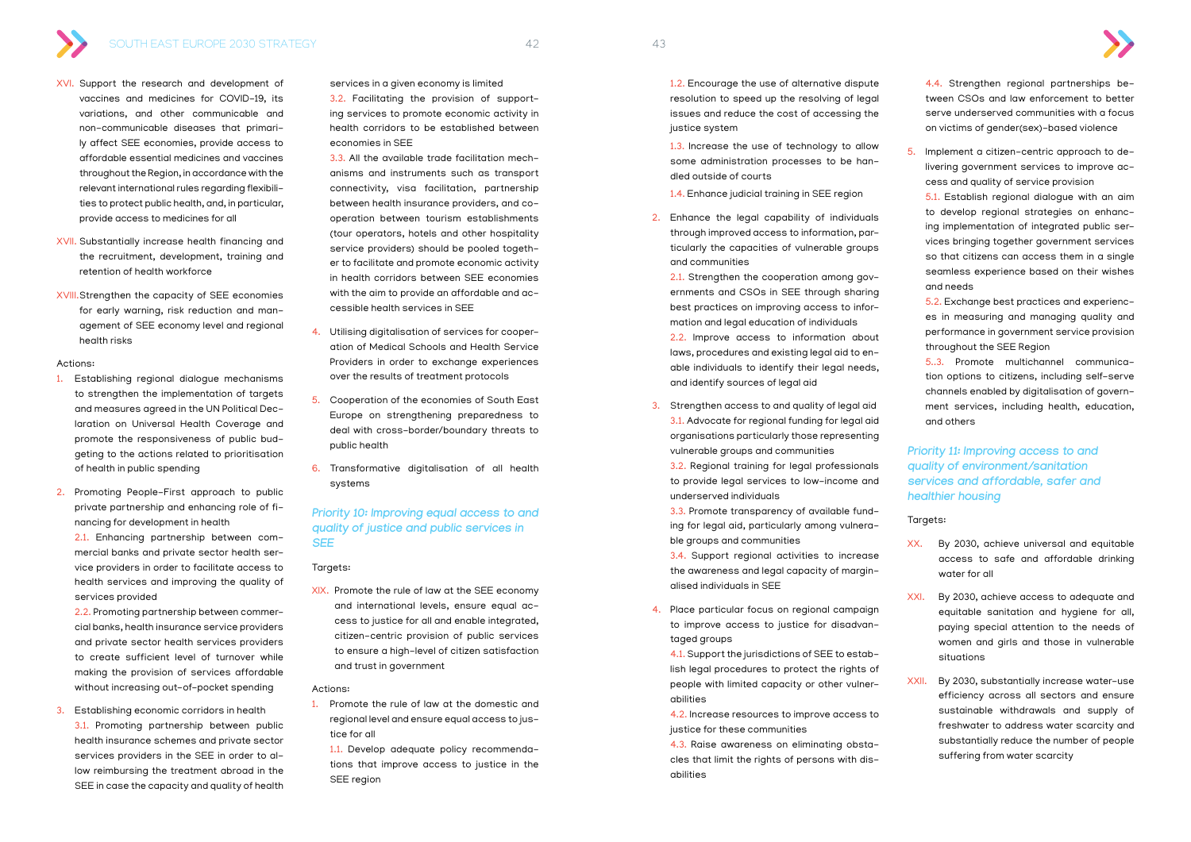XVI. Support the research and development of vaccines and medicines for COVID-19, its variations, and other communicable and non-communicable diseases that primarily affect SEE economies, provide access to affordable essential medicines and vaccines throughout the Region, in accordance with the relevant international rules regarding flexibilities to protect public health, and, in particular, provide access to medicines for all

XVII. Substantially increase health financing and the recruitment, development, training and retention of health workforce

XVIII. Strengthen the capacity of SEE economies for early warning, risk reduction and management of SEE economy level and regional health risks

Actions:

1. Establishing regional dialogue mechanisms to strengthen the implementation of targets and measures agreed in the UN Political Declaration on Universal Health Coverage and promote the responsiveness of public budgeting to the actions related to prioritisation of health in public spending

2. Promoting People-First approach to public private partnership and enhancing role of financing for development in health
   2.1. Enhancing partnership between commercial banks and private sector health service providers in order to facilitate access to health services and improving the quality of services provided
   2.2. Promoting partnership between commercial banks, health insurance service providers and private sector health services providers to create sufficient level of turnover while making the provision of services affordable without increasing out-of-pocket spending

3. Establishing economic corridors in health
   3.1. Promoting partnership between public health insurance schemes and private sector services providers in the SEE in order to allow reimbursing the treatment abroad in the SEE in case the capacity and quality of health services in a given economy is limited
   3.2. Facilitating the provision of supporting services to promote economic activity in health corridors to be established between economies in SEE
   3.3. All the available trade facilitation mechanisms and instruments such as transport connectivity, visa facilitation, partnership between health insurance providers, and cooperation between tourism establishments (tour operators, hotels and other hospitality service providers) should be pooled together to facilitate and promote economic activity in health corridors between SEE economies with the aim to provide an affordable and accessible health services in SEE

4. Utilising digitalisation of services for cooperation of Medical Schools and Health Service Providers in order to exchange experiences over the results of treatment protocols

5. Cooperation of the economies of South East Europe on strengthening preparedness to deal with cross-border/boundary threats to public health

6. Transformative digitalisation of all health systems

## *Priority 10: Improving equal access to and quality of justice and public services in SEE*

Targets:

XIX. Promote the rule of law at the SEE economy and international levels, ensure equal access to justice for all and enable integrated, citizen-centric provision of public services to ensure a high-level of citizen satisfaction and trust in government

Actions:

1. Promote the rule of law at the domestic and regional level and ensure equal access to justice for all
   1.1. Develop adequate policy recommendations that improve access to justice in the SEE region
   1.2. Encourage the use of alternative dispute resolution to speed up the resolving of legal issues and reduce the cost of accessing the justice system
   1.3. Increase the use of technology to allow some administration processes to be handled outside of courts
   1.4. Enhance judicial training in SEE region

2. Enhance the legal capability of individuals through improved access to information, particularly the capacities of vulnerable groups and communities
   2.1. Strengthen the cooperation among governments and CSOs in SEE through sharing best practices on improving access to information and legal education of individuals
   2.2. Improve access to information about laws, procedures and existing legal aid to enable individuals to identify their legal needs, and identify sources of legal aid

3. Strengthen access to and quality of legal aid
   3.1. Advocate for regional funding for legal aid organisations particularly those representing vulnerable groups and communities
   3.2. Regional training for legal professionals to provide legal services to low-income and underserved individuals
   3.3. Promote transparency of available funding for legal aid, particularly among vulnerable groups and communities
   3.4. Support regional activities to increase the awareness and legal capacity of marginalised individuals in SEE

4. Place particular focus on regional campaign to improve access to justice for disadvantaged groups
   4.1. Support the jurisdictions of SEE to establish legal procedures to protect the rights of people with limited capacity or other vulnerabilities
   4.2. Increase resources to improve access to justice for these communities
   4.3. Raise awareness on eliminating obstacles that limit the rights of persons with disabilities
   4.4. Strengthen regional partnerships between CSOs and law enforcement to better serve underserved communities with a focus on victims of gender(sex)-based violence

5. Implement a citizen-centric approach to delivering government services to improve access and quality of service provision
   5.1. Establish regional dialogue with an aim to develop regional strategies on enhancing implementation of integrated public services bringing together government services so that citizens can access them in a single seamless experience based on their wishes and needs
   5.2. Exchange best practices and experiences in measuring and managing quality and performance in government service provision throughout the SEE Region
   5..3. Promote multichannel communication options to citizens, including self-serve channels enabled by digitalisation of government services, including health, education, and others

## *Priority 11: Improving access to and quality of environment/sanitation services and affordable, safer and healthier housing*

Targets:

XX. By 2030, achieve universal and equitable access to safe and affordable drinking water for all

XXI. By 2030, achieve access to adequate and equitable sanitation and hygiene for all, paying special attention to the needs of women and girls and those in vulnerable situations

XXII. By 2030, substantially increase water-use efficiency across all sectors and ensure sustainable withdrawals and supply of freshwater to address water scarcity and substantially reduce the number of people suffering from water scarcity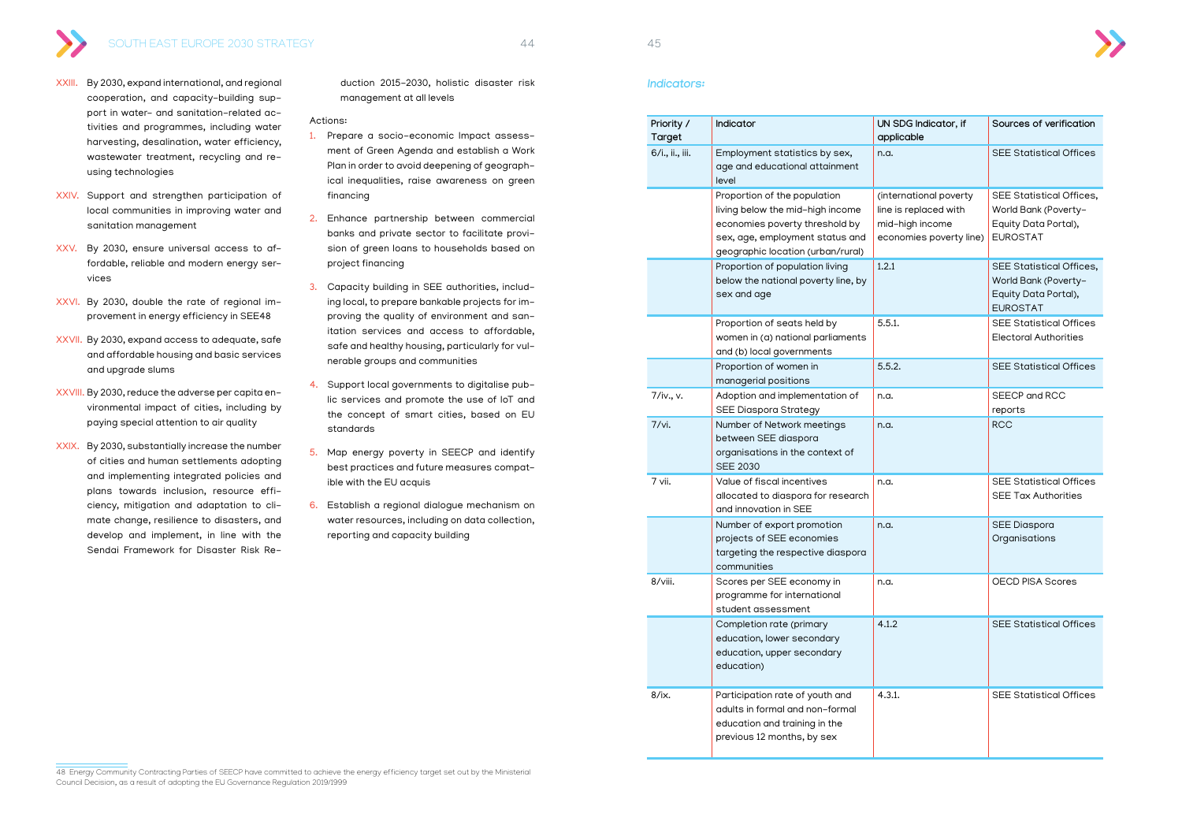XXIII. By 2030, expand international, and regional cooperation, and capacity-building support in water- and sanitation-related activities and programmes, including water harvesting, desalination, water efficiency, wastewater treatment, recycling and re-using technologies

XXIV. Support and strengthen participation of local communities in improving water and sanitation management

XXV. By 2030, ensure universal access to affordable, reliable and modern energy services

XXVI. By 2030, double the rate of regional improvement in energy efficiency in SEE[48]

XXVII. By 2030, expand access to adequate, safe and affordable housing and basic services and upgrade slums

XXVIII. By 2030, reduce the adverse per capita environmental impact of cities, including by paying special attention to air quality

XXIX. By 2030, substantially increase the number of cities and human settlements adopting and implementing integrated policies and plans towards inclusion, resource efficiency, mitigation and adaptation to climate change, resilience to disasters, and develop and implement, in line with the Sendai Framework for Disaster Risk Reduction 2015-2030, holistic disaster risk management at all levels

Actions:

1. Prepare a socio-economic Impact assessment of Green Agenda and establish a Work Plan in order to avoid deepening of geographical inequalities, raise awareness on green financing
2. Enhance partnership between commercial banks and private sector to facilitate provision of green loans to households based on project financing
3. Capacity building in SEE authorities, including local, to prepare bankable projects for improving the quality of environment and sanitation services and access to affordable, safe and healthy housing, particularly for vulnerable groups and communities
4. Support local governments to digitalise public services and promote the use of IoT and the concept of smart cities, based on EU standards
5. Map energy poverty in SEECP and identify best practices and future measures compatible with the EU acquis
6. Establish a regional dialogue mechanism on water resources, including on data collection, reporting and capacity building

48 Energy Community Contracting Parties of SEECP have committed to achieve the energy efficiency target set out by the Ministerial Council Decision, as a result of adopting the EU Governance Regulation 2019/1999

*Indicators:*

| Priority / Target | Indicator | UN SDG Indicator, if applicable | Sources of verification |
|---|---|---|---|
| 6/i., ii., iii. | Employment statistics by sex, age and educational attainment level | n.a. | SEE Statistical Offices |
| | Proportion of the population living below the mid-high income economies poverty threshold by sex, age, employment status and geographic location (urban/rural) | (international poverty line is replaced with mid-high income economies poverty line) | SEE Statistical Offices, World Bank (Poverty-Equity Data Portal), EUROSTAT |
| | Proportion of population living below the national poverty line, by sex and age | 1.2.1 | SEE Statistical Offices, World Bank (Poverty-Equity Data Portal), EUROSTAT |
| | Proportion of seats held by women in (a) national parliaments and (b) local governments | 5.5.1. | SEE Statistical Offices Electoral Authorities |
| | Proportion of women in managerial positions | 5.5.2. | SEE Statistical Offices |
| 7/iv., v. | Adoption and implementation of SEE Diaspora Strategy | n.a. | SEECP and RCC reports |
| 7/vi. | Number of Network meetings between SEE diaspora organisations in the context of SEE 2030 | n.a. | RCC |
| 7 vii. | Value of fiscal incentives allocated to diaspora for research and innovation in SEE | n.a. | SEE Statistical Offices SEE Tax Authorities |
| | Number of export promotion projects of SEE economies targeting the respective diaspora communities | n.a. | SEE Diaspora Organisations |
| 8/viii. | Scores per SEE economy in programme for international student assessment | n.a. | OECD PISA Scores |
| | Completion rate (primary education, lower secondary education, upper secondary education) | 4.1.2 | SEE Statistical Offices |
| 8/ix. | Participation rate of youth and adults in formal and non-formal education and training in the previous 12 months, by sex | 4.3.1. | SEE Statistical Offices |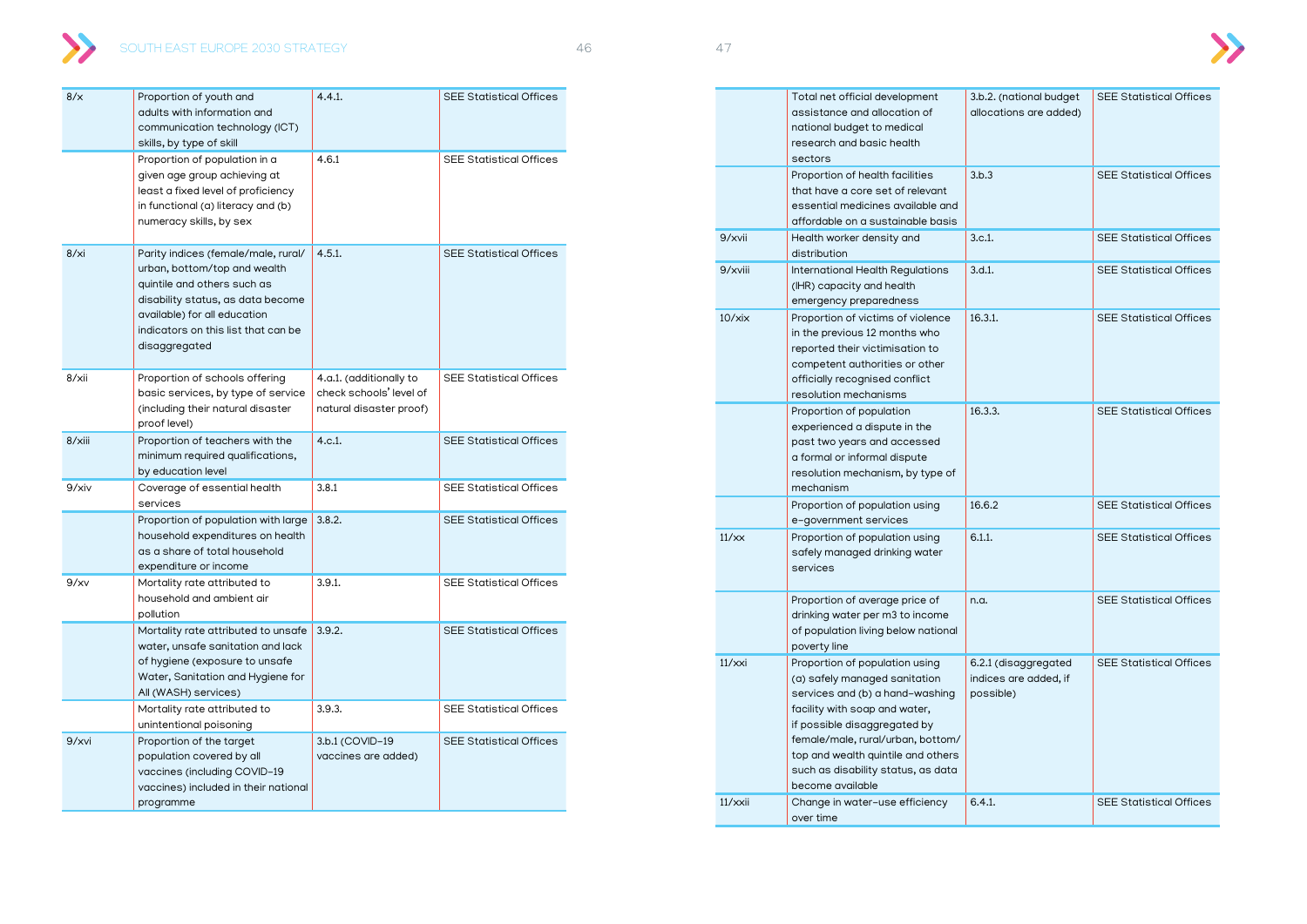| | | | |
|---|---|---|---|
| 8/x | Proportion of youth and adults with information and communication technology (ICT) skills, by type of skill | 4.4.1. | SEE Statistical Offices |
| | Proportion of population in a given age group achieving at least a fixed level of proficiency in functional (a) literacy and (b) numeracy skills, by sex | 4.6.1 | SEE Statistical Offices |
| 8/xi | Parity indices (female/male, rural/urban, bottom/top and wealth quintile and others such as disability status, as data become available) for all education indicators on this list that can be disaggregated | 4.5.1. | SEE Statistical Offices |
| 8/xii | Proportion of schools offering basic services, by type of service (including their natural disaster proof level) | 4.a.1. (additionally to check schools' level of natural disaster proof) | SEE Statistical Offices |
| 8/xiii | Proportion of teachers with the minimum required qualifications, by education level | 4.c.1. | SEE Statistical Offices |
| 9/xiv | Coverage of essential health services | 3.8.1 | SEE Statistical Offices |
| | Proportion of population with large household expenditures on health as a share of total household expenditure or income | 3.8.2. | SEE Statistical Offices |
| 9/xv | Mortality rate attributed to household and ambient air pollution | 3.9.1. | SEE Statistical Offices |
| | Mortality rate attributed to unsafe water, unsafe sanitation and lack of hygiene (exposure to unsafe Water, Sanitation and Hygiene for All (WASH) services) | 3.9.2. | SEE Statistical Offices |
| | Mortality rate attributed to unintentional poisoning | 3.9.3. | SEE Statistical Offices |
| 9/xvi | Proportion of the target population covered by all vaccines (including COVID-19 vaccines) included in their national programme | 3.b.1 (COVID-19 vaccines are added) | SEE Statistical Offices |
| | Total net official development assistance and allocation of national budget to medical research and basic health sectors | 3.b.2. (national budget allocations are added) | SEE Statistical Offices |
| | Proportion of health facilities that have a core set of relevant essential medicines available and affordable on a sustainable basis | 3.b.3 | SEE Statistical Offices |
| 9/xvii | Health worker density and distribution | 3.c.1. | SEE Statistical Offices |
| 9/xviii | International Health Regulations (IHR) capacity and health emergency preparedness | 3.d.1. | SEE Statistical Offices |
| 10/xix | Proportion of victims of violence in the previous 12 months who reported their victimisation to competent authorities or other officially recognised conflict resolution mechanisms | 16.3.1. | SEE Statistical Offices |
| | Proportion of population experienced a dispute in the past two years and accessed a formal or informal dispute resolution mechanism, by type of mechanism | 16.3.3. | SEE Statistical Offices |
| | Proportion of population using e-government services | 16.6.2 | SEE Statistical Offices |
| 11/xx | Proportion of population using safely managed drinking water services | 6.1.1. | SEE Statistical Offices |
| | Proportion of average price of drinking water per m3 to income of population living below national poverty line | n.a. | SEE Statistical Offices |
| 11/xxi | Proportion of population using (a) safely managed sanitation services and (b) a hand-washing facility with soap and water, if possible disaggregated by female/male, rural/urban, bottom/top and wealth quintile and others such as disability status, as data become available | 6.2.1 (disaggregated indices are added, if possible) | SEE Statistical Offices |
| 11/xxii | Change in water-use efficiency over time | 6.4.1. | SEE Statistical Offices |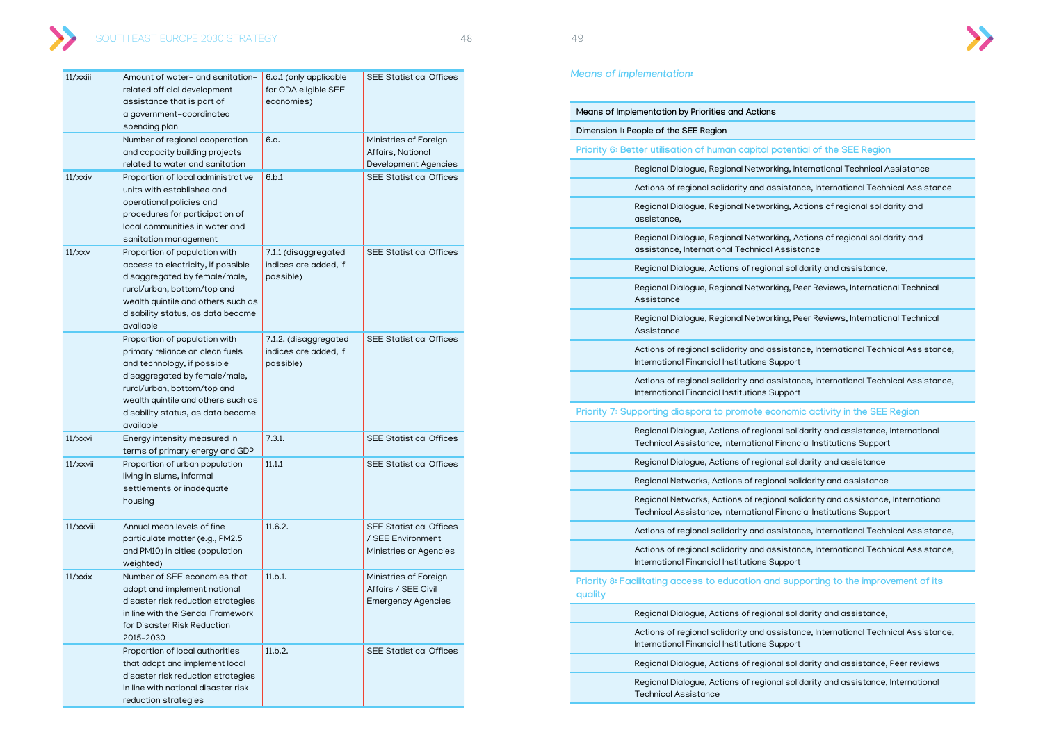| 11/xxiii | Amount of water- and sanitation-related official development assistance that is part of a government-coordinated spending plan | 6.a.1 (only applicable for ODA eligible SEE economies) | SEE Statistical Offices |
|---|---|---|---|
| | Number of regional cooperation and capacity building projects related to water and sanitation | 6.a. | Ministries of Foreign Affairs, National Development Agencies |
| 11/xxiv | Proportion of local administrative units with established and operational policies and procedures for participation of local communities in water and sanitation management | 6.b.1 | SEE Statistical Offices |
| 11/xxv | Proportion of population with access to electricity, if possible disaggregated by female/male, rural/urban, bottom/top and wealth quintile and others such as disability status, as data become available | 7.1.1 (disaggregated indices are added, if possible) | SEE Statistical Offices |
| | Proportion of population with primary reliance on clean fuels and technology, if possible disaggregated by female/male, rural/urban, bottom/top and wealth quintile and others such as disability status, as data become available | 7.1.2. (disaggregated indices are added, if possible) | SEE Statistical Offices |
| 11/xxvi | Energy intensity measured in terms of primary energy and GDP | 7.3.1. | SEE Statistical Offices |
| 11/xxvii | Proportion of urban population living in slums, informal settlements or inadequate housing | 11.1.1 | SEE Statistical Offices |
| 11/xxviii | Annual mean levels of fine particulate matter (e.g., PM2.5 and PM10) in cities (population weighted) | 11.6.2. | SEE Statistical Offices / SEE Environment Ministries or Agencies |
| 11/xxix | Number of SEE economies that adopt and implement national disaster risk reduction strategies in line with the Sendai Framework for Disaster Risk Reduction 2015-2030 | 11.b.1. | Ministries of Foreign Affairs / SEE Civil Emergency Agencies |
| | Proportion of local authorities that adopt and implement local disaster risk reduction strategies in line with national disaster risk reduction strategies | 11.b.2. | SEE Statistical Offices |

*Means of Implementation:*

| Means of Implementation by Priorities and Actions |
|---|
| Dimension II: People of the SEE Region |
| Priority 6: Better utilisation of human capital potential of the SEE Region |
| Regional Dialogue, Regional Networking, International Technical Assistance |
| Actions of regional solidarity and assistance, International Technical Assistance |
| Regional Dialogue, Regional Networking, Actions of regional solidarity and assistance, |
| Regional Dialogue, Regional Networking, Actions of regional solidarity and assistance, International Technical Assistance |
| Regional Dialogue, Actions of regional solidarity and assistance, |
| Regional Dialogue, Regional Networking, Peer Reviews, International Technical Assistance |
| Regional Dialogue, Regional Networking, Peer Reviews, International Technical Assistance |
| Actions of regional solidarity and assistance, International Technical Assistance, International Financial Institutions Support |
| Actions of regional solidarity and assistance, International Technical Assistance, International Financial Institutions Support |
| Priority 7: Supporting diaspora to promote economic activity in the SEE Region |
| Regional Dialogue, Actions of regional solidarity and assistance, International Technical Assistance, International Financial Institutions Support |
| Regional Dialogue, Actions of regional solidarity and assistance |
| Regional Networks, Actions of regional solidarity and assistance |
| Regional Networks, Actions of regional solidarity and assistance, International Technical Assistance, International Financial Institutions Support |
| Actions of regional solidarity and assistance, International Technical Assistance, |
| Actions of regional solidarity and assistance, International Technical Assistance, International Financial Institutions Support |
| Priority 8: Facilitating access to education and supporting to the improvement of its quality |
| Regional Dialogue, Actions of regional solidarity and assistance, |
| Actions of regional solidarity and assistance, International Technical Assistance, International Financial Institutions Support |
| Regional Dialogue, Actions of regional solidarity and assistance, Peer reviews |
| Regional Dialogue, Actions of regional solidarity and assistance, International Technical Assistance |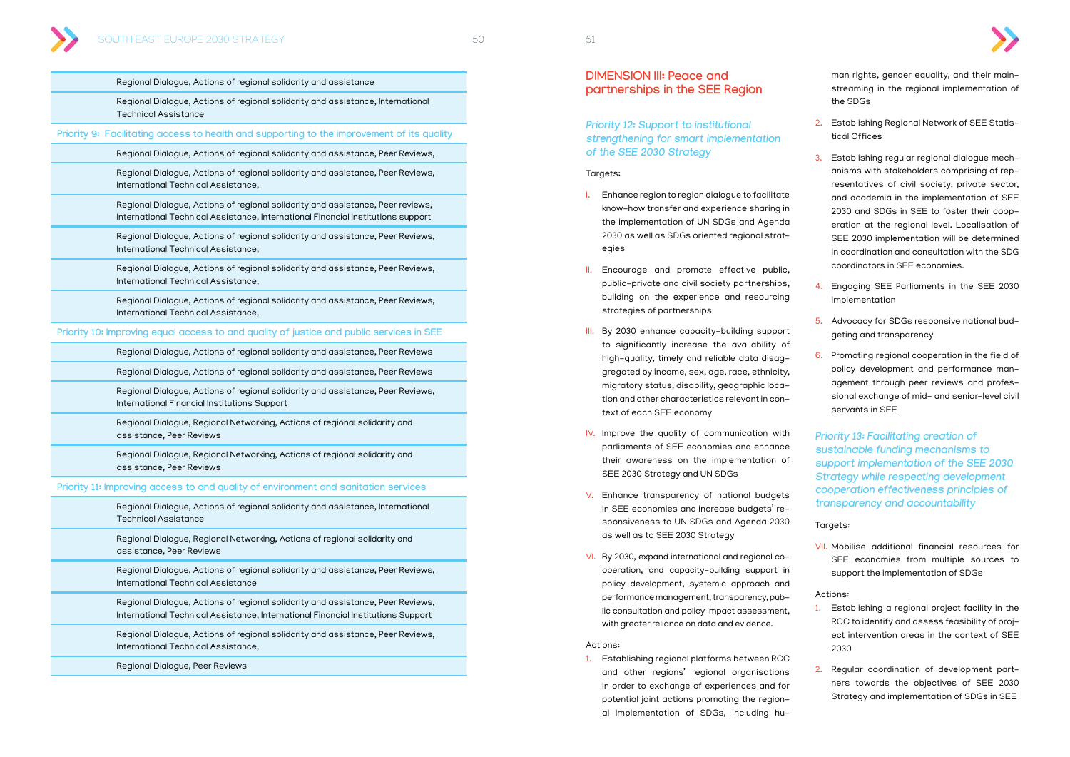| |
|---|
| Regional Dialogue, Actions of regional solidarity and assistance |
| Regional Dialogue, Actions of regional solidarity and assistance, International Technical Assistance |
| Priority 9: Facilitating access to health and supporting to the improvement of its quality |
| Regional Dialogue, Actions of regional solidarity and assistance, Peer Reviews, |
| Regional Dialogue, Actions of regional solidarity and assistance, Peer Reviews, International Technical Assistance, |
| Regional Dialogue, Actions of regional solidarity and assistance, Peer reviews, International Technical Assistance, International Financial Institutions support |
| Regional Dialogue, Actions of regional solidarity and assistance, Peer Reviews, International Technical Assistance, |
| Regional Dialogue, Actions of regional solidarity and assistance, Peer Reviews, International Technical Assistance, |
| Regional Dialogue, Actions of regional solidarity and assistance, Peer Reviews, International Technical Assistance, |
| Priority 10: Improving equal access to and quality of justice and public services in SEE |
| Regional Dialogue, Actions of regional solidarity and assistance, Peer Reviews |
| Regional Dialogue, Actions of regional solidarity and assistance, Peer Reviews |
| Regional Dialogue, Actions of regional solidarity and assistance, Peer Reviews, International Financial Institutions Support |
| Regional Dialogue, Regional Networking, Actions of regional solidarity and assistance, Peer Reviews |
| Regional Dialogue, Regional Networking, Actions of regional solidarity and assistance, Peer Reviews |
| Priority 11: Improving access to and quality of environment and sanitation services |
| Regional Dialogue, Actions of regional solidarity and assistance, International Technical Assistance |
| Regional Dialogue, Regional Networking, Actions of regional solidarity and assistance, Peer Reviews |
| Regional Dialogue, Actions of regional solidarity and assistance, Peer Reviews, International Technical Assistance |
| Regional Dialogue, Actions of regional solidarity and assistance, Peer Reviews, International Technical Assistance, International Financial Institutions Support |
| Regional Dialogue, Actions of regional solidarity and assistance, Peer Reviews, International Technical Assistance, |
| Regional Dialogue, Peer Reviews |

## DIMENSION III: Peace and partnerships in the SEE Region

### *Priority 12: Support to institutional strengthening for smart implementation of the SEE 2030 Strategy*

Targets:

I. Enhance region to region dialogue to facilitate know-how transfer and experience sharing in the implementation of UN SDGs and Agenda 2030 as well as SDGs oriented regional strategies

II. Encourage and promote effective public, public-private and civil society partnerships, building on the experience and resourcing strategies of partnerships

III. By 2030 enhance capacity-building support to significantly increase the availability of high-quality, timely and reliable data disaggregated by income, sex, age, race, ethnicity, migratory status, disability, geographic location and other characteristics relevant in context of each SEE economy

IV. Improve the quality of communication with parliaments of SEE economies and enhance their awareness on the implementation of SEE 2030 Strategy and UN SDGs

V. Enhance transparency of national budgets in SEE economies and increase budgets' responsiveness to UN SDGs and Agenda 2030 as well as to SEE 2030 Strategy

VI. By 2030, expand international and regional cooperation, and capacity-building support in policy development, systemic approach and performance management, transparency, public consultation and policy impact assessment, with greater reliance on data and evidence.

Actions:

1. Establishing regional platforms between RCC and other regions' regional organisations in order to exchange of experiences and for potential joint actions promoting the regional implementation of SDGs, including human rights, gender equality, and their mainstreaming in the regional implementation of the SDGs
2. Establishing Regional Network of SEE Statistical Offices
3. Establishing regular regional dialogue mechanisms with stakeholders comprising of representatives of civil society, private sector, and academia in the implementation of SEE 2030 and SDGs in SEE to foster their cooperation at the regional level. Localisation of SEE 2030 implementation will be determined in coordination and consultation with the SDG coordinators in SEE economies.
4. Engaging SEE Parliaments in the SEE 2030 implementation
5. Advocacy for SDGs responsive national budgeting and transparency
6. Promoting regional cooperation in the field of policy development and performance management through peer reviews and professional exchange of mid- and senior-level civil servants in SEE

### *Priority 13: Facilitating creation of sustainable funding mechanisms to support implementation of the SEE 2030 Strategy while respecting development cooperation effectiveness principles of transparency and accountability*

Targets:

VII. Mobilise additional financial resources for SEE economies from multiple sources to support the implementation of SDGs

Actions:

1. Establishing a regional project facility in the RCC to identify and assess feasibility of project intervention areas in the context of SEE 2030
2. Regular coordination of development partners towards the objectives of SEE 2030 Strategy and implementation of SDGs in SEE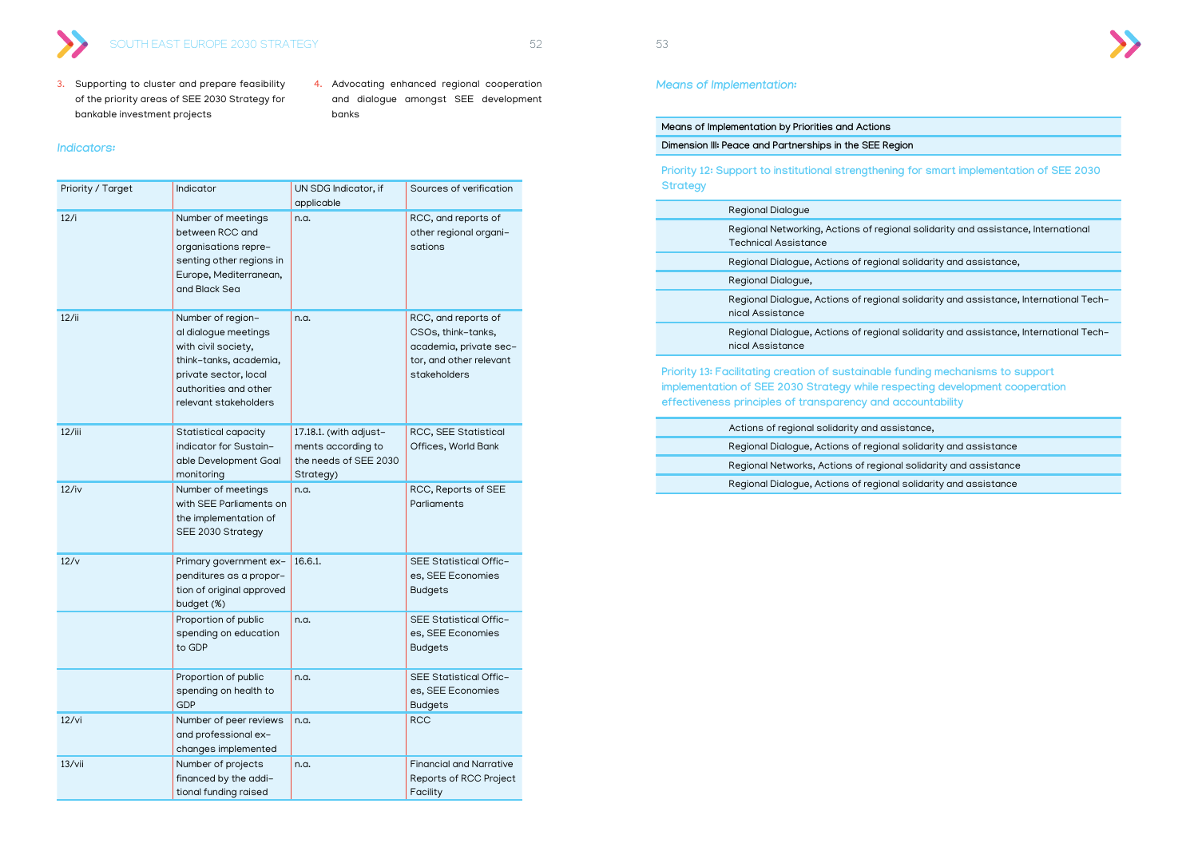3. Supporting to cluster and prepare feasibility of the priority areas of SEE 2030 Strategy for bankable investment projects
4. Advocating enhanced regional cooperation and dialogue amongst SEE development banks

### *Indicators:*

| Priority / Target | Indicator | UN SDG Indicator, if applicable | Sources of verification |
|---|---|---|---|
| 12/i | Number of meetings between RCC and organisations representing other regions in Europe, Mediterranean, and Black Sea | n.a. | RCC, and reports of other regional organisations |
| 12/ii | Number of regional dialogue meetings with civil society, think-tanks, academia, private sector, local authorities and other relevant stakeholders | n.a. | RCC, and reports of CSOs, think-tanks, academia, private sector, and other relevant stakeholders |
| 12/iii | Statistical capacity indicator for Sustainable Development Goal monitoring | 17.18.1. (with adjustments according to the needs of SEE 2030 Strategy) | RCC, SEE Statistical Offices, World Bank |
| 12/iv | Number of meetings with SEE Parliaments on the implementation of SEE 2030 Strategy | n.a. | RCC, Reports of SEE Parliaments |
| 12/v | Primary government expenditures as a proportion of original approved budget (%) | 16.6.1. | SEE Statistical Offices, SEE Economies Budgets |
| | Proportion of public spending on education to GDP | n.a. | SEE Statistical Offices, SEE Economies Budgets |
| | Proportion of public spending on health to GDP | n.a. | SEE Statistical Offices, SEE Economies Budgets |
| 12/vi | Number of peer reviews and professional exchanges implemented | n.a. | RCC |
| 13/vii | Number of projects financed by the additional funding raised | n.a. | Financial and Narrative Reports of RCC Project Facility |

### *Means of Implementation:*

| Means of Implementation by Priorities and Actions |
|---|
| Dimension III: Peace and Partnerships in the SEE Region |
| Priority 12: Support to institutional strengthening for smart implementation of SEE 2030 Strategy |
| Regional Dialogue |
| Regional Networking, Actions of regional solidarity and assistance, International Technical Assistance |
| Regional Dialogue, Actions of regional solidarity and assistance, |
| Regional Dialogue, |
| Regional Dialogue, Actions of regional solidarity and assistance, International Technical Assistance |
| Regional Dialogue, Actions of regional solidarity and assistance, International Technical Assistance |
| Priority 13: Facilitating creation of sustainable funding mechanisms to support implementation of SEE 2030 Strategy while respecting development cooperation effectiveness principles of transparency and accountability |
| Actions of regional solidarity and assistance, |
| Regional Dialogue, Actions of regional solidarity and assistance |
| Regional Networks, Actions of regional solidarity and assistance |
| Regional Dialogue, Actions of regional solidarity and assistance |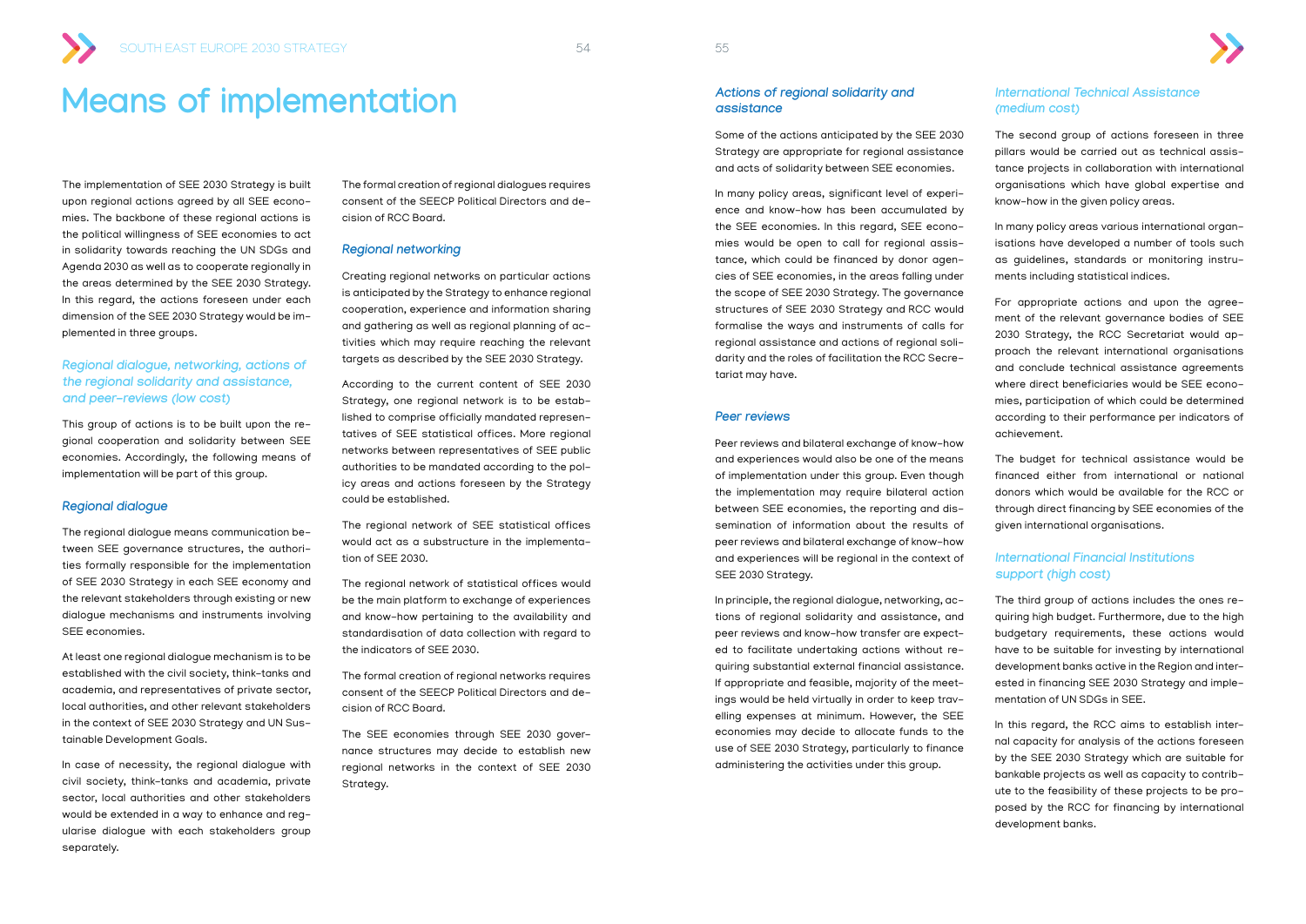# Means of implementation

The implementation of SEE 2030 Strategy is built upon regional actions agreed by all SEE economies. The backbone of these regional actions is the political willingness of SEE economies to act in solidarity towards reaching the UN SDGs and Agenda 2030 as well as to cooperate regionally in the areas determined by the SEE 2030 Strategy. In this regard, the actions foreseen under each dimension of the SEE 2030 Strategy would be implemented in three groups.

## *Regional dialogue, networking, actions of the regional solidarity and assistance, and peer-reviews (low cost)*

This group of actions is to be built upon the regional cooperation and solidarity between SEE economies. Accordingly, the following means of implementation will be part of this group.

### *Regional dialogue*

The regional dialogue means communication between SEE governance structures, the authorities formally responsible for the implementation of SEE 2030 Strategy in each SEE economy and the relevant stakeholders through existing or new dialogue mechanisms and instruments involving SEE economies.

At least one regional dialogue mechanism is to be established with the civil society, think-tanks and academia, and representatives of private sector, local authorities, and other relevant stakeholders in the context of SEE 2030 Strategy and UN Sustainable Development Goals.

In case of necessity, the regional dialogue with civil society, think-tanks and academia, private sector, local authorities and other stakeholders would be extended in a way to enhance and regularise dialogue with each stakeholders group separately.

The formal creation of regional dialogues requires consent of the SEECP Political Directors and decision of RCC Board.

### *Regional networking*

Creating regional networks on particular actions is anticipated by the Strategy to enhance regional cooperation, experience and information sharing and gathering as well as regional planning of activities which may require reaching the relevant targets as described by the SEE 2030 Strategy.

According to the current content of SEE 2030 Strategy, one regional network is to be established to comprise officially mandated representatives of SEE statistical offices. More regional networks between representatives of SEE public authorities to be mandated according to the policy areas and actions foreseen by the Strategy could be established.

The regional network of SEE statistical offices would act as a substructure in the implementation of SEE 2030.

The regional network of statistical offices would be the main platform to exchange of experiences and know-how pertaining to the availability and standardisation of data collection with regard to the indicators of SEE 2030.

The formal creation of regional networks requires consent of the SEECP Political Directors and decision of RCC Board.

The SEE economies through SEE 2030 governance structures may decide to establish new regional networks in the context of SEE 2030 Strategy.

### *Actions of regional solidarity and assistance*

Some of the actions anticipated by the SEE 2030 Strategy are appropriate for regional assistance and acts of solidarity between SEE economies.

In many policy areas, significant level of experience and know-how has been accumulated by the SEE economies. In this regard, SEE economies would be open to call for regional assistance, which could be financed by donor agencies of SEE economies, in the areas falling under the scope of SEE 2030 Strategy. The governance structures of SEE 2030 Strategy and RCC would formalise the ways and instruments of calls for regional assistance and actions of regional solidarity and the roles of facilitation the RCC Secretariat may have.

### *Peer reviews*

Peer reviews and bilateral exchange of know-how and experiences would also be one of the means of implementation under this group. Even though the implementation may require bilateral action between SEE economies, the reporting and dissemination of information about the results of peer reviews and bilateral exchange of know-how and experiences will be regional in the context of SEE 2030 Strategy.

In principle, the regional dialogue, networking, actions of regional solidarity and assistance, and peer reviews and know-how transfer are expected to facilitate undertaking actions without requiring substantial external financial assistance. If appropriate and feasible, majority of the meetings would be held virtually in order to keep travelling expenses at minimum. However, the SEE economies may decide to allocate funds to the use of SEE 2030 Strategy, particularly to finance administering the activities under this group.

## *International Technical Assistance (medium cost)*

The second group of actions foreseen in three pillars would be carried out as technical assistance projects in collaboration with international organisations which have global expertise and know-how in the given policy areas.

In many policy areas various international organisations have developed a number of tools such as guidelines, standards or monitoring instruments including statistical indices.

For appropriate actions and upon the agreement of the relevant governance bodies of SEE 2030 Strategy, the RCC Secretariat would approach the relevant international organisations and conclude technical assistance agreements where direct beneficiaries would be SEE economies, participation of which could be determined according to their performance per indicators of achievement.

The budget for technical assistance would be financed either from international or national donors which would be available for the RCC or through direct financing by SEE economies of the given international organisations.

## *International Financial Institutions support (high cost)*

The third group of actions includes the ones requiring high budget. Furthermore, due to the high budgetary requirements, these actions would have to be suitable for investing by international development banks active in the Region and interested in financing SEE 2030 Strategy and implementation of UN SDGs in SEE.

In this regard, the RCC aims to establish internal capacity for analysis of the actions foreseen by the SEE 2030 Strategy which are suitable for bankable projects as well as capacity to contribute to the feasibility of these projects to be proposed by the RCC for financing by international development banks.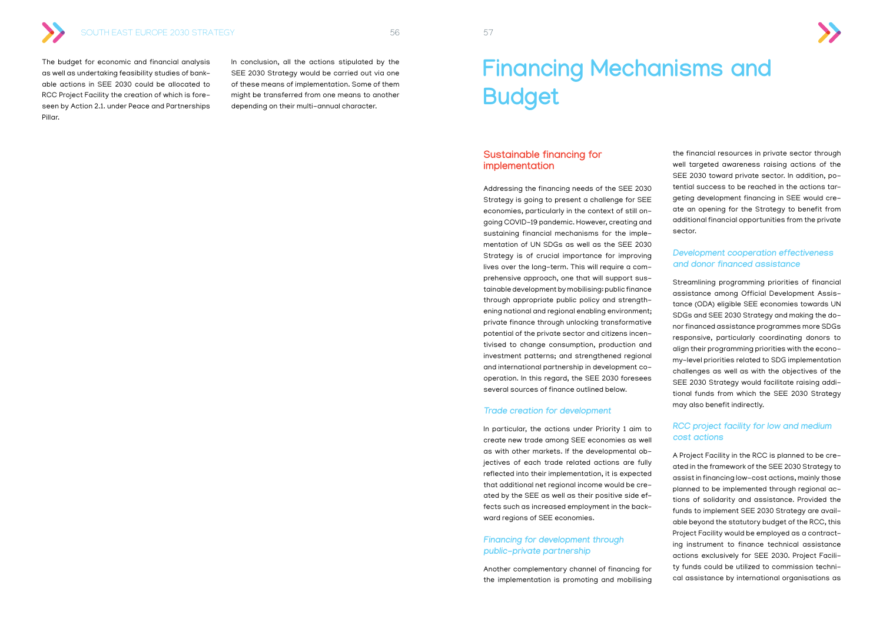The budget for economic and financial analysis as well as undertaking feasibility studies of bankable actions in SEE 2030 could be allocated to RCC Project Facility the creation of which is foreseen by Action 2.1. under Peace and Partnerships Pillar.

In conclusion, all the actions stipulated by the SEE 2030 Strategy would be carried out via one of these means of implementation. Some of them might be transferred from one means to another depending on their multi-annual character.

# Financing Mechanisms and Budget

## Sustainable financing for implementation

Addressing the financing needs of the SEE 2030 Strategy is going to present a challenge for SEE economies, particularly in the context of still ongoing COVID-19 pandemic. However, creating and sustaining financial mechanisms for the implementation of UN SDGs as well as the SEE 2030 Strategy is of crucial importance for improving lives over the long-term. This will require a comprehensive approach, one that will support sustainable development by mobilising: public finance through appropriate public policy and strengthening national and regional enabling environment; private finance through unlocking transformative potential of the private sector and citizens incentivised to change consumption, production and investment patterns; and strengthened regional and international partnership in development cooperation. In this regard, the SEE 2030 foresees several sources of finance outlined below.

### *Trade creation for development*

In particular, the actions under Priority 1 aim to create new trade among SEE economies as well as with other markets. If the developmental objectives of each trade related actions are fully reflected into their implementation, it is expected that additional net regional income would be created by the SEE as well as their positive side effects such as increased employment in the backward regions of SEE economies.

### *Financing for development through public-private partnership*

Another complementary channel of financing for the implementation is promoting and mobilising the financial resources in private sector through well targeted awareness raising actions of the SEE 2030 toward private sector. In addition, potential success to be reached in the actions targeting development financing in SEE would create an opening for the Strategy to benefit from additional financial opportunities from the private sector.

### *Development cooperation effectiveness and donor financed assistance*

Streamlining programming priorities of financial assistance among Official Development Assistance (ODA) eligible SEE economies towards UN SDGs and SEE 2030 Strategy and making the donor financed assistance programmes more SDGs responsive, particularly coordinating donors to align their programming priorities with the economy-level priorities related to SDG implementation challenges as well as with the objectives of the SEE 2030 Strategy would facilitate raising additional funds from which the SEE 2030 Strategy may also benefit indirectly.

### *RCC project facility for low and medium cost actions*

A Project Facility in the RCC is planned to be created in the framework of the SEE 2030 Strategy to assist in financing low-cost actions, mainly those planned to be implemented through regional actions of solidarity and assistance. Provided the funds to implement SEE 2030 Strategy are available beyond the statutory budget of the RCC, this Project Facility would be employed as a contracting instrument to finance technical assistance actions exclusively for SEE 2030. Project Facility funds could be utilized to commission technical assistance by international organisations as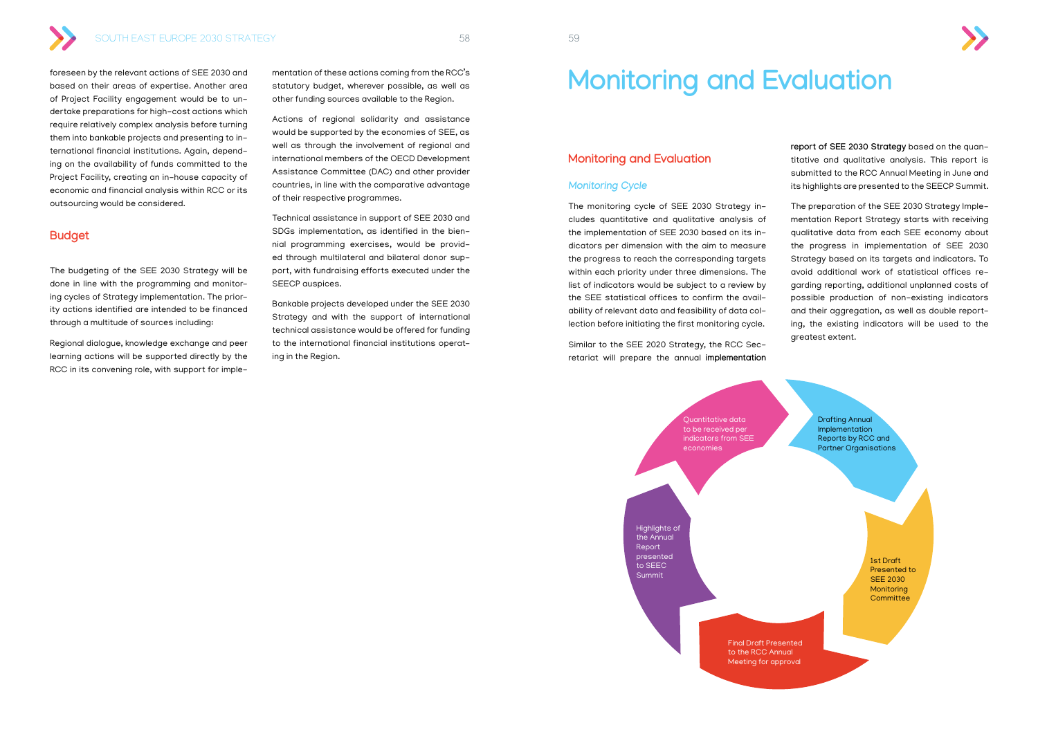foreseen by the relevant actions of SEE 2030 and based on their areas of expertise. Another area of Project Facility engagement would be to undertake preparations for high-cost actions which require relatively complex analysis before turning them into bankable projects and presenting to international financial institutions. Again, depending on the availability of funds committed to the Project Facility, creating an in-house capacity of economic and financial analysis within RCC or its outsourcing would be considered.

## Budget

The budgeting of the SEE 2030 Strategy will be done in line with the programming and monitoring cycles of Strategy implementation. The priority actions identified are intended to be financed through a multitude of sources including:

Regional dialogue, knowledge exchange and peer learning actions will be supported directly by the RCC in its convening role, with support for implementation of these actions coming from the RCC's statutory budget, wherever possible, as well as other funding sources available to the Region.

Actions of regional solidarity and assistance would be supported by the economies of SEE, as well as through the involvement of regional and international members of the OECD Development Assistance Committee (DAC) and other provider countries, in line with the comparative advantage of their respective programmes.

Technical assistance in support of SEE 2030 and SDGs implementation, as identified in the biennial programming exercises, would be provided through multilateral and bilateral donor support, with fundraising efforts executed under the SEECP auspices.

Bankable projects developed under the SEE 2030 Strategy and with the support of international technical assistance would be offered for funding to the international financial institutions operating in the Region.

# Monitoring and Evaluation

## Monitoring and Evaluation

### *Monitoring Cycle*

The monitoring cycle of SEE 2030 Strategy includes quantitative and qualitative analysis of the implementation of SEE 2030 based on its indicators per dimension with the aim to measure the progress to reach the corresponding targets within each priority under three dimensions. The list of indicators would be subject to a review by the SEE statistical offices to confirm the availability of relevant data and feasibility of data collection before initiating the first monitoring cycle.

Similar to the SEE 2020 Strategy, the RCC Secretariat will prepare the annual **implementation report of SEE 2030 Strategy** based on the quantitative and qualitative analysis. This report is submitted to the RCC Annual Meeting in June and its highlights are presented to the SEECP Summit.

The preparation of the SEE 2030 Strategy Implementation Report Strategy starts with receiving qualitative data from each SEE economy about the progress in implementation of SEE 2030 Strategy based on its targets and indicators. To avoid additional work of statistical offices regarding reporting, additional unplanned costs of possible production of non-existing indicators and their aggregation, as well as double reporting, the existing indicators will be used to the greatest extent.

Quantitative data to be received per indicators from SEE economies

Drafting Annual Implementation Reports by RCC and Partner Organisations

1st Draft Presented to SEE 2030 Monitoring Committee

Final Draft Presented to the RCC Annual Meeting for approval

Highlights of the Annual Report presented to SEEC Summit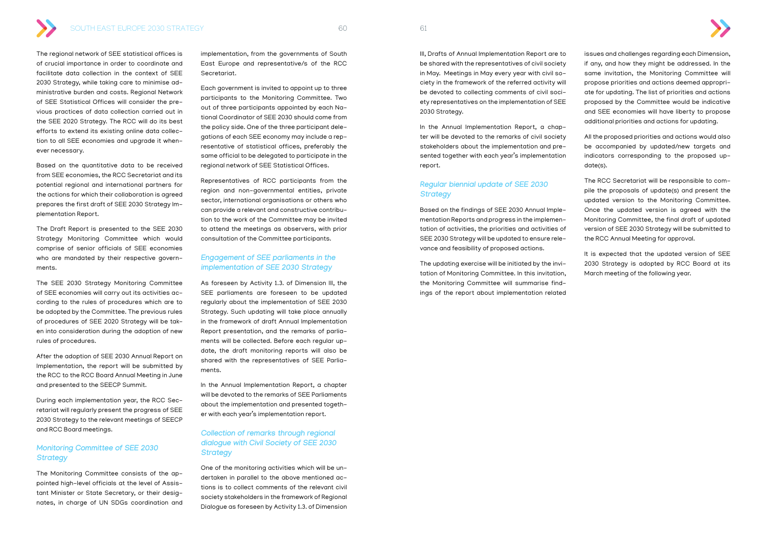The regional network of SEE statistical offices is of crucial importance in order to coordinate and facilitate data collection in the context of SEE 2030 Strategy, while taking care to minimise administrative burden and costs. Regional Network of SEE Statistical Offices will consider the previous practices of data collection carried out in the SEE 2020 Strategy. The RCC will do its best efforts to extend its existing online data collection to all SEE economies and upgrade it whenever necessary.

Based on the quantitative data to be received from SEE economies, the RCC Secretariat and its potential regional and international partners for the actions for which their collaboration is agreed prepares the first draft of SEE 2030 Strategy Implementation Report.

The Draft Report is presented to the SEE 2030 Strategy Monitoring Committee which would comprise of senior officials of SEE economies who are mandated by their respective governments.

The SEE 2030 Strategy Monitoring Committee of SEE economies will carry out its activities according to the rules of procedures which are to be adopted by the Committee. The previous rules of procedures of SEE 2020 Strategy will be taken into consideration during the adoption of new rules of procedures.

After the adoption of SEE 2030 Annual Report on Implementation, the report will be submitted by the RCC to the RCC Board Annual Meeting in June and presented to the SEECP Summit.

During each implementation year, the RCC Secretariat will regularly present the progress of SEE 2030 Strategy to the relevant meetings of SEECP and RCC Board meetings.

### *Monitoring Committee of SEE 2030 Strategy*

The Monitoring Committee consists of the appointed high-level officials at the level of Assistant Minister or State Secretary, or their designates, in charge of UN SDGs coordination and implementation, from the governments of South East Europe and representative/s of the RCC Secretariat.

Each government is invited to appoint up to three participants to the Monitoring Committee. Two out of three participants appointed by each National Coordinator of SEE 2030 should come from the policy side. One of the three participant delegations of each SEE economy may include a representative of statistical offices, preferably the same official to be delegated to participate in the regional network of SEE Statistical Offices.

Representatives of RCC participants from the region and non-governmental entities, private sector, international organisations or others who can provide a relevant and constructive contribution to the work of the Committee may be invited to attend the meetings as observers, with prior consultation of the Committee participants.

### *Engagement of SEE parliaments in the implementation of SEE 2030 Strategy*

As foreseen by Activity 1.3. of Dimension III, the SEE parliaments are foreseen to be updated regularly about the implementation of SEE 2030 Strategy. Such updating will take place annually in the framework of draft Annual Implementation Report presentation, and the remarks of parliaments will be collected. Before each regular update, the draft monitoring reports will also be shared with the representatives of SEE Parliaments.

In the Annual Implementation Report, a chapter will be devoted to the remarks of SEE Parliaments about the implementation and presented together with each year's implementation report.

### *Collection of remarks through regional dialogue with Civil Society of SEE 2030 Strategy*

One of the monitoring activities which will be undertaken in parallel to the above mentioned actions is to collect comments of the relevant civil society stakeholders in the framework of Regional Dialogue as foreseen by Activity 1.3. of Dimension III, Drafts of Annual Implementation Report are to be shared with the representatives of civil society in May. Meetings in May every year with civil society in the framework of the referred activity will be devoted to collecting comments of civil society representatives on the implementation of SEE 2030 Strategy.

In the Annual Implementation Report, a chapter will be devoted to the remarks of civil society stakeholders about the implementation and presented together with each year's implementation report.

### *Regular biennial update of SEE 2030 Strategy*

Based on the findings of SEE 2030 Annual Implementation Reports and progress in the implementation of activities, the priorities and activities of SEE 2030 Strategy will be updated to ensure relevance and feasibility of proposed actions.

The updating exercise will be initiated by the invitation of Monitoring Committee. In this invitation, the Monitoring Committee will summarise findings of the report about implementation related issues and challenges regarding each Dimension, if any, and how they might be addressed. In the same invitation, the Monitoring Committee will propose priorities and actions deemed appropriate for updating. The list of priorities and actions proposed by the Committee would be indicative and SEE economies will have liberty to propose additional priorities and actions for updating.

All the proposed priorities and actions would also be accompanied by updated/new targets and indicators corresponding to the proposed update(s).

The RCC Secretariat will be responsible to compile the proposals of update(s) and present the updated version to the Monitoring Committee. Once the updated version is agreed with the Monitoring Committee, the final draft of updated version of SEE 2030 Strategy will be submitted to the RCC Annual Meeting for approval.

It is expected that the updated version of SEE 2030 Strategy is adopted by RCC Board at its March meeting of the following year.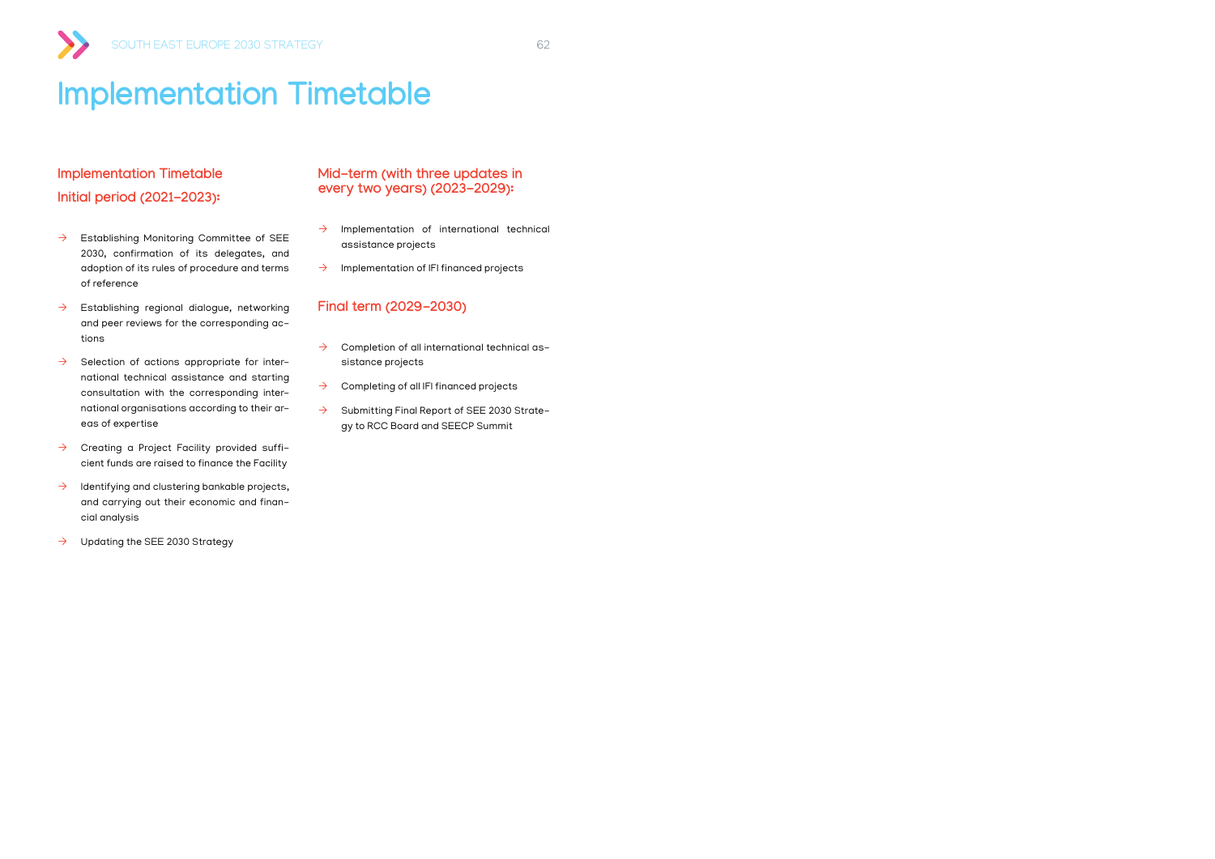# Implementation Timetable

## Implementation Timetable

## Initial period (2021–2023):

- Establishing Monitoring Committee of SEE 2030, confirmation of its delegates, and adoption of its rules of procedure and terms of reference
- Establishing regional dialogue, networking and peer reviews for the corresponding actions
- Selection of actions appropriate for international technical assistance and starting consultation with the corresponding international organisations according to their areas of expertise
- Creating a Project Facility provided sufficient funds are raised to finance the Facility
- Identifying and clustering bankable projects, and carrying out their economic and financial analysis
- Updating the SEE 2030 Strategy

## Mid-term (with three updates in every two years) (2023–2029):

- Implementation of international technical assistance projects
- Implementation of IFI financed projects

## Final term (2029–2030)

- Completion of all international technical assistance projects
- Completing of all IFI financed projects
- Submitting Final Report of SEE 2030 Strategy to RCC Board and SEECP Summit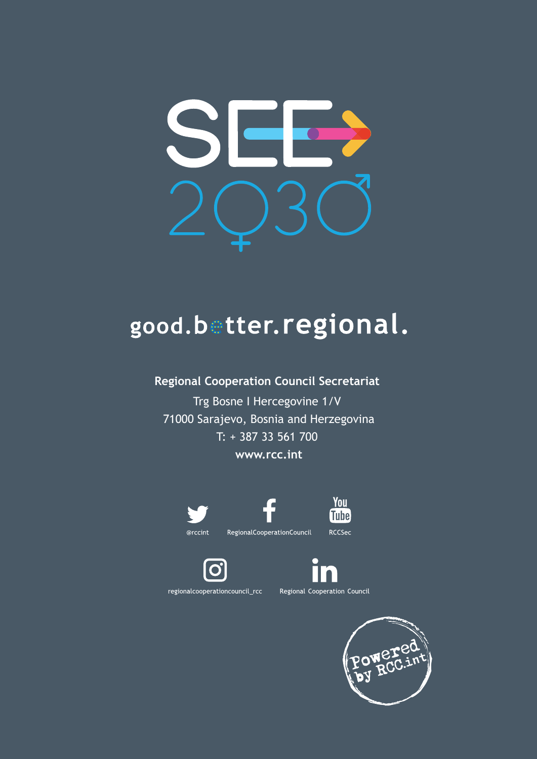SEE 2030

good.better.regional.

**Regional Cooperation Council Secretariat**

Trg Bosne I Hercegovine 1/V
71000 Sarajevo, Bosnia and Herzegovina
T: + 387 33 561 700
**www.rcc.int**

@rccint

RegionalCooperationCouncil

RCCSec

regionalcooperationcouncil_rcc

Regional Cooperation Council

Powered by RCC.int